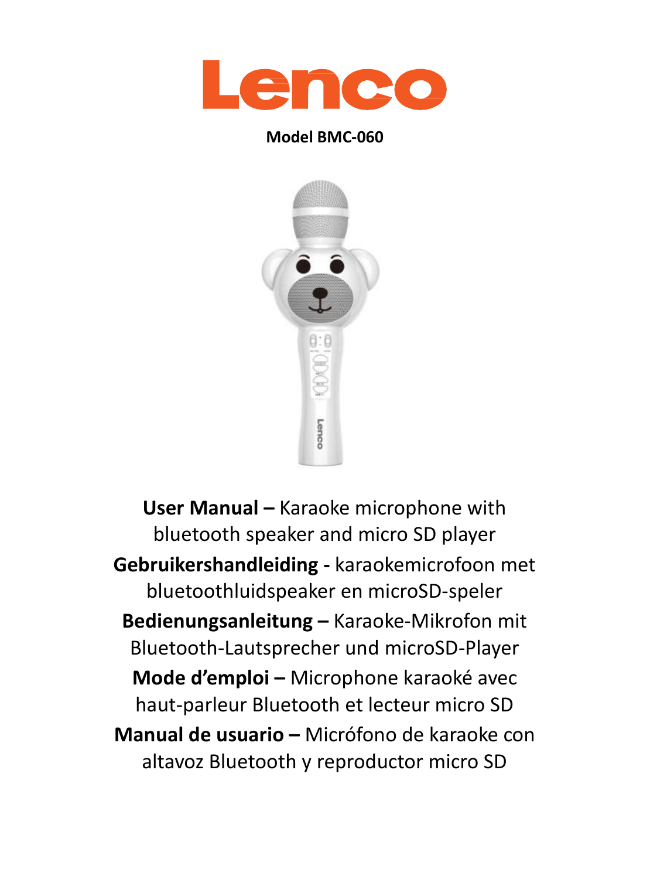# Lenco

**Model BMC-060**

**User Manual –** Karaoke microphone with bluetooth speaker and micro SD player

**Gebruikershandleiding -** karaokemicrofoon met bluetoothluidspeaker en microSD-speler

**Bedienungsanleitung –** Karaoke-Mikrofon mit Bluetooth-Lautsprecher und microSD-Player

**Mode d'emploi –** Microphone karaoké avec haut-parleur Bluetooth et lecteur micro SD

**Manual de usuario –** Micrófono de karaoke con altavoz Bluetooth y reproductor micro SD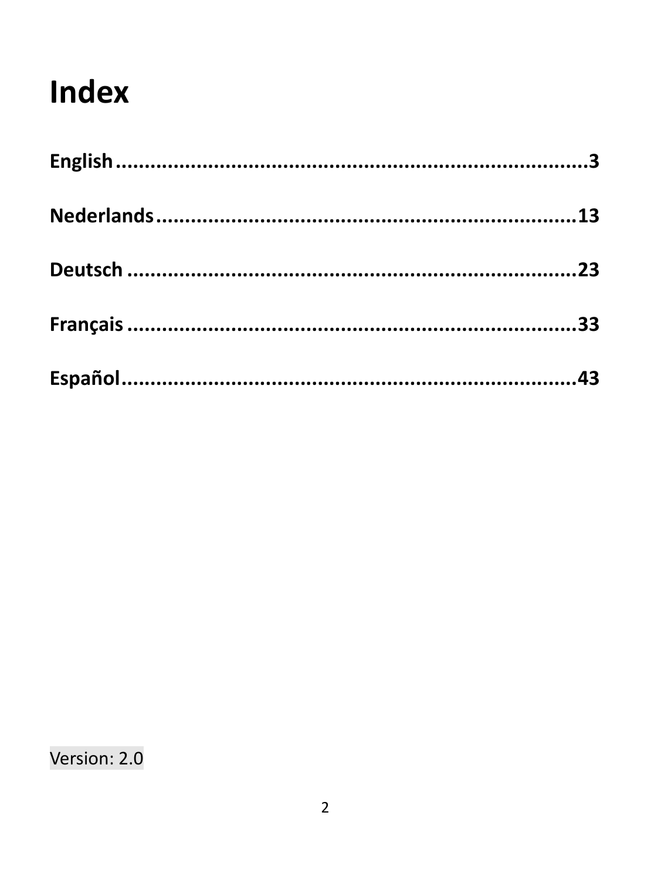# Index

**English ........................................................................3**

**Nederlands ....................................................................13**

**Deutsch ........................................................................23**

**Français ........................................................................33**

**Español .........................................................................43**

Version: 2.0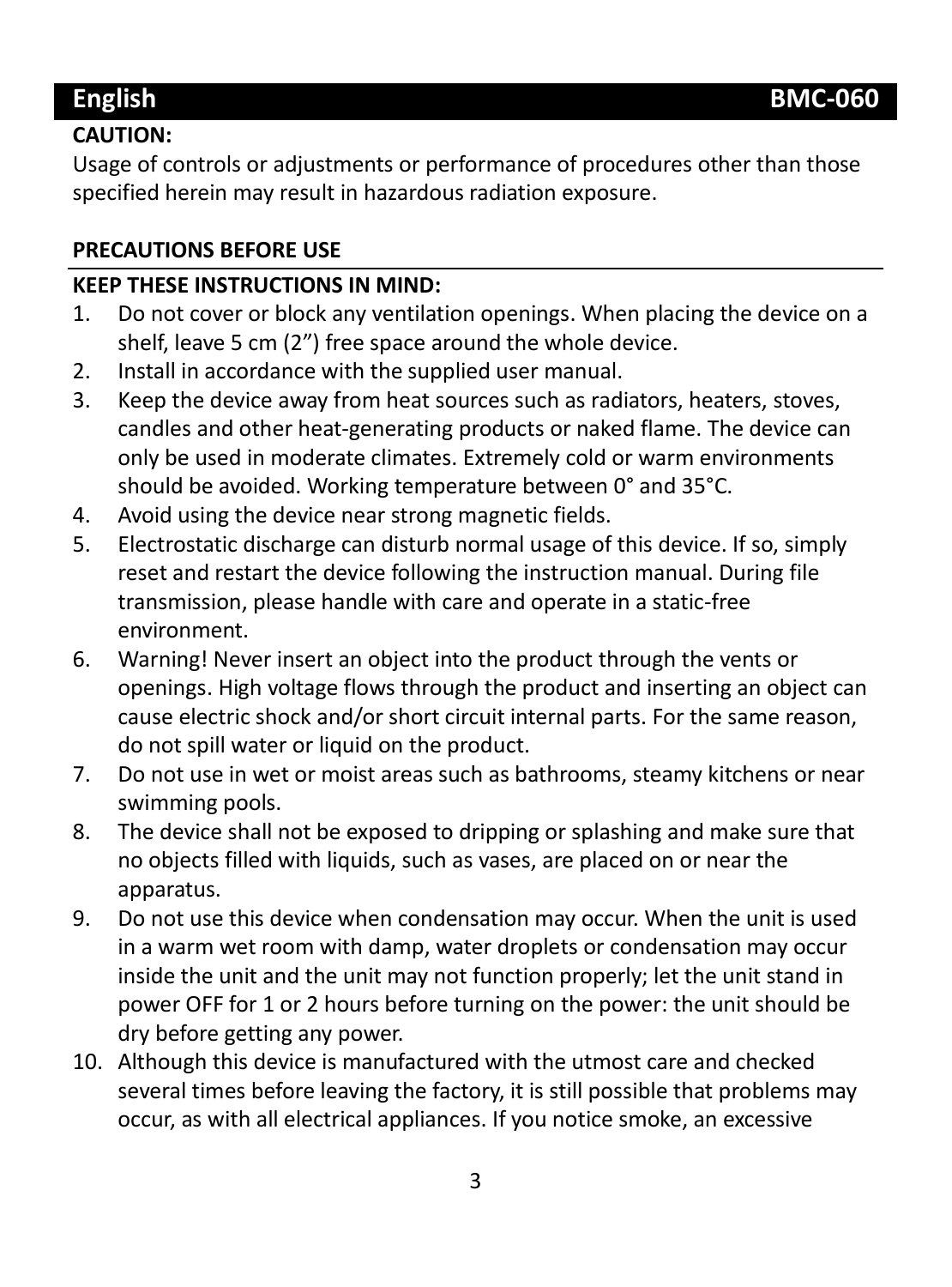## English BMC-060

**CAUTION:**

Usage of controls or adjustments or performance of procedures other than those specified herein may result in hazardous radiation exposure.

**PRECAUTIONS BEFORE USE**

**KEEP THESE INSTRUCTIONS IN MIND:**

1. Do not cover or block any ventilation openings. When placing the device on a shelf, leave 5 cm (2”) free space around the whole device.
2. Install in accordance with the supplied user manual.
3. Keep the device away from heat sources such as radiators, heaters, stoves, candles and other heat-generating products or naked flame. The device can only be used in moderate climates. Extremely cold or warm environments should be avoided. Working temperature between 0° and 35°C.
4. Avoid using the device near strong magnetic fields.
5. Electrostatic discharge can disturb normal usage of this device. If so, simply reset and restart the device following the instruction manual. During file transmission, please handle with care and operate in a static-free environment.
6. Warning! Never insert an object into the product through the vents or openings. High voltage flows through the product and inserting an object can cause electric shock and/or short circuit internal parts. For the same reason, do not spill water or liquid on the product.
7. Do not use in wet or moist areas such as bathrooms, steamy kitchens or near swimming pools.
8. The device shall not be exposed to dripping or splashing and make sure that no objects filled with liquids, such as vases, are placed on or near the apparatus.
9. Do not use this device when condensation may occur. When the unit is used in a warm wet room with damp, water droplets or condensation may occur inside the unit and the unit may not function properly; let the unit stand in power OFF for 1 or 2 hours before turning on the power: the unit should be dry before getting any power.
10. Although this device is manufactured with the utmost care and checked several times before leaving the factory, it is still possible that problems may occur, as with all electrical appliances. If you notice smoke, an excessive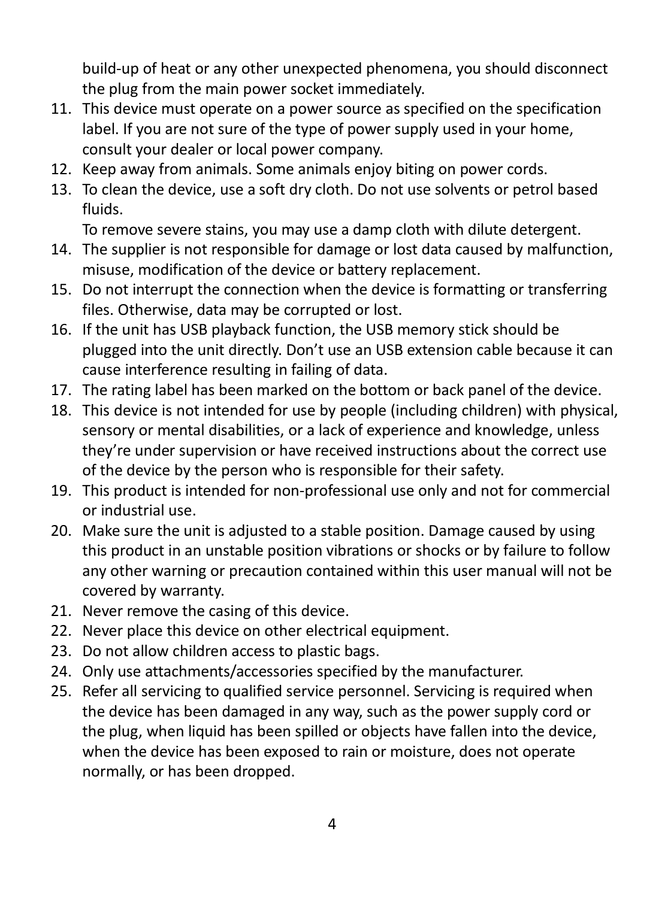build-up of heat or any other unexpected phenomena, you should disconnect the plug from the main power socket immediately.

11. This device must operate on a power source as specified on the specification label. If you are not sure of the type of power supply used in your home, consult your dealer or local power company.
12. Keep away from animals. Some animals enjoy biting on power cords.
13. To clean the device, use a soft dry cloth. Do not use solvents or petrol based fluids.
    To remove severe stains, you may use a damp cloth with dilute detergent.
14. The supplier is not responsible for damage or lost data caused by malfunction, misuse, modification of the device or battery replacement.
15. Do not interrupt the connection when the device is formatting or transferring files. Otherwise, data may be corrupted or lost.
16. If the unit has USB playback function, the USB memory stick should be plugged into the unit directly. Don’t use an USB extension cable because it can cause interference resulting in failing of data.
17. The rating label has been marked on the bottom or back panel of the device.
18. This device is not intended for use by people (including children) with physical, sensory or mental disabilities, or a lack of experience and knowledge, unless they’re under supervision or have received instructions about the correct use of the device by the person who is responsible for their safety.
19. This product is intended for non-professional use only and not for commercial or industrial use.
20. Make sure the unit is adjusted to a stable position. Damage caused by using this product in an unstable position vibrations or shocks or by failure to follow any other warning or precaution contained within this user manual will not be covered by warranty.
21. Never remove the casing of this device.
22. Never place this device on other electrical equipment.
23. Do not allow children access to plastic bags.
24. Only use attachments/accessories specified by the manufacturer.
25. Refer all servicing to qualified service personnel. Servicing is required when the device has been damaged in any way, such as the power supply cord or the plug, when liquid has been spilled or objects have fallen into the device, when the device has been exposed to rain or moisture, does not operate normally, or has been dropped.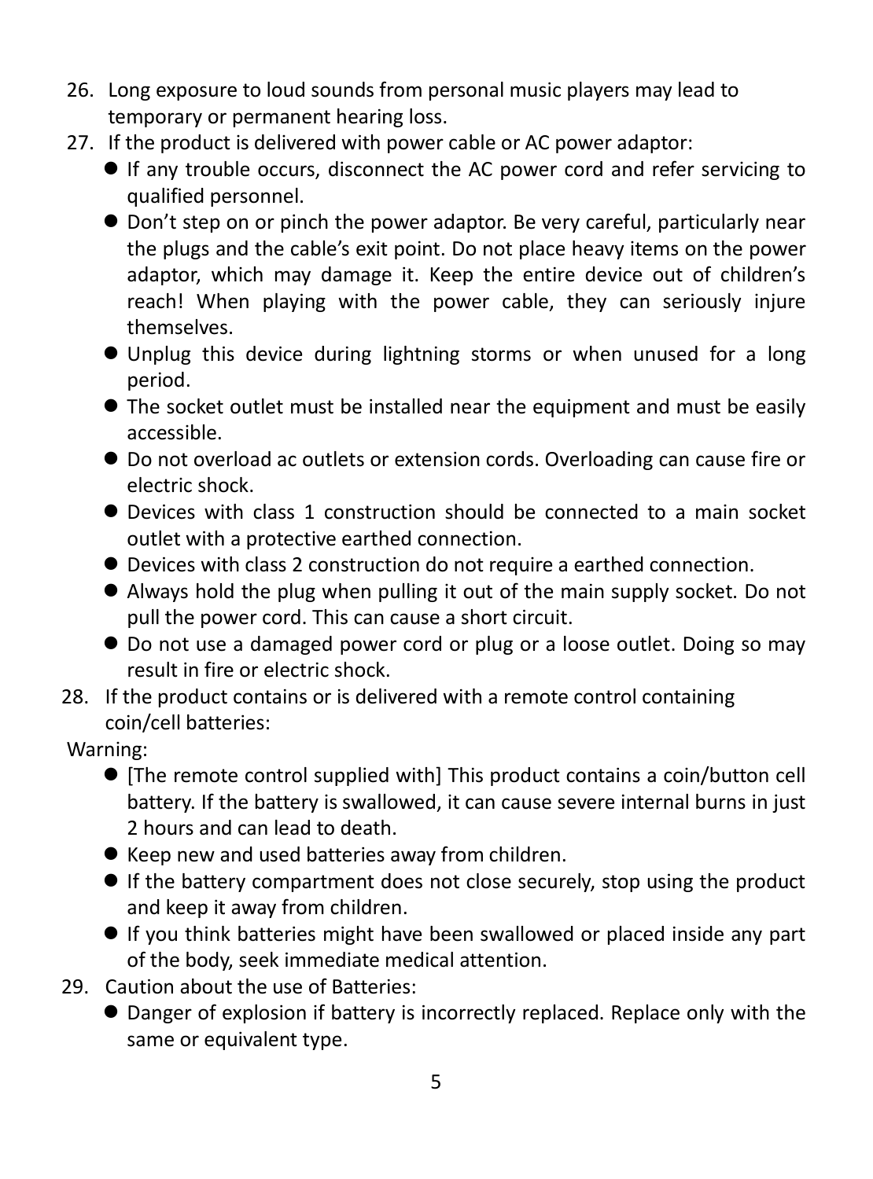26. Long exposure to loud sounds from personal music players may lead to temporary or permanent hearing loss.
27. If the product is delivered with power cable or AC power adaptor:
    - If any trouble occurs, disconnect the AC power cord and refer servicing to qualified personnel.
    - Don't step on or pinch the power adaptor. Be very careful, particularly near the plugs and the cable's exit point. Do not place heavy items on the power adaptor, which may damage it. Keep the entire device out of children's reach! When playing with the power cable, they can seriously injure themselves.
    - Unplug this device during lightning storms or when unused for a long period.
    - The socket outlet must be installed near the equipment and must be easily accessible.
    - Do not overload ac outlets or extension cords. Overloading can cause fire or electric shock.
    - Devices with class 1 construction should be connected to a main socket outlet with a protective earthed connection.
    - Devices with class 2 construction do not require a earthed connection.
    - Always hold the plug when pulling it out of the main supply socket. Do not pull the power cord. This can cause a short circuit.
    - Do not use a damaged power cord or plug or a loose outlet. Doing so may result in fire or electric shock.
28. If the product contains or is delivered with a remote control containing coin/cell batteries:

Warning:

- [The remote control supplied with] This product contains a coin/button cell battery. If the battery is swallowed, it can cause severe internal burns in just 2 hours and can lead to death.
- Keep new and used batteries away from children.
- If the battery compartment does not close securely, stop using the product and keep it away from children.
- If you think batteries might have been swallowed or placed inside any part of the body, seek immediate medical attention.

29. Caution about the use of Batteries:
    - Danger of explosion if battery is incorrectly replaced. Replace only with the same or equivalent type.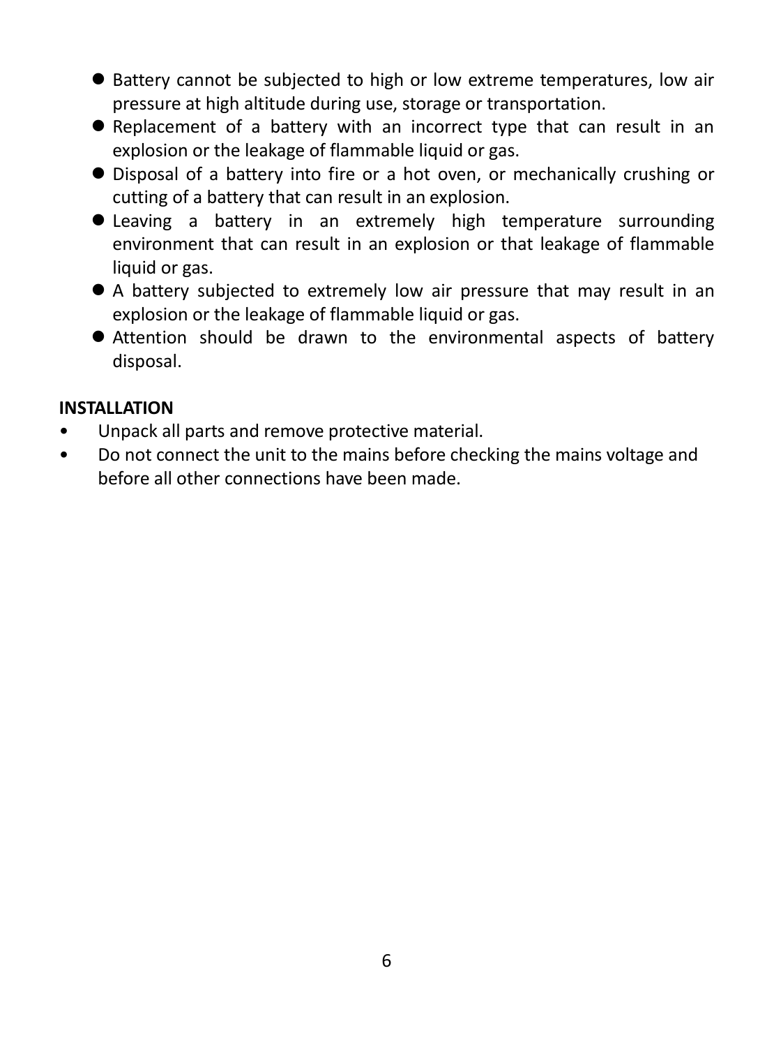- Battery cannot be subjected to high or low extreme temperatures, low air pressure at high altitude during use, storage or transportation.
- Replacement of a battery with an incorrect type that can result in an explosion or the leakage of flammable liquid or gas.
- Disposal of a battery into fire or a hot oven, or mechanically crushing or cutting of a battery that can result in an explosion.
- Leaving a battery in an extremely high temperature surrounding environment that can result in an explosion or that leakage of flammable liquid or gas.
- A battery subjected to extremely low air pressure that may result in an explosion or the leakage of flammable liquid or gas.
- Attention should be drawn to the environmental aspects of battery disposal.

**INSTALLATION**

- Unpack all parts and remove protective material.
- Do not connect the unit to the mains before checking the mains voltage and before all other connections have been made.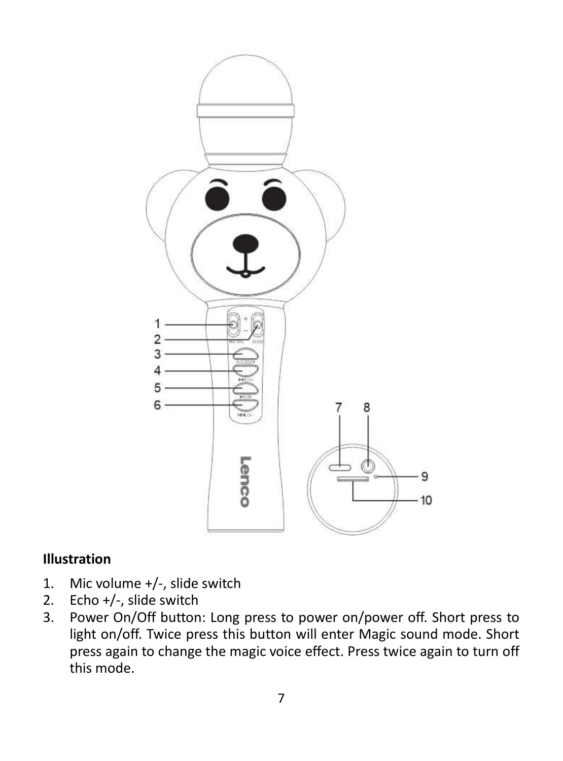**Illustration**

1. Mic volume +/-, slide switch
2. Echo +/-, slide switch
3. Power On/Off button: Long press to power on/power off. Short press to light on/off. Twice press this button will enter Magic sound mode. Short press again to change the magic voice effect. Press twice again to turn off this mode.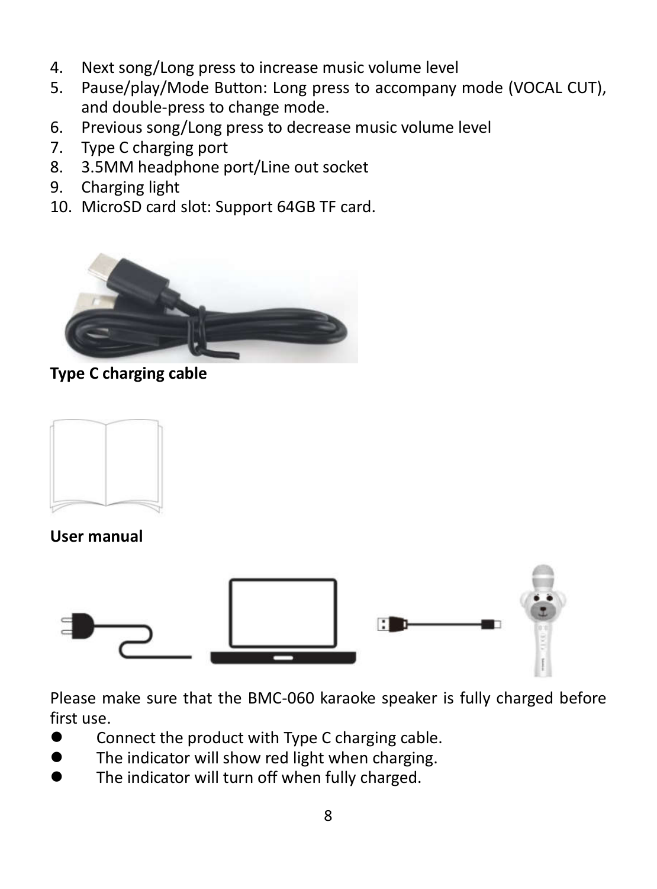4. Next song/Long press to increase music volume level
5. Pause/play/Mode Button: Long press to accompany mode (VOCAL CUT), and double-press to change mode.
6. Previous song/Long press to decrease music volume level
7. Type C charging port
8. 3.5MM headphone port/Line out socket
9. Charging light
10. MicroSD card slot: Support 64GB TF card.

**Type C charging cable**

**User manual**

Please make sure that the BMC-060 karaoke speaker is fully charged before first use.

- Connect the product with Type C charging cable.
- The indicator will show red light when charging.
- The indicator will turn off when fully charged.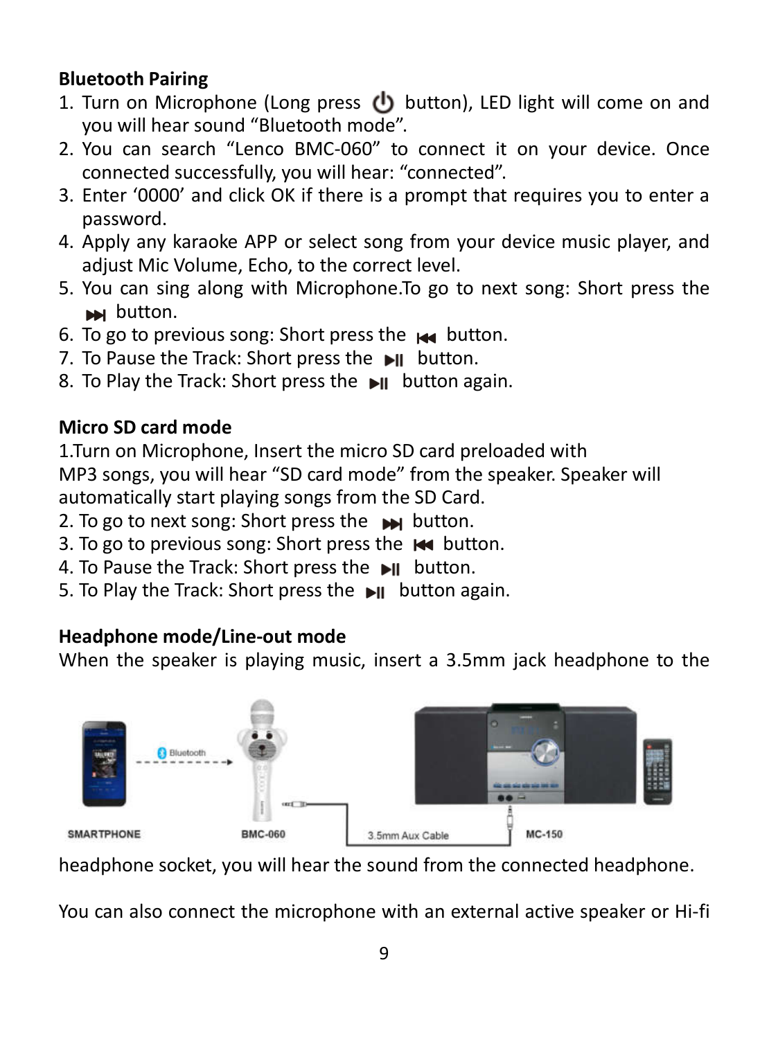**Bluetooth Pairing**

1. Turn on Microphone (Long press ⏻ button), LED light will come on and you will hear sound "Bluetooth mode".
2. You can search "Lenco BMC-060" to connect it on your device. Once connected successfully, you will hear: "connected".
3. Enter '0000' and click OK if there is a prompt that requires you to enter a password.
4. Apply any karaoke APP or select song from your device music player, and adjust Mic Volume, Echo, to the correct level.
5. You can sing along with Microphone.To go to next song: Short press the ⏭ button.
6. To go to previous song: Short press the ⏮ button.
7. To Pause the Track: Short press the ⏯ button.
8. To Play the Track: Short press the ⏯ button again.

**Micro SD card mode**

1.Turn on Microphone, Insert the micro SD card preloaded with MP3 songs, you will hear "SD card mode" from the speaker. Speaker will automatically start playing songs from the SD Card.
2. To go to next song: Short press the ⏭ button.
3. To go to previous song: Short press the ⏮ button.
4. To Pause the Track: Short press the ⏯ button.
5. To Play the Track: Short press the ⏯ button again.

**Headphone mode/Line-out mode**

When the speaker is playing music, insert a 3.5mm jack headphone to the headphone socket, you will hear the sound from the connected headphone.

You can also connect the microphone with an external active speaker or Hi-fi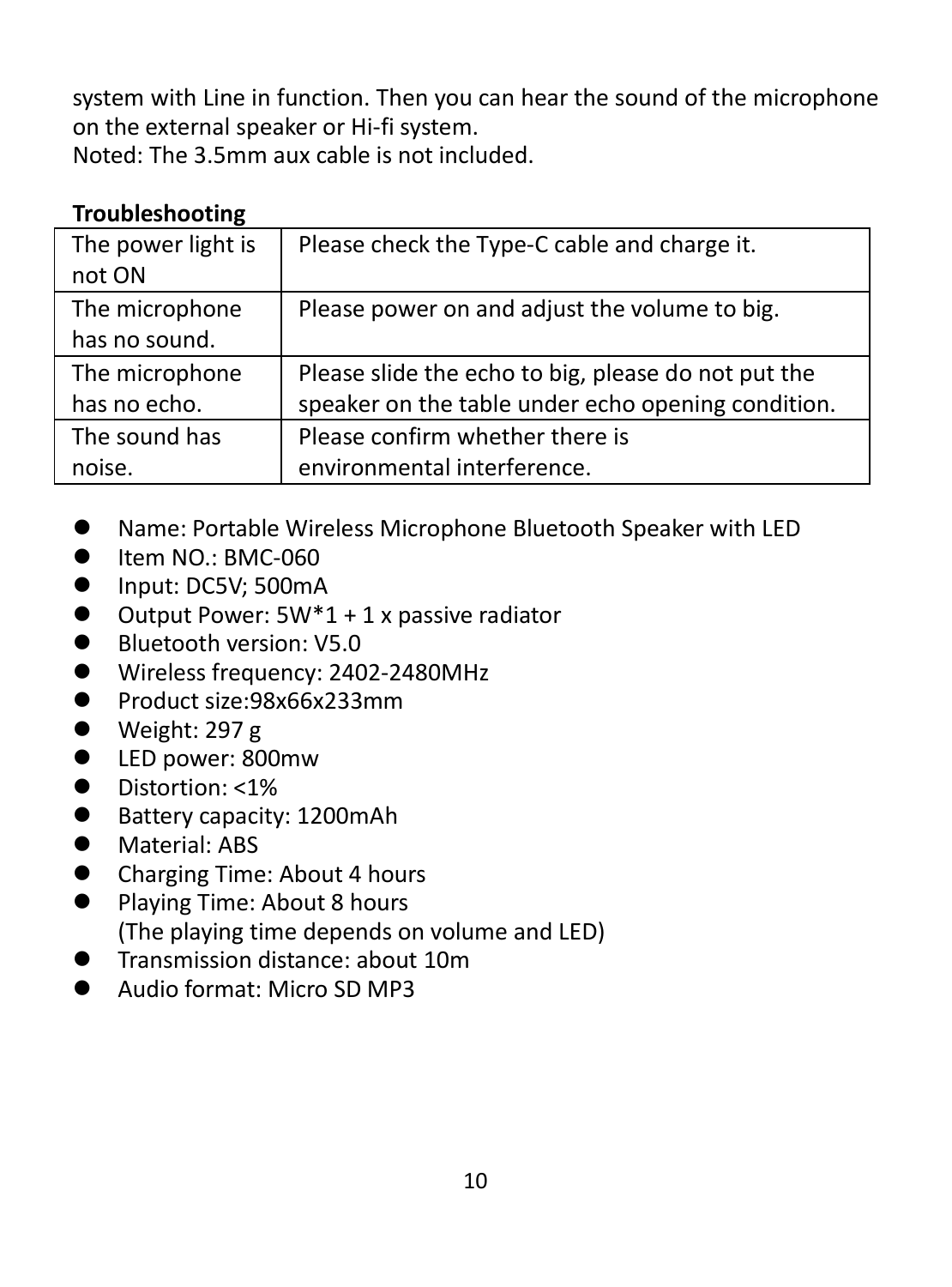system with Line in function. Then you can hear the sound of the microphone on the external speaker or Hi-fi system.
Noted: The 3.5mm aux cable is not included.

**Troubleshooting**

| | |
|---|---|
| The power light is not ON | Please check the Type-C cable and charge it. |
| The microphone has no sound. | Please power on and adjust the volume to big. |
| The microphone has no echo. | Please slide the echo to big, please do not put the speaker on the table under echo opening condition. |
| The sound has noise. | Please confirm whether there is environmental interference. |

- Name: Portable Wireless Microphone Bluetooth Speaker with LED
- Item NO.: BMC-060
- Input: DC5V; 500mA
- Output Power: 5W*1 + 1 x passive radiator
- Bluetooth version: V5.0
- Wireless frequency: 2402-2480MHz
- Product size:98x66x233mm
- Weight: 297 g
- LED power: 800mw
- Distortion: <1%
- Battery capacity: 1200mAh
- Material: ABS
- Charging Time: About 4 hours
- Playing Time: About 8 hours
  (The playing time depends on volume and LED)
- Transmission distance: about 10m
- Audio format: Micro SD MP3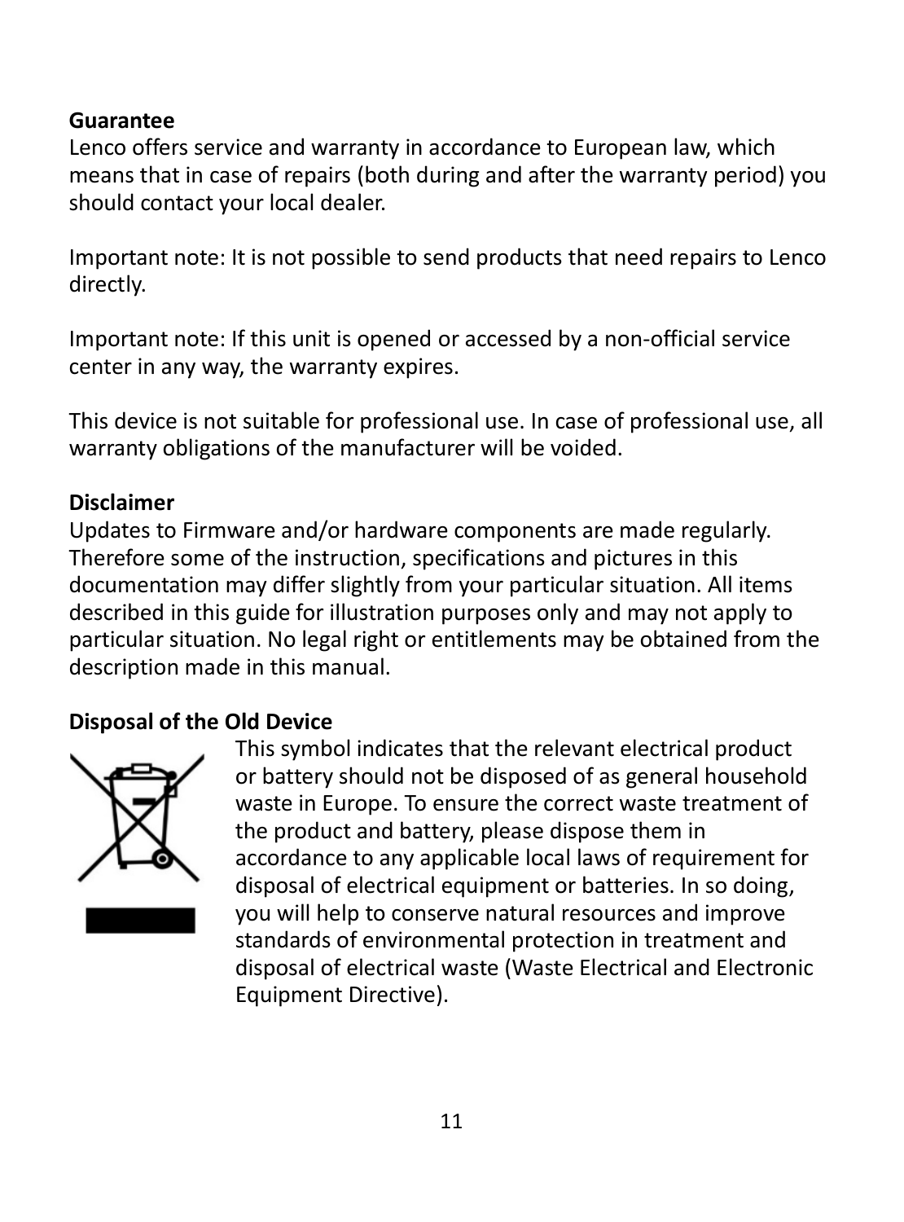**Guarantee**

Lenco offers service and warranty in accordance to European law, which means that in case of repairs (both during and after the warranty period) you should contact your local dealer.

Important note: It is not possible to send products that need repairs to Lenco directly.

Important note: If this unit is opened or accessed by a non-official service center in any way, the warranty expires.

This device is not suitable for professional use. In case of professional use, all warranty obligations of the manufacturer will be voided.

**Disclaimer**

Updates to Firmware and/or hardware components are made regularly. Therefore some of the instruction, specifications and pictures in this documentation may differ slightly from your particular situation. All items described in this guide for illustration purposes only and may not apply to particular situation. No legal right or entitlements may be obtained from the description made in this manual.

**Disposal of the Old Device**

This symbol indicates that the relevant electrical product or battery should not be disposed of as general household waste in Europe. To ensure the correct waste treatment of the product and battery, please dispose them in accordance to any applicable local laws of requirement for disposal of electrical equipment or batteries. In so doing, you will help to conserve natural resources and improve standards of environmental protection in treatment and disposal of electrical waste (Waste Electrical and Electronic Equipment Directive).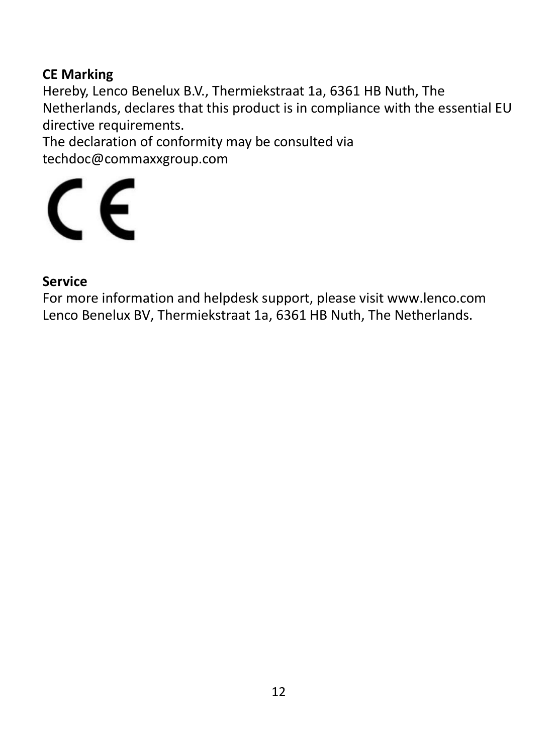**CE Marking**

Hereby, Lenco Benelux B.V., Thermiekstraat 1a, 6361 HB Nuth, The Netherlands, declares that this product is in compliance with the essential EU directive requirements.
The declaration of conformity may be consulted via techdoc@commaxxgroup.com

**Service**

For more information and helpdesk support, please visit www.lenco.com
Lenco Benelux BV, Thermiekstraat 1a, 6361 HB Nuth, The Netherlands.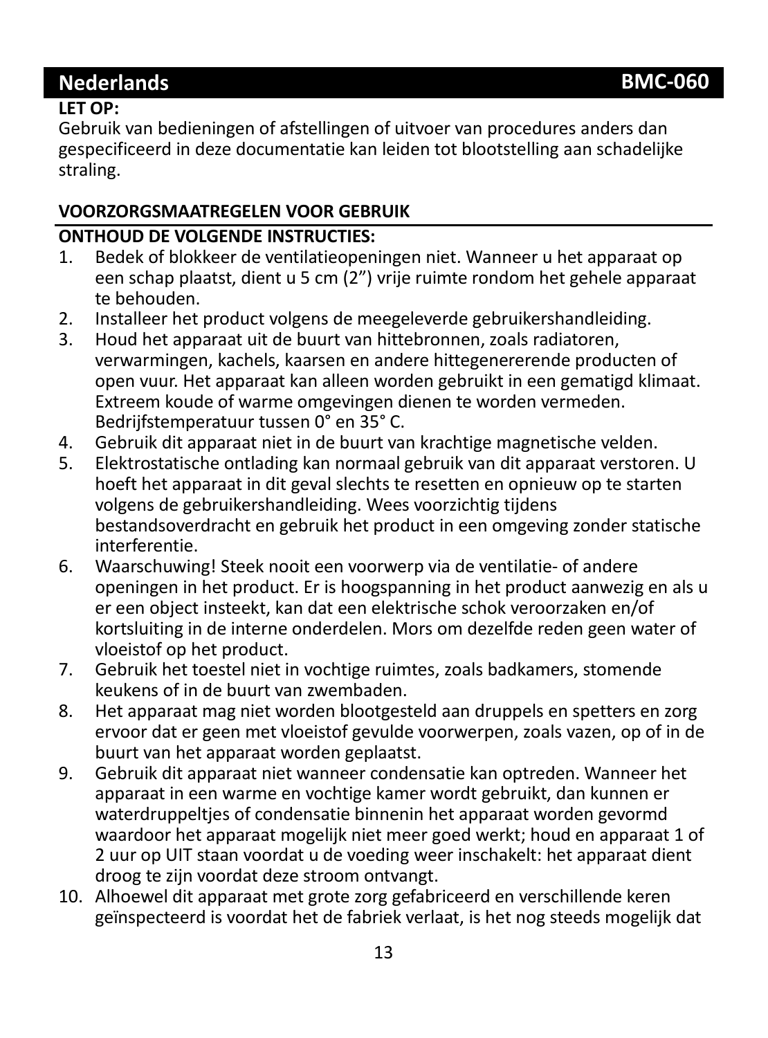## Nederlands BMC-060

**LET OP:**

Gebruik van bedieningen of afstellingen of uitvoer van procedures anders dan gespecificeerd in deze documentatie kan leiden tot blootstelling aan schadelijke straling.

**VOORZORGSMAATREGELEN VOOR GEBRUIK**

**ONTHOUD DE VOLGENDE INSTRUCTIES:**

1. Bedek of blokkeer de ventilatieopeningen niet. Wanneer u het apparaat op een schap plaatst, dient u 5 cm (2”) vrije ruimte rondom het gehele apparaat te behouden.
2. Installeer het product volgens de meegeleverde gebruikershandleiding.
3. Houd het apparaat uit de buurt van hittebronnen, zoals radiatoren, verwarmingen, kachels, kaarsen en andere hittegenererende producten of open vuur. Het apparaat kan alleen worden gebruikt in een gematigd klimaat. Extreem koude of warme omgevingen dienen te worden vermeden. Bedrijfstemperatuur tussen 0° en 35° C.
4. Gebruik dit apparaat niet in de buurt van krachtige magnetische velden.
5. Elektrostatische ontlading kan normaal gebruik van dit apparaat verstoren. U hoeft het apparaat in dit geval slechts te resetten en opnieuw op te starten volgens de gebruikershandleiding. Wees voorzichtig tijdens bestandsoverdracht en gebruik het product in een omgeving zonder statische interferentie.
6. Waarschuwing! Steek nooit een voorwerp via de ventilatie- of andere openingen in het product. Er is hoogspanning in het product aanwezig en als u er een object insteekt, kan dat een elektrische schok veroorzaken en/of kortsluiting in de interne onderdelen. Mors om dezelfde reden geen water of vloeistof op het product.
7. Gebruik het toestel niet in vochtige ruimtes, zoals badkamers, stomende keukens of in de buurt van zwembaden.
8. Het apparaat mag niet worden blootgesteld aan druppels en spetters en zorg ervoor dat er geen met vloeistof gevulde voorwerpen, zoals vazen, op of in de buurt van het apparaat worden geplaatst.
9. Gebruik dit apparaat niet wanneer condensatie kan optreden. Wanneer het apparaat in een warme en vochtige kamer wordt gebruikt, dan kunnen er waterdruppeltjes of condensatie binnenin het apparaat worden gevormd waardoor het apparaat mogelijk niet meer goed werkt; houd en apparaat 1 of 2 uur op UIT staan voordat u de voeding weer inschakelt: het apparaat dient droog te zijn voordat deze stroom ontvangt.
10. Alhoewel dit apparaat met grote zorg gefabriceerd en verschillende keren geïnspecteerd is voordat het de fabriek verlaat, is het nog steeds mogelijk dat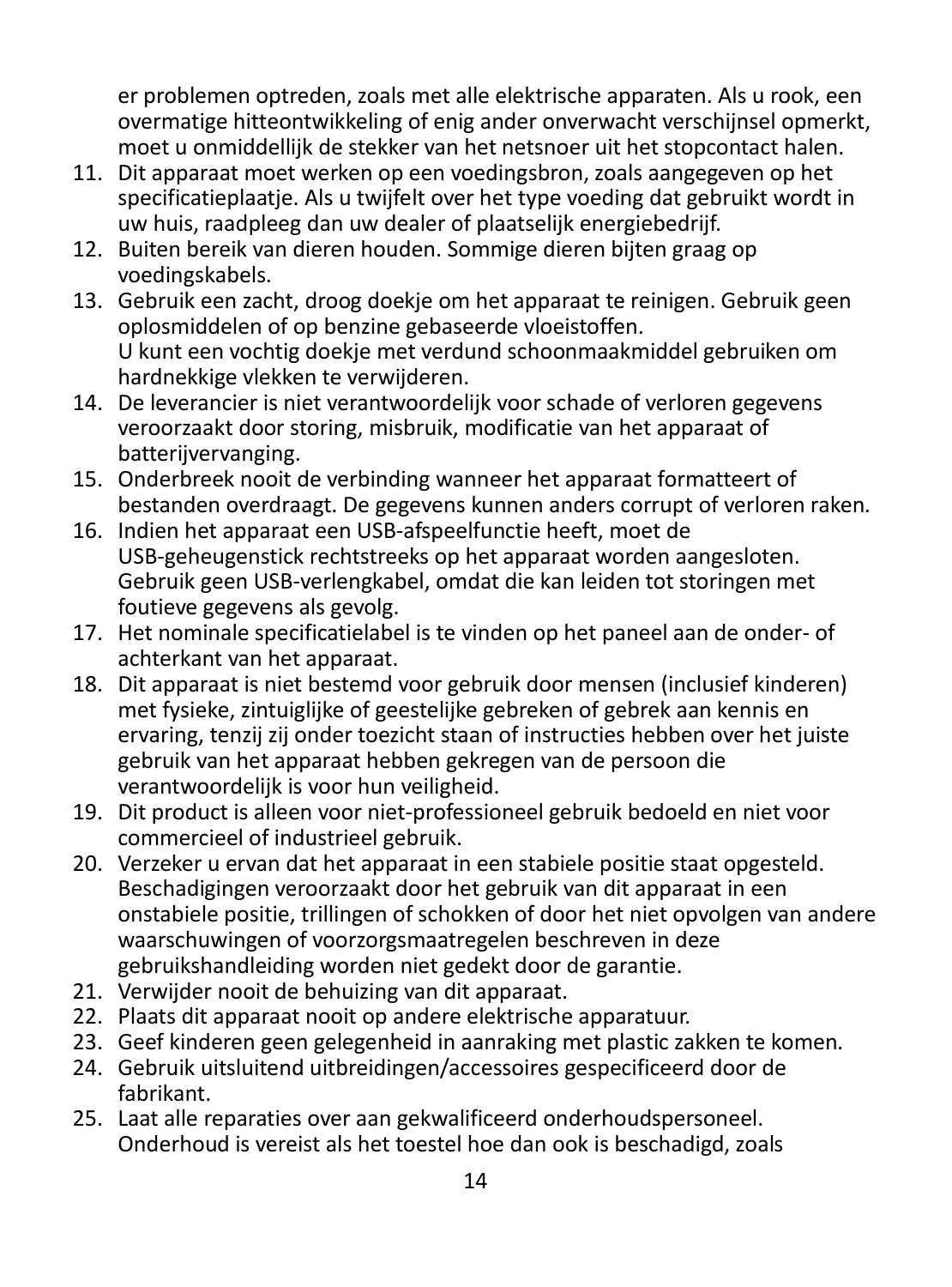er problemen optreden, zoals met alle elektrische apparaten. Als u rook, een overmatige hitteontwikkeling of enig ander onverwacht verschijnsel opmerkt, moet u onmiddellijk de stekker van het netsnoer uit het stopcontact halen.

11. Dit apparaat moet werken op een voedingsbron, zoals aangegeven op het specificatieplaatje. Als u twijfelt over het type voeding dat gebruikt wordt in uw huis, raadpleeg dan uw dealer of plaatselijk energiebedrijf.
12. Buiten bereik van dieren houden. Sommige dieren bijten graag op voedingskabels.
13. Gebruik een zacht, droog doekje om het apparaat te reinigen. Gebruik geen oplosmiddelen of op benzine gebaseerde vloeistoffen.
    U kunt een vochtig doekje met verdund schoonmaakmiddel gebruiken om hardnekkige vlekken te verwijderen.
14. De leverancier is niet verantwoordelijk voor schade of verloren gegevens veroorzaakt door storing, misbruik, modificatie van het apparaat of batterijvervanging.
15. Onderbreek nooit de verbinding wanneer het apparaat formatteert of bestanden overdraagt. De gegevens kunnen anders corrupt of verloren raken.
16. Indien het apparaat een USB-afspeelfunctie heeft, moet de USB-geheugenstick rechtstreeks op het apparaat worden aangesloten. Gebruik geen USB-verlengkabel, omdat die kan leiden tot storingen met foutieve gegevens als gevolg.
17. Het nominale specificatielabel is te vinden op het paneel aan de onder- of achterkant van het apparaat.
18. Dit apparaat is niet bestemd voor gebruik door mensen (inclusief kinderen) met fysieke, zintuiglijke of geestelijke gebreken of gebrek aan kennis en ervaring, tenzij zij onder toezicht staan of instructies hebben over het juiste gebruik van het apparaat hebben gekregen van de persoon die verantwoordelijk is voor hun veiligheid.
19. Dit product is alleen voor niet-professioneel gebruik bedoeld en niet voor commercieel of industrieel gebruik.
20. Verzeker u ervan dat het apparaat in een stabiele positie staat opgesteld. Beschadigingen veroorzaakt door het gebruik van dit apparaat in een onstabiele positie, trillingen of schokken of door het niet opvolgen van andere waarschuwingen of voorzorgsmaatregelen beschreven in deze gebruikshandleiding worden niet gedekt door de garantie.
21. Verwijder nooit de behuizing van dit apparaat.
22. Plaats dit apparaat nooit op andere elektrische apparatuur.
23. Geef kinderen geen gelegenheid in aanraking met plastic zakken te komen.
24. Gebruik uitsluitend uitbreidingen/accessoires gespecificeerd door de fabrikant.
25. Laat alle reparaties over aan gekwalificeerd onderhoudspersoneel. Onderhoud is vereist als het toestel hoe dan ook is beschadigd, zoals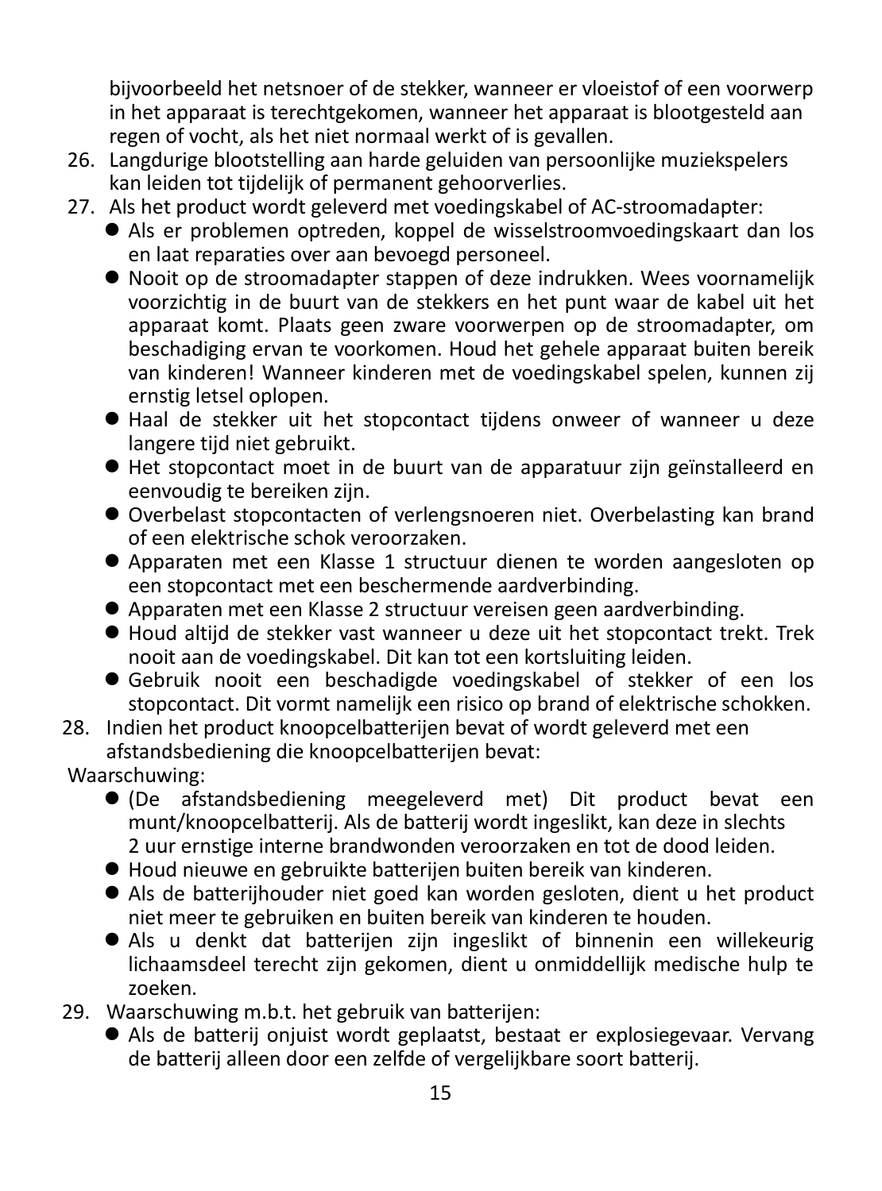bijvoorbeeld het netsnoer of de stekker, wanneer er vloeistof of een voorwerp in het apparaat is terechtgekomen, wanneer het apparaat is blootgesteld aan regen of vocht, als het niet normaal werkt of is gevallen.

26. Langdurige blootstelling aan harde geluiden van persoonlijke muziekspelers kan leiden tot tijdelijk of permanent gehoorverlies.
27. Als het product wordt geleverd met voedingskabel of AC-stroomadapter:
    - Als er problemen optreden, koppel de wisselstroomvoedingskaart dan los en laat reparaties over aan bevoegd personeel.
    - Nooit op de stroomadapter stappen of deze indrukken. Wees voornamelijk voorzichtig in de buurt van de stekkers en het punt waar de kabel uit het apparaat komt. Plaats geen zware voorwerpen op de stroomadapter, om beschadiging ervan te voorkomen. Houd het gehele apparaat buiten bereik van kinderen! Wanneer kinderen met de voedingskabel spelen, kunnen zij ernstig letsel oplopen.
    - Haal de stekker uit het stopcontact tijdens onweer of wanneer u deze langere tijd niet gebruikt.
    - Het stopcontact moet in de buurt van de apparatuur zijn geïnstalleerd en eenvoudig te bereiken zijn.
    - Overbelast stopcontacten of verlengsnoeren niet. Overbelasting kan brand of een elektrische schok veroorzaken.
    - Apparaten met een Klasse 1 structuur dienen te worden aangesloten op een stopcontact met een beschermende aardverbinding.
    - Apparaten met een Klasse 2 structuur vereisen geen aardverbinding.
    - Houd altijd de stekker vast wanneer u deze uit het stopcontact trekt. Trek nooit aan de voedingskabel. Dit kan tot een kortsluiting leiden.
    - Gebruik nooit een beschadigde voedingskabel of stekker of een los stopcontact. Dit vormt namelijk een risico op brand of elektrische schokken.
28. Indien het product knoopcelbatterijen bevat of wordt geleverd met een afstandsbediening die knoopcelbatterijen bevat:

Waarschuwing:

- (De afstandsbediening meegeleverd met) Dit product bevat een munt/knoopcelbatterij. Als de batterij wordt ingeslikt, kan deze in slechts 2 uur ernstige interne brandwonden veroorzaken en tot de dood leiden.
- Houd nieuwe en gebruikte batterijen buiten bereik van kinderen.
- Als de batterijhouder niet goed kan worden gesloten, dient u het product niet meer te gebruiken en buiten bereik van kinderen te houden.
- Als u denkt dat batterijen zijn ingeslikt of binnenin een willekeurig lichaamsdeel terecht zijn gekomen, dient u onmiddellijk medische hulp te zoeken.

29. Waarschuwing m.b.t. het gebruik van batterijen:
    - Als de batterij onjuist wordt geplaatst, bestaat er explosiegevaar. Vervang de batterij alleen door een zelfde of vergelijkbare soort batterij.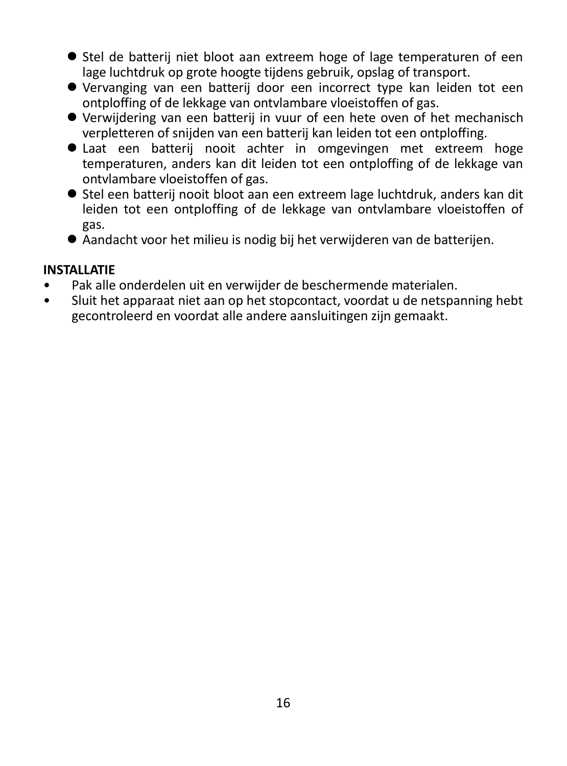- Stel de batterij niet bloot aan extreem hoge of lage temperaturen of een lage luchtdruk op grote hoogte tijdens gebruik, opslag of transport.
- Vervanging van een batterij door een incorrect type kan leiden tot een ontploffing of de lekkage van ontvlambare vloeistoffen of gas.
- Verwijdering van een batterij in vuur of een hete oven of het mechanisch verpletteren of snijden van een batterij kan leiden tot een ontploffing.
- Laat een batterij nooit achter in omgevingen met extreem hoge temperaturen, anders kan dit leiden tot een ontploffing of de lekkage van ontvlambare vloeistoffen of gas.
- Stel een batterij nooit bloot aan een extreem lage luchtdruk, anders kan dit leiden tot een ontploffing of de lekkage van ontvlambare vloeistoffen of gas.
- Aandacht voor het milieu is nodig bij het verwijderen van de batterijen.

**INSTALLATIE**

- Pak alle onderdelen uit en verwijder de beschermende materialen.
- Sluit het apparaat niet aan op het stopcontact, voordat u de netspanning hebt gecontroleerd en voordat alle andere aansluitingen zijn gemaakt.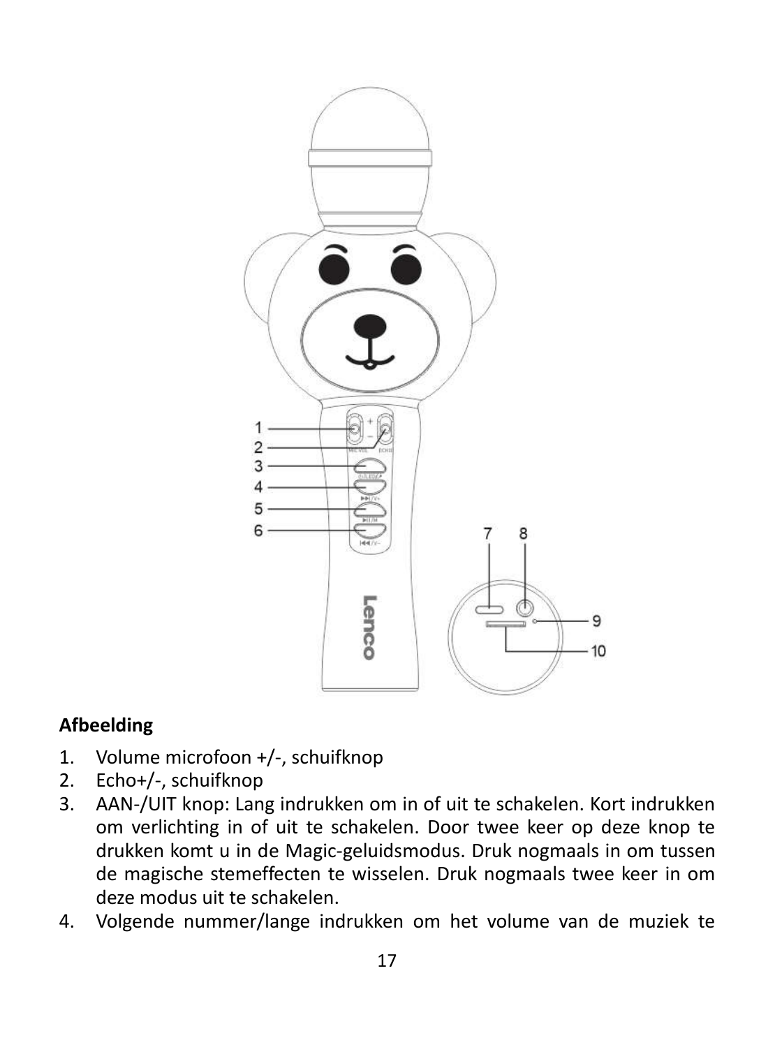**Afbeelding**

1. Volume microfoon +/-, schuifknop
2. Echo+/-, schuifknop
3. AAN-/UIT knop: Lang indrukken om in of uit te schakelen. Kort indrukken om verlichting in of uit te schakelen. Door twee keer op deze knop te drukken komt u in de Magic-geluidsmodus. Druk nogmaals in om tussen de magische stemeffecten te wisselen. Druk nogmaals twee keer in om deze modus uit te schakelen.
4. Volgende nummer/lange indrukken om het volume van de muziek te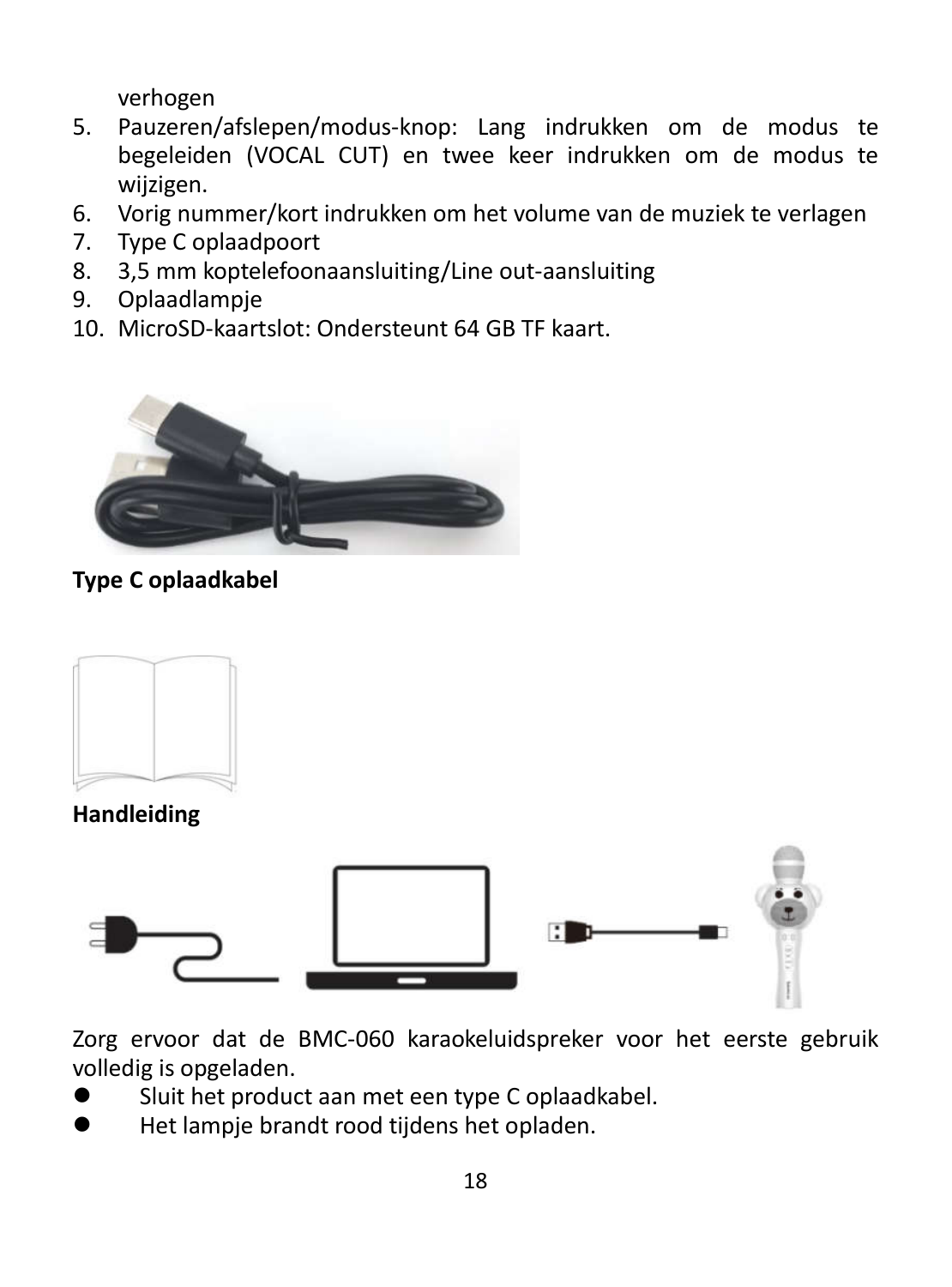verhogen

5. Pauzeren/afslepen/modus-knop: Lang indrukken om de modus te begeleiden (VOCAL CUT) en twee keer indrukken om de modus te wijzigen.
6. Vorig nummer/kort indrukken om het volume van de muziek te verlagen
7. Type C oplaadpoort
8. 3,5 mm koptelefoonaansluiting/Line out-aansluiting
9. Oplaadlampje
10. MicroSD-kaartslot: Ondersteunt 64 GB TF kaart.

**Type C oplaadkabel**

**Handleiding**

Zorg ervoor dat de BMC-060 karaokeluidspreker voor het eerste gebruik volledig is opgeladen.

- Sluit het product aan met een type C oplaadkabel.
- Het lampje brandt rood tijdens het opladen.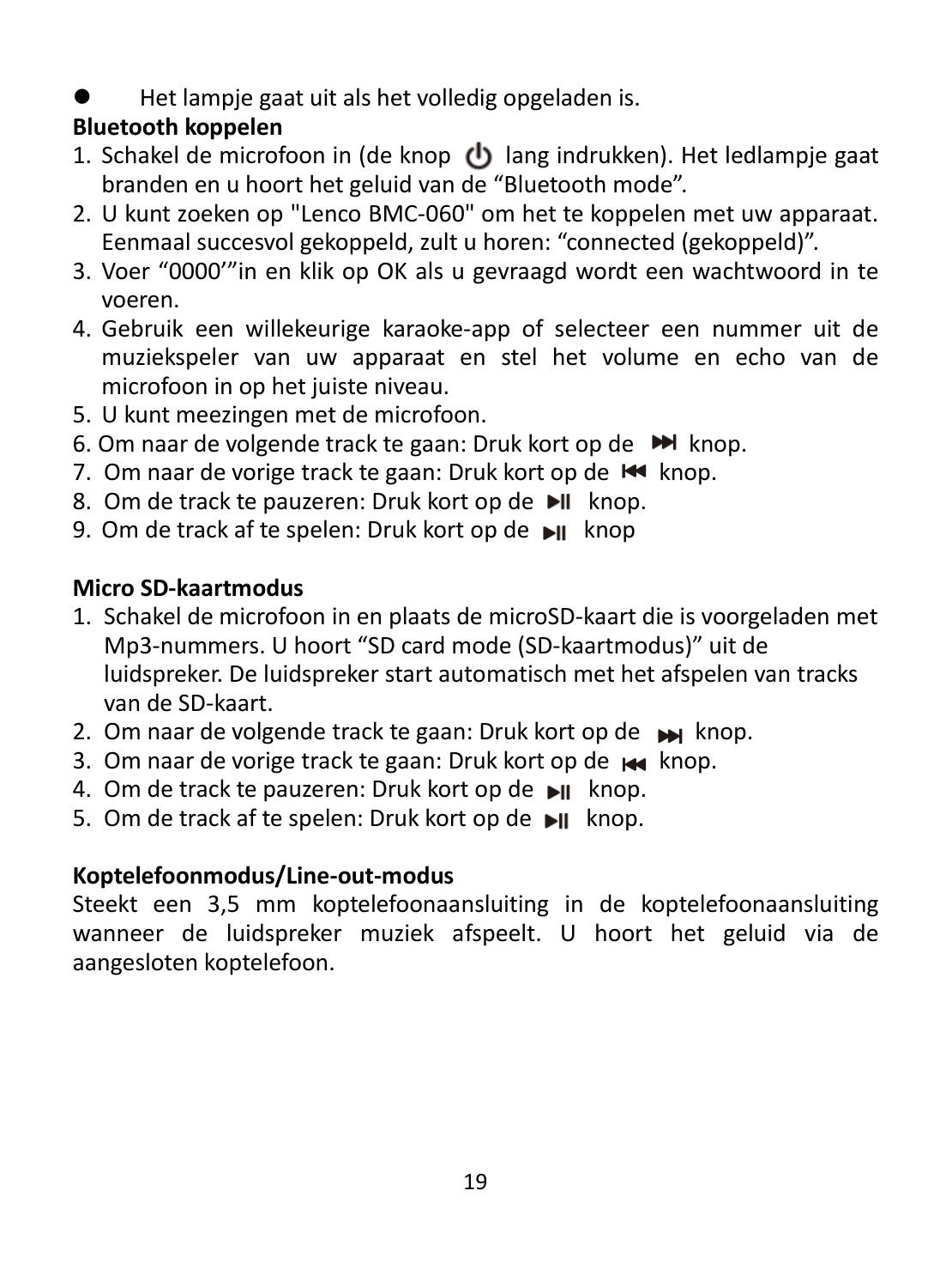- Het lampje gaat uit als het volledig opgeladen is.

**Bluetooth koppelen**

1. Schakel de microfoon in (de knop ⏻ lang indrukken). Het ledlampje gaat branden en u hoort het geluid van de “Bluetooth mode”.
2. U kunt zoeken op "Lenco BMC-060" om het te koppelen met uw apparaat. Eenmaal succesvol gekoppeld, zult u horen: “connected (gekoppeld)”.
3. Voer “0000’”in en klik op OK als u gevraagd wordt een wachtwoord in te voeren.
4. Gebruik een willekeurige karaoke-app of selecteer een nummer uit de muziekspeler van uw apparaat en stel het volume en echo van de microfoon in op het juiste niveau.
5. U kunt meezingen met de microfoon.
6. Om naar de volgende track te gaan: Druk kort op de ⏭ knop.
7. Om naar de vorige track te gaan: Druk kort op de ⏮ knop.
8. Om de track te pauzeren: Druk kort op de ⏯ knop.
9. Om de track af te spelen: Druk kort op de ⏯ knop

**Micro SD-kaartmodus**

1. Schakel de microfoon in en plaats de microSD-kaart die is voorgeladen met Mp3-nummers. U hoort “SD card mode (SD-kaartmodus)” uit de luidspreker. De luidspreker start automatisch met het afspelen van tracks van de SD-kaart.
2. Om naar de volgende track te gaan: Druk kort op de ⏭ knop.
3. Om naar de vorige track te gaan: Druk kort op de ⏮ knop.
4. Om de track te pauzeren: Druk kort op de ⏯ knop.
5. Om de track af te spelen: Druk kort op de ⏯ knop.

**Koptelefoonmodus/Line-out-modus**

Steekt een 3,5 mm koptelefoonaansluiting in de koptelefoonaansluiting wanneer de luidspreker muziek afspeelt. U hoort het geluid via de aangesloten koptelefoon.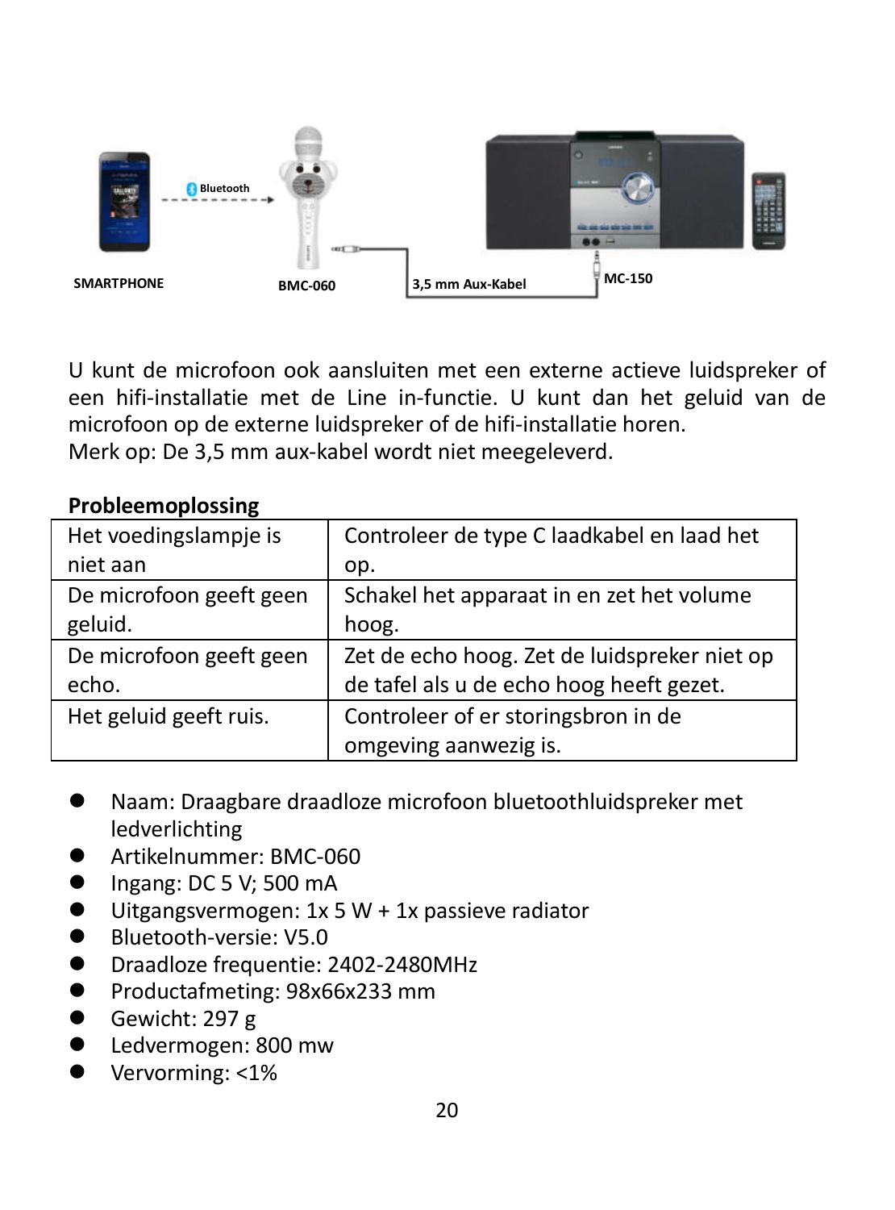U kunt de microfoon ook aansluiten met een externe actieve luidspreker of een hifi-installatie met de Line in-functie. U kunt dan het geluid van de microfoon op de externe luidspreker of de hifi-installatie horen.
Merk op: De 3,5 mm aux-kabel wordt niet meegeleverd.

**Probleemoplossing**

| Het voedingslampje is niet aan | Controleer de type C laadkabel en laad het op. |
|---|---|
| De microfoon geeft geen geluid. | Schakel het apparaat in en zet het volume hoog. |
| De microfoon geeft geen echo. | Zet de echo hoog. Zet de luidspreker niet op de tafel als u de echo hoog heeft gezet. |
| Het geluid geeft ruis. | Controleer of er storingsbron in de omgeving aanwezig is. |

- Naam: Draagbare draadloze microfoon bluetoothluidspreker met ledverlichting
- Artikelnummer: BMC-060
- Ingang: DC 5 V; 500 mA
- Uitgangsvermogen: 1x 5 W + 1x passieve radiator
- Bluetooth-versie: V5.0
- Draadloze frequentie: 2402-2480MHz
- Productafmeting: 98x66x233 mm
- Gewicht: 297 g
- Ledvermogen: 800 mw
- Vervorming: <1%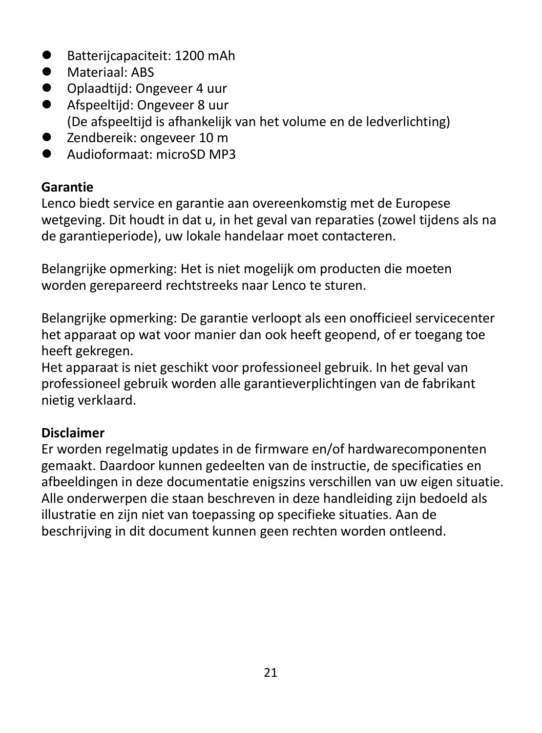- Batterijcapaciteit: 1200 mAh
- Materiaal: ABS
- Oplaadtijd: Ongeveer 4 uur
- Afspeeltijd: Ongeveer 8 uur
  (De afspeeltijd is afhankelijk van het volume en de ledverlichting)
- Zendbereik: ongeveer 10 m
- Audioformaat: microSD MP3

**Garantie**

Lenco biedt service en garantie aan overeenkomstig met de Europese wetgeving. Dit houdt in dat u, in het geval van reparaties (zowel tijdens als na de garantieperiode), uw lokale handelaar moet contacteren.

Belangrijke opmerking: Het is niet mogelijk om producten die moeten worden gerepareerd rechtstreeks naar Lenco te sturen.

Belangrijke opmerking: De garantie verloopt als een onofficieel servicecenter het apparaat op wat voor manier dan ook heeft geopend, of er toegang toe heeft gekregen.
Het apparaat is niet geschikt voor professioneel gebruik. In het geval van professioneel gebruik worden alle garantieverplichtingen van de fabrikant nietig verklaard.

**Disclaimer**

Er worden regelmatig updates in de firmware en/of hardwarecomponenten gemaakt. Daardoor kunnen gedeelten van de instructie, de specificaties en afbeeldingen in deze documentatie enigszins verschillen van uw eigen situatie. Alle onderwerpen die staan beschreven in deze handleiding zijn bedoeld als illustratie en zijn niet van toepassing op specifieke situaties. Aan de beschrijving in dit document kunnen geen rechten worden ontleend.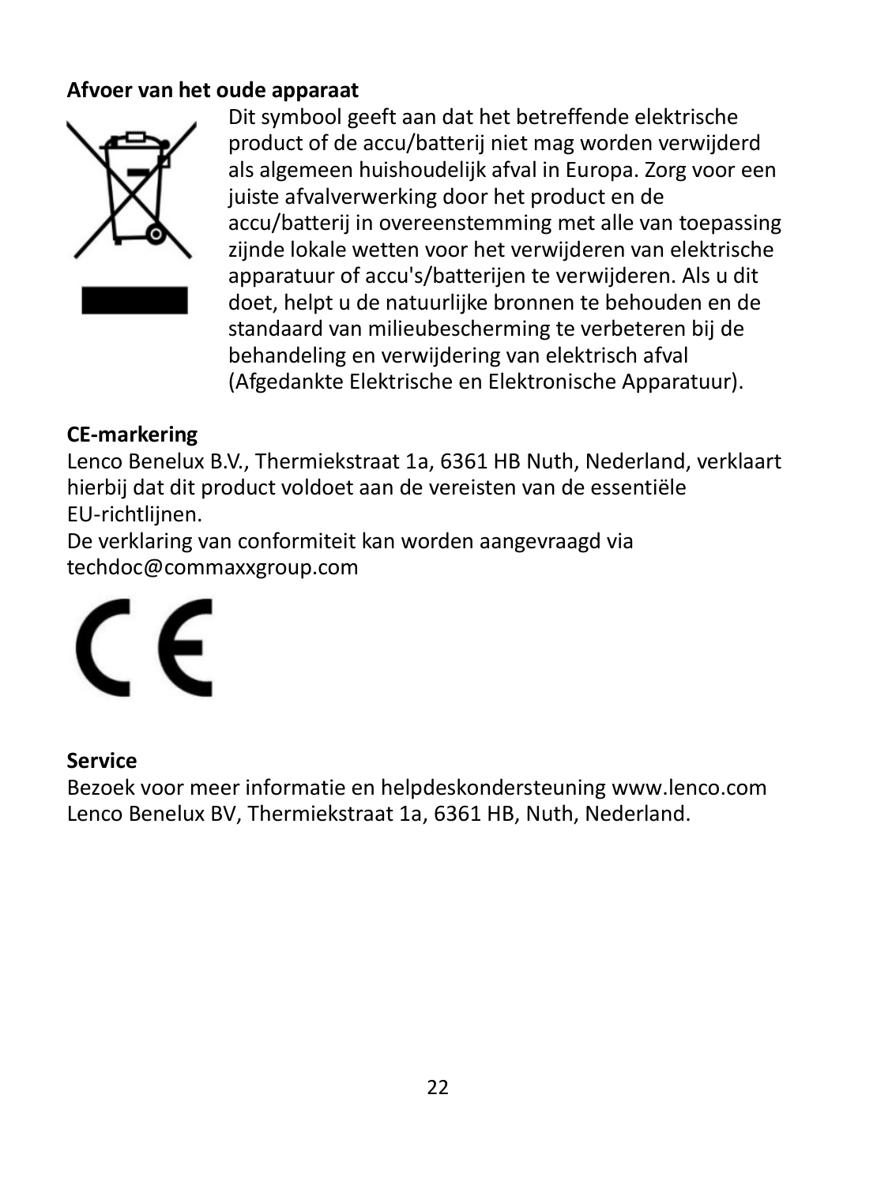**Afvoer van het oude apparaat**

Dit symbool geeft aan dat het betreffende elektrische product of de accu/batterij niet mag worden verwijderd als algemeen huishoudelijk afval in Europa. Zorg voor een juiste afvalverwerking door het product en de accu/batterij in overeenstemming met alle van toepassing zijnde lokale wetten voor het verwijderen van elektrische apparatuur of accu's/batterijen te verwijderen. Als u dit doet, helpt u de natuurlijke bronnen te behouden en de standaard van milieubescherming te verbeteren bij de behandeling en verwijdering van elektrisch afval (Afgedankte Elektrische en Elektronische Apparatuur).

**CE-markering**

Lenco Benelux B.V., Thermiekstraat 1a, 6361 HB Nuth, Nederland, verklaart hierbij dat dit product voldoet aan de vereisten van de essentiële EU-richtlijnen.
De verklaring van conformiteit kan worden aangevraagd via techdoc@commaxxgroup.com

**Service**

Bezoek voor meer informatie en helpdeskondersteuning www.lenco.com
Lenco Benelux BV, Thermiekstraat 1a, 6361 HB, Nuth, Nederland.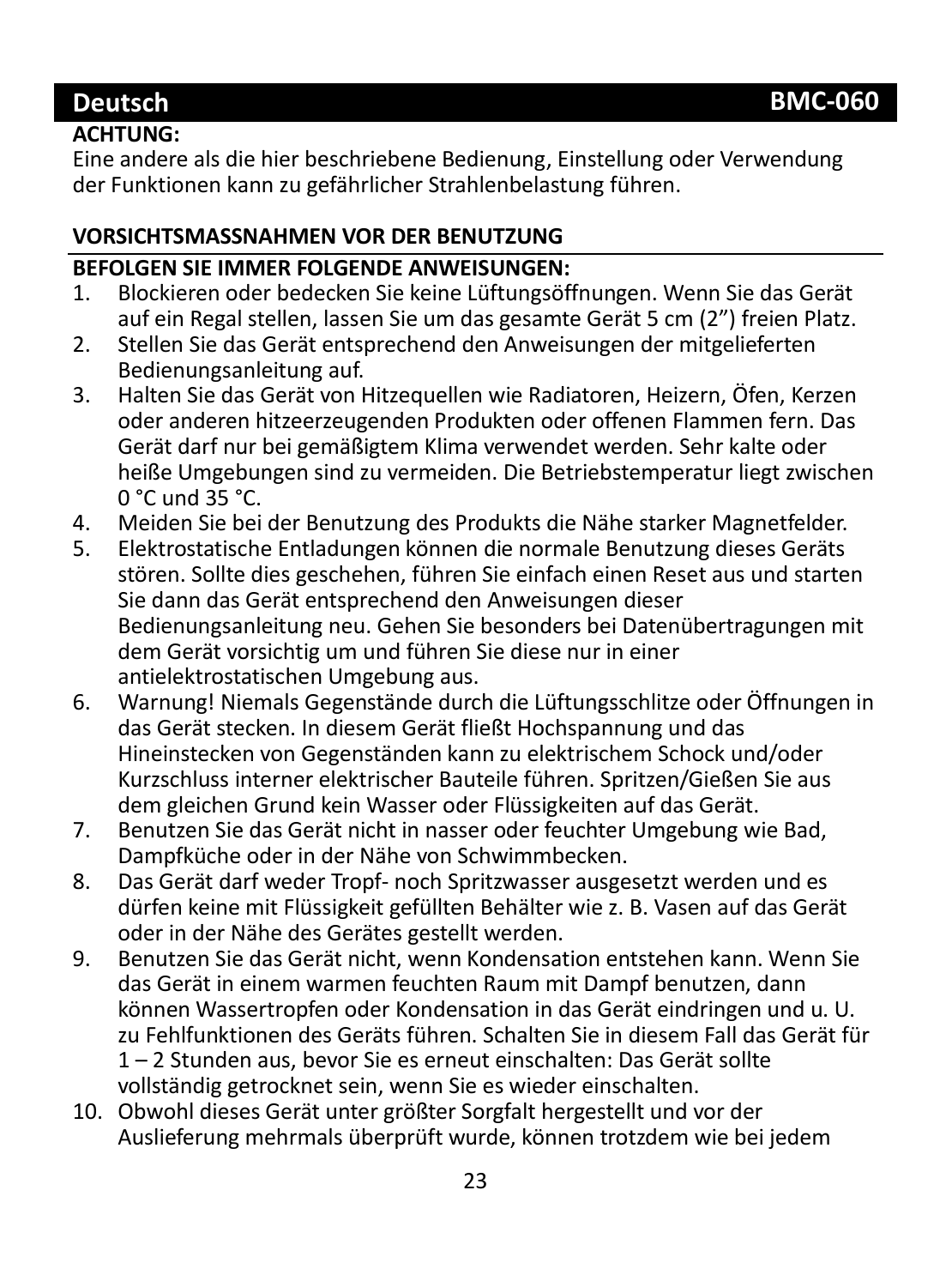**ACHTUNG:**
Eine andere als die hier beschriebene Bedienung, Einstellung oder Verwendung der Funktionen kann zu gefährlicher Strahlenbelastung führen.

**VORSICHTSMASSNAHMEN VOR DER BENUTZUNG**

**BEFOLGEN SIE IMMER FOLGENDE ANWEISUNGEN:**

1. Blockieren oder bedecken Sie keine Lüftungsöffnungen. Wenn Sie das Gerät auf ein Regal stellen, lassen Sie um das gesamte Gerät 5 cm (2”) freien Platz.
2. Stellen Sie das Gerät entsprechend den Anweisungen der mitgelieferten Bedienungsanleitung auf.
3. Halten Sie das Gerät von Hitzequellen wie Radiatoren, Heizern, Öfen, Kerzen oder anderen hitzeerzeugenden Produkten oder offenen Flammen fern. Das Gerät darf nur bei gemäßigtem Klima verwendet werden. Sehr kalte oder heiße Umgebungen sind zu vermeiden. Die Betriebstemperatur liegt zwischen 0 °C und 35 °C.
4. Meiden Sie bei der Benutzung des Produkts die Nähe starker Magnetfelder.
5. Elektrostatische Entladungen können die normale Benutzung dieses Geräts stören. Sollte dies geschehen, führen Sie einfach einen Reset aus und starten Sie dann das Gerät entsprechend den Anweisungen dieser Bedienungsanleitung neu. Gehen Sie besonders bei Datenübertragungen mit dem Gerät vorsichtig um und führen Sie diese nur in einer antielektrostatischen Umgebung aus.
6. Warnung! Niemals Gegenstände durch die Lüftungsschlitze oder Öffnungen in das Gerät stecken. In diesem Gerät fließt Hochspannung und das Hineinstecken von Gegenständen kann zu elektrischem Schock und/oder Kurzschluss interner elektrischer Bauteile führen. Spritzen/Gießen Sie aus dem gleichen Grund kein Wasser oder Flüssigkeiten auf das Gerät.
7. Benutzen Sie das Gerät nicht in nasser oder feuchter Umgebung wie Bad, Dampfküche oder in der Nähe von Schwimmbecken.
8. Das Gerät darf weder Tropf- noch Spritzwasser ausgesetzt werden und es dürfen keine mit Flüssigkeit gefüllten Behälter wie z. B. Vasen auf das Gerät oder in der Nähe des Gerätes gestellt werden.
9. Benutzen Sie das Gerät nicht, wenn Kondensation entstehen kann. Wenn Sie das Gerät in einem warmen feuchten Raum mit Dampf benutzen, dann können Wassertropfen oder Kondensation in das Gerät eindringen und u. U. zu Fehlfunktionen des Geräts führen. Schalten Sie in diesem Fall das Gerät für 1 – 2 Stunden aus, bevor Sie es erneut einschalten: Das Gerät sollte vollständig getrocknet sein, wenn Sie es wieder einschalten.
10. Obwohl dieses Gerät unter größter Sorgfalt hergestellt und vor der Auslieferung mehrmals überprüft wurde, können trotzdem wie bei jedem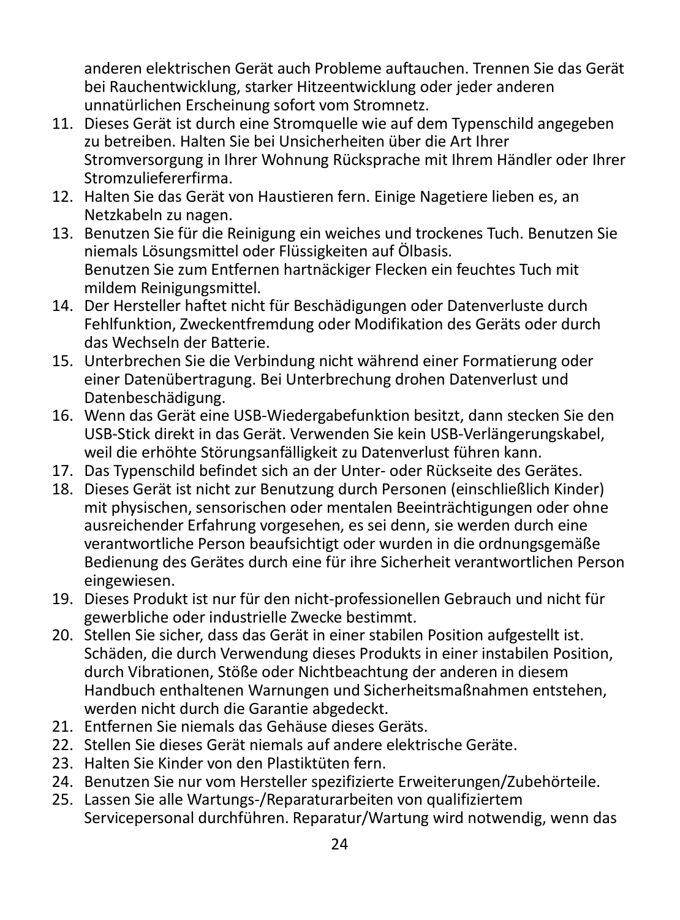anderen elektrischen Gerät auch Probleme auftauchen. Trennen Sie das Gerät bei Rauchentwicklung, starker Hitzeentwicklung oder jeder anderen unnatürlichen Erscheinung sofort vom Stromnetz.

11. Dieses Gerät ist durch eine Stromquelle wie auf dem Typenschild angegeben zu betreiben. Halten Sie bei Unsicherheiten über die Art Ihrer Stromversorgung in Ihrer Wohnung Rücksprache mit Ihrem Händler oder Ihrer Stromzuliefererfirma.
12. Halten Sie das Gerät von Haustieren fern. Einige Nagetiere lieben es, an Netzkabeln zu nagen.
13. Benutzen Sie für die Reinigung ein weiches und trockenes Tuch. Benutzen Sie niemals Lösungsmittel oder Flüssigkeiten auf Ölbasis.
Benutzen Sie zum Entfernen hartnäckiger Flecken ein feuchtes Tuch mit mildem Reinigungsmittel.
14. Der Hersteller haftet nicht für Beschädigungen oder Datenverluste durch Fehlfunktion, Zweckentfremdung oder Modifikation des Geräts oder durch das Wechseln der Batterie.
15. Unterbrechen Sie die Verbindung nicht während einer Formatierung oder einer Datenübertragung. Bei Unterbrechung drohen Datenverlust und Datenbeschädigung.
16. Wenn das Gerät eine USB-Wiedergabefunktion besitzt, dann stecken Sie den USB-Stick direkt in das Gerät. Verwenden Sie kein USB-Verlängerungskabel, weil die erhöhte Störungsanfälligkeit zu Datenverlust führen kann.
17. Das Typenschild befindet sich an der Unter- oder Rückseite des Gerätes.
18. Dieses Gerät ist nicht zur Benutzung durch Personen (einschließlich Kinder) mit physischen, sensorischen oder mentalen Beeinträchtigungen oder ohne ausreichender Erfahrung vorgesehen, es sei denn, sie werden durch eine verantwortliche Person beaufsichtigt oder wurden in die ordnungsgemäße Bedienung des Gerätes durch eine für ihre Sicherheit verantwortlichen Person eingewiesen.
19. Dieses Produkt ist nur für den nicht-professionellen Gebrauch und nicht für gewerbliche oder industrielle Zwecke bestimmt.
20. Stellen Sie sicher, dass das Gerät in einer stabilen Position aufgestellt ist. Schäden, die durch Verwendung dieses Produkts in einer instabilen Position, durch Vibrationen, Stöße oder Nichtbeachtung der anderen in diesem Handbuch enthaltenen Warnungen und Sicherheitsmaßnahmen entstehen, werden nicht durch die Garantie abgedeckt.
21. Entfernen Sie niemals das Gehäuse dieses Geräts.
22. Stellen Sie dieses Gerät niemals auf andere elektrische Geräte.
23. Halten Sie Kinder von den Plastiktüten fern.
24. Benutzen Sie nur vom Hersteller spezifizierte Erweiterungen/Zubehörteile.
25. Lassen Sie alle Wartungs-/Reparaturarbeiten von qualifiziertem Servicepersonal durchführen. Reparatur/Wartung wird notwendig, wenn das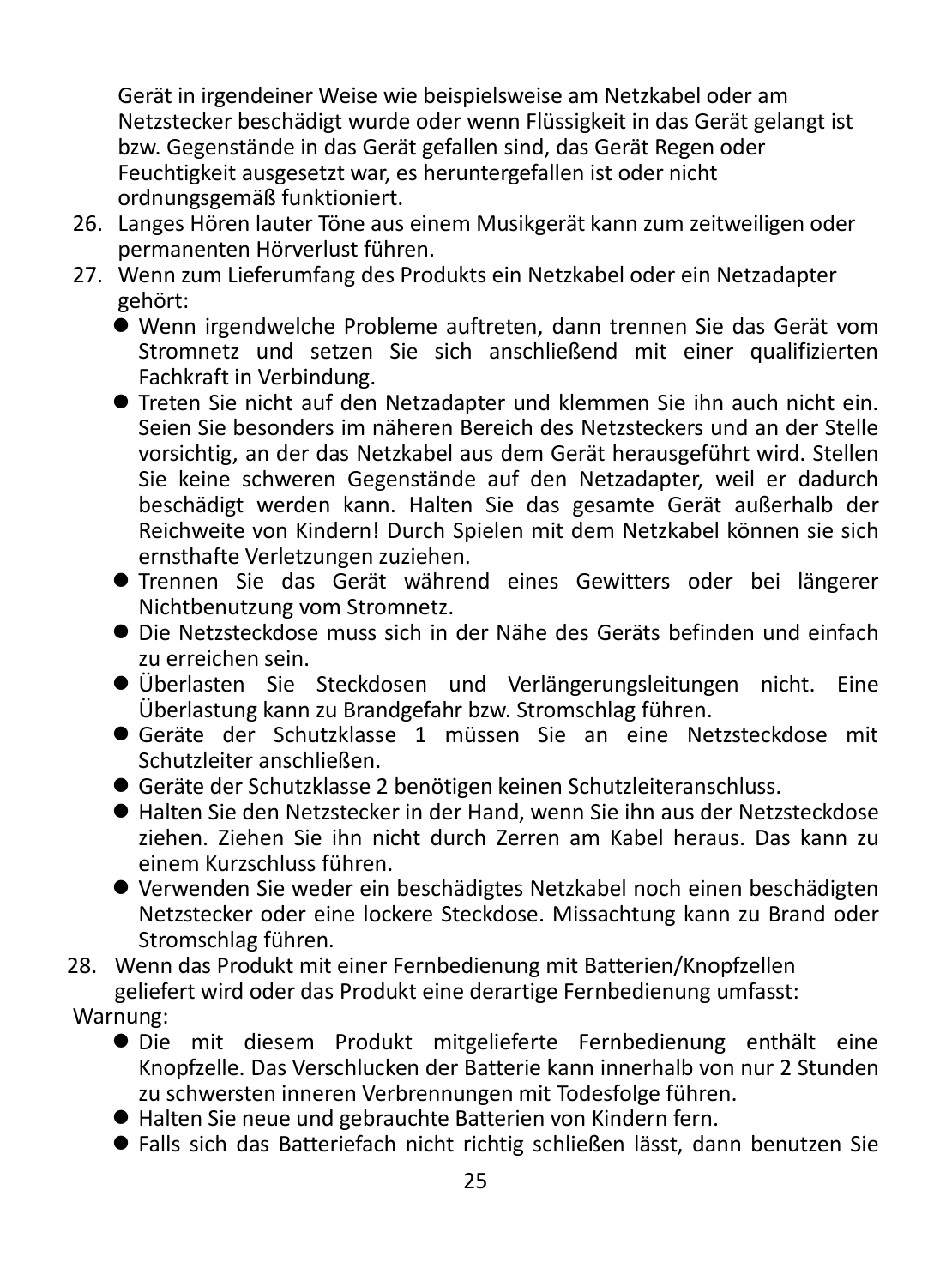Gerät in irgendeiner Weise wie beispielsweise am Netzkabel oder am Netzstecker beschädigt wurde oder wenn Flüssigkeit in das Gerät gelangt ist bzw. Gegenstände in das Gerät gefallen sind, das Gerät Regen oder Feuchtigkeit ausgesetzt war, es heruntergefallen ist oder nicht ordnungsgemäß funktioniert.

26. Langes Hören lauter Töne aus einem Musikgerät kann zum zeitweiligen oder permanenten Hörverlust führen.
27. Wenn zum Lieferumfang des Produkts ein Netzkabel oder ein Netzadapter gehört:
    - Wenn irgendwelche Probleme auftreten, dann trennen Sie das Gerät vom Stromnetz und setzen Sie sich anschließend mit einer qualifizierten Fachkraft in Verbindung.
    - Treten Sie nicht auf den Netzadapter und klemmen Sie ihn auch nicht ein. Seien Sie besonders im näheren Bereich des Netzsteckers und an der Stelle vorsichtig, an der das Netzkabel aus dem Gerät herausgeführt wird. Stellen Sie keine schweren Gegenstände auf den Netzadapter, weil er dadurch beschädigt werden kann. Halten Sie das gesamte Gerät außerhalb der Reichweite von Kindern! Durch Spielen mit dem Netzkabel können sie sich ernsthafte Verletzungen zuziehen.
    - Trennen Sie das Gerät während eines Gewitters oder bei längerer Nichtbenutzung vom Stromnetz.
    - Die Netzsteckdose muss sich in der Nähe des Geräts befinden und einfach zu erreichen sein.
    - Überlasten Sie Steckdosen und Verlängerungsleitungen nicht. Eine Überlastung kann zu Brandgefahr bzw. Stromschlag führen.
    - Geräte der Schutzklasse 1 müssen Sie an eine Netzsteckdose mit Schutzleiter anschließen.
    - Geräte der Schutzklasse 2 benötigen keinen Schutzleiteranschluss.
    - Halten Sie den Netzstecker in der Hand, wenn Sie ihn aus der Netzsteckdose ziehen. Ziehen Sie ihn nicht durch Zerren am Kabel heraus. Das kann zu einem Kurzschluss führen.
    - Verwenden Sie weder ein beschädigtes Netzkabel noch einen beschädigten Netzstecker oder eine lockere Steckdose. Missachtung kann zu Brand oder Stromschlag führen.
28. Wenn das Produkt mit einer Fernbedienung mit Batterien/Knopfzellen geliefert wird oder das Produkt eine derartige Fernbedienung umfasst:

Warnung:

- Die mit diesem Produkt mitgelieferte Fernbedienung enthält eine Knopfzelle. Das Verschlucken der Batterie kann innerhalb von nur 2 Stunden zu schwersten inneren Verbrennungen mit Todesfolge führen.
- Halten Sie neue und gebrauchte Batterien von Kindern fern.
- Falls sich das Batteriefach nicht richtig schließen lässt, dann benutzen Sie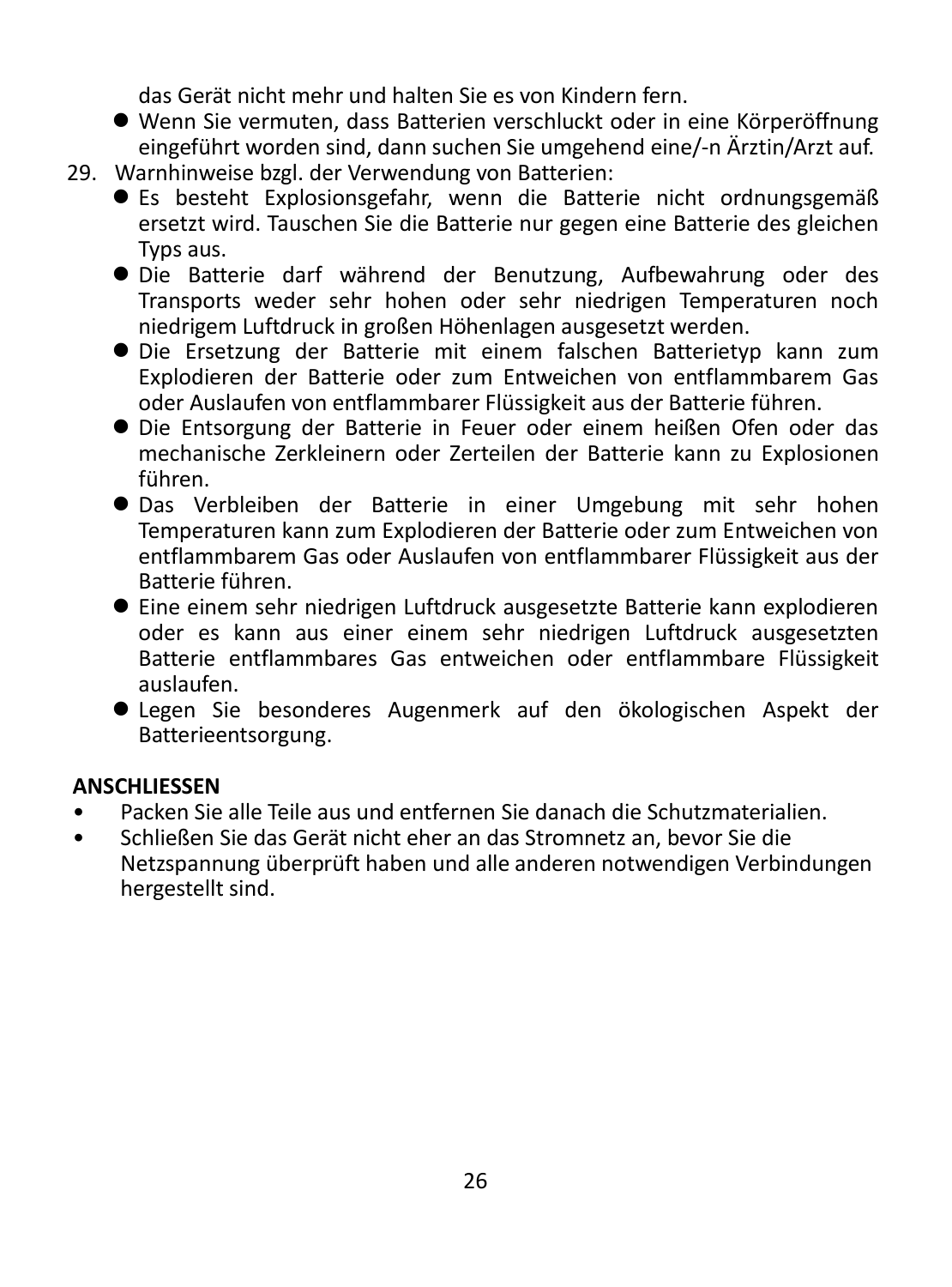das Gerät nicht mehr und halten Sie es von Kindern fern.
- Wenn Sie vermuten, dass Batterien verschluckt oder in eine Körperöffnung eingeführt worden sind, dann suchen Sie umgehend eine/-n Ärztin/Arzt auf.

29. Warnhinweise bzgl. der Verwendung von Batterien:
    - Es besteht Explosionsgefahr, wenn die Batterie nicht ordnungsgemäß ersetzt wird. Tauschen Sie die Batterie nur gegen eine Batterie des gleichen Typs aus.
    - Die Batterie darf während der Benutzung, Aufbewahrung oder des Transports weder sehr hohen oder sehr niedrigen Temperaturen noch niedrigem Luftdruck in großen Höhenlagen ausgesetzt werden.
    - Die Ersetzung der Batterie mit einem falschen Batterietyp kann zum Explodieren der Batterie oder zum Entweichen von entflammbarem Gas oder Auslaufen von entflammbarer Flüssigkeit aus der Batterie führen.
    - Die Entsorgung der Batterie in Feuer oder einem heißen Ofen oder das mechanische Zerkleinern oder Zerteilen der Batterie kann zu Explosionen führen.
    - Das Verbleiben der Batterie in einer Umgebung mit sehr hohen Temperaturen kann zum Explodieren der Batterie oder zum Entweichen von entflammbarem Gas oder Auslaufen von entflammbarer Flüssigkeit aus der Batterie führen.
    - Eine einem sehr niedrigen Luftdruck ausgesetzte Batterie kann explodieren oder es kann aus einer einem sehr niedrigen Luftdruck ausgesetzten Batterie entflammbares Gas entweichen oder entflammbare Flüssigkeit auslaufen.
    - Legen Sie besonderes Augenmerk auf den ökologischen Aspekt der Batterieentsorgung.

**ANSCHLIESSEN**

- Packen Sie alle Teile aus und entfernen Sie danach die Schutzmaterialien.
- Schließen Sie das Gerät nicht eher an das Stromnetz an, bevor Sie die Netzspannung überprüft haben und alle anderen notwendigen Verbindungen hergestellt sind.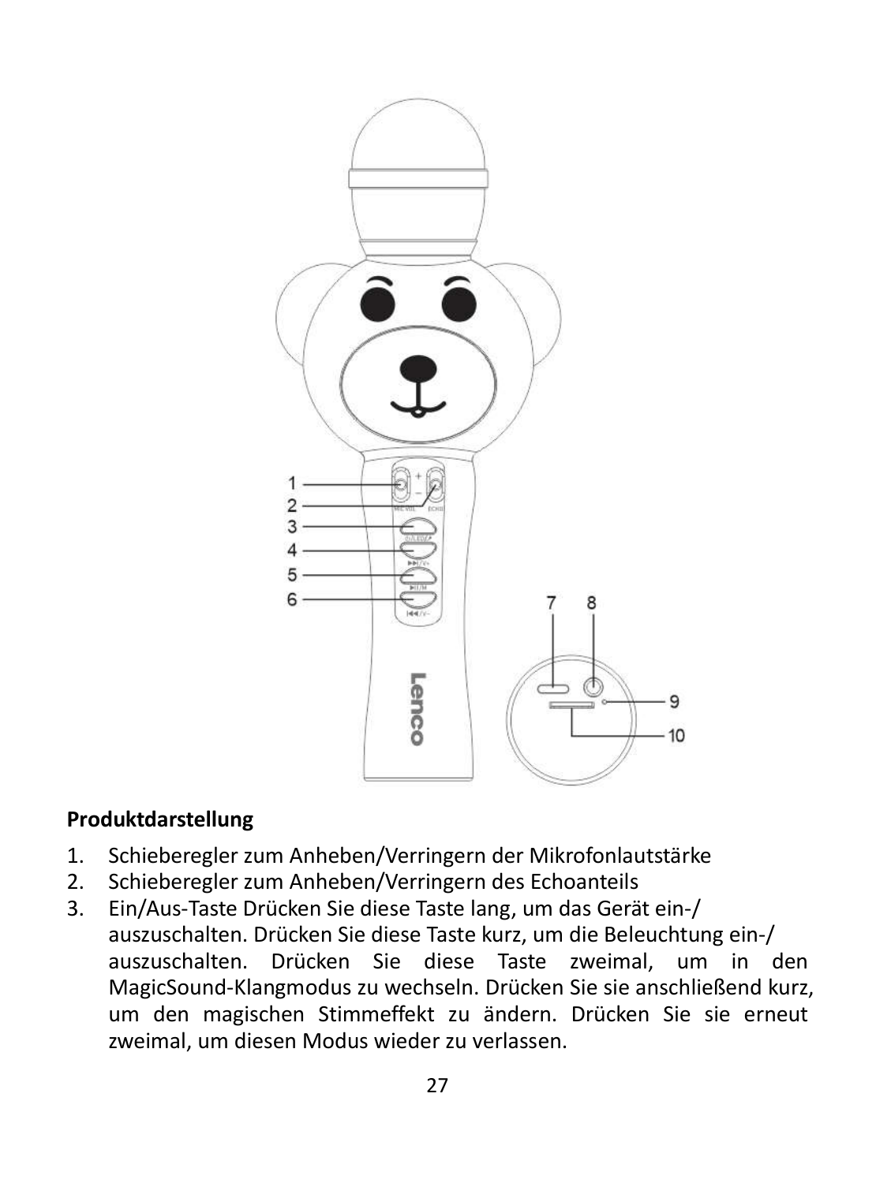**Produktdarstellung**

1. Schieberegler zum Anheben/Verringern der Mikrofonlautstärke
2. Schieberegler zum Anheben/Verringern des Echoanteils
3. Ein/Aus-Taste Drücken Sie diese Taste lang, um das Gerät ein-/ auszuschalten. Drücken Sie diese Taste kurz, um die Beleuchtung ein-/ auszuschalten. Drücken Sie diese Taste zweimal, um in den MagicSound-Klangmodus zu wechseln. Drücken Sie sie anschließend kurz, um den magischen Stimmeffekt zu ändern. Drücken Sie sie erneut zweimal, um diesen Modus wieder zu verlassen.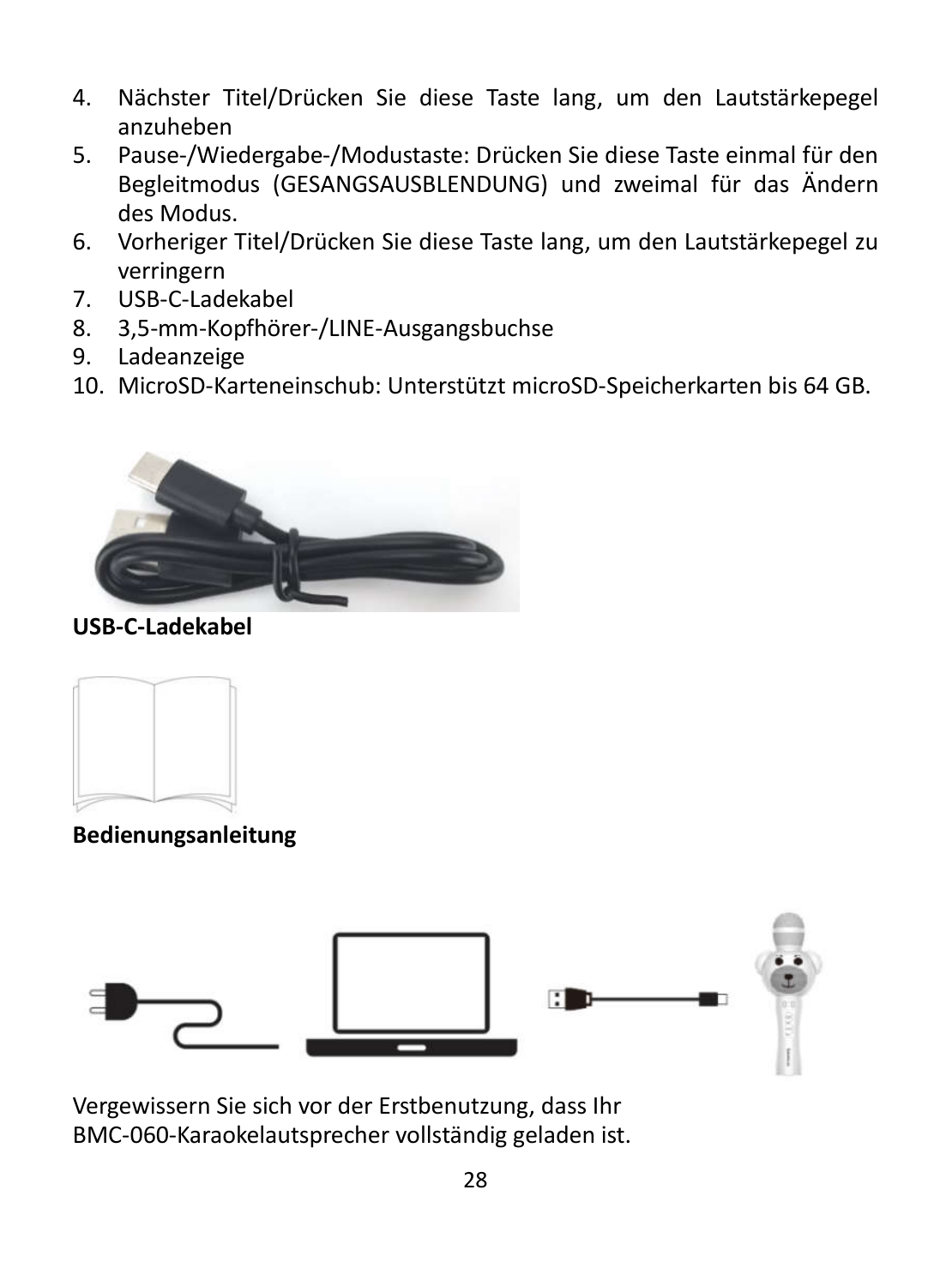4. Nächster Titel/Drücken Sie diese Taste lang, um den Lautstärkepegel anzuheben
5. Pause-/Wiedergabe-/Modustaste: Drücken Sie diese Taste einmal für den Begleitmodus (GESANGSAUSBLENDUNG) und zweimal für das Ändern des Modus.
6. Vorheriger Titel/Drücken Sie diese Taste lang, um den Lautstärkepegel zu verringern
7. USB-C-Ladekabel
8. 3,5-mm-Kopfhörer-/LINE-Ausgangsbuchse
9. Ladeanzeige
10. MicroSD-Karteneinschub: Unterstützt microSD-Speicherkarten bis 64 GB.

**USB-C-Ladekabel**

**Bedienungsanleitung**

Vergewissern Sie sich vor der Erstbenutzung, dass Ihr BMC-060-Karaokelautsprecher vollständig geladen ist.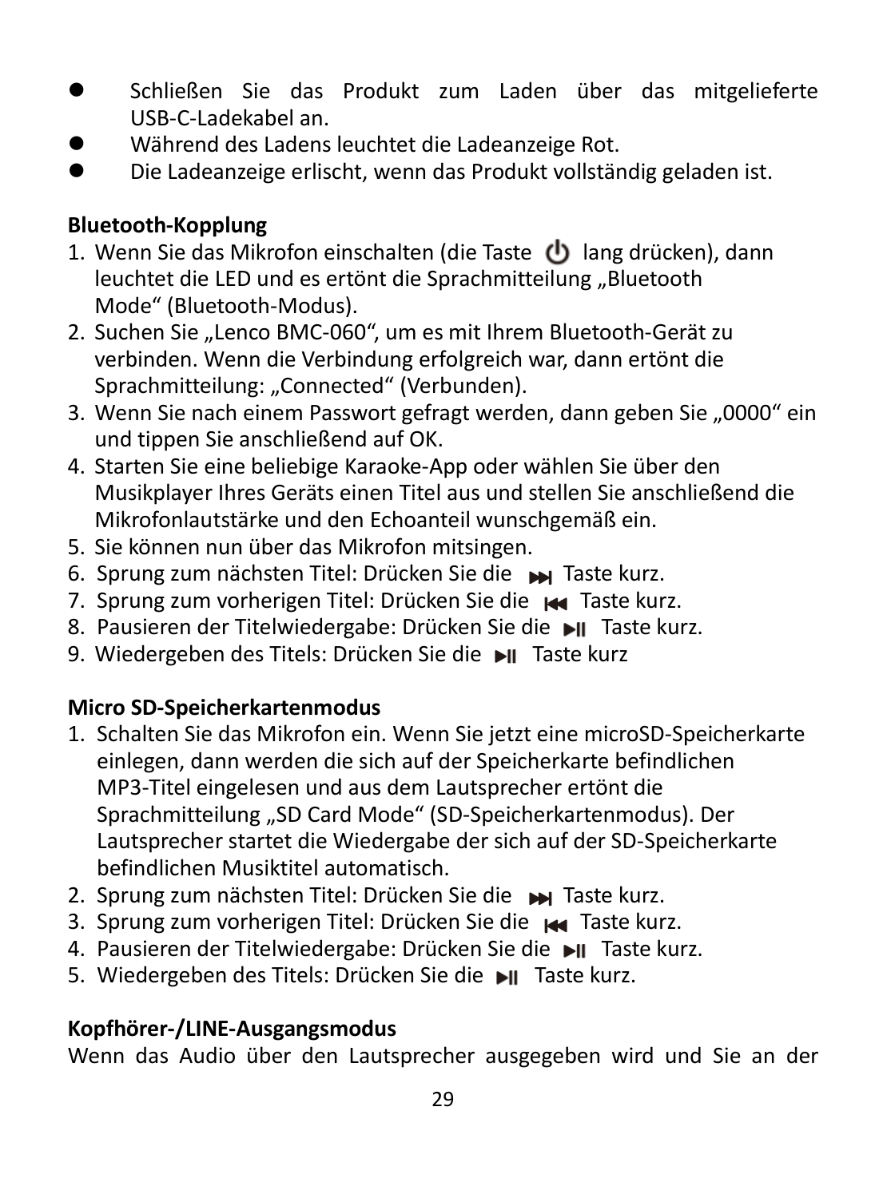- Schließen Sie das Produkt zum Laden über das mitgelieferte USB-C-Ladekabel an.
- Während des Ladens leuchtet die Ladeanzeige Rot.
- Die Ladeanzeige erlischt, wenn das Produkt vollständig geladen ist.

**Bluetooth-Kopplung**

1. Wenn Sie das Mikrofon einschalten (die Taste ⏻ lang drücken), dann leuchtet die LED und es ertönt die Sprachmitteilung „Bluetooth Mode“ (Bluetooth-Modus).
2. Suchen Sie „Lenco BMC-060“, um es mit Ihrem Bluetooth-Gerät zu verbinden. Wenn die Verbindung erfolgreich war, dann ertönt die Sprachmitteilung: „Connected“ (Verbunden).
3. Wenn Sie nach einem Passwort gefragt werden, dann geben Sie „0000“ ein und tippen Sie anschließend auf OK.
4. Starten Sie eine beliebige Karaoke-App oder wählen Sie über den Musikplayer Ihres Geräts einen Titel aus und stellen Sie anschließend die Mikrofonlautstärke und den Echoanteil wunschgemäß ein.
5. Sie können nun über das Mikrofon mitsingen.
6. Sprung zum nächsten Titel: Drücken Sie die ⏭ Taste kurz.
7. Sprung zum vorherigen Titel: Drücken Sie die ⏮ Taste kurz.
8. Pausieren der Titelwiedergabe: Drücken Sie die ⏯ Taste kurz.
9. Wiedergeben des Titels: Drücken Sie die ⏯ Taste kurz

**Micro SD-Speicherkartenmodus**

1. Schalten Sie das Mikrofon ein. Wenn Sie jetzt eine microSD-Speicherkarte einlegen, dann werden die sich auf der Speicherkarte befindlichen MP3-Titel eingelesen und aus dem Lautsprecher ertönt die Sprachmitteilung „SD Card Mode“ (SD-Speicherkartenmodus). Der Lautsprecher startet die Wiedergabe der sich auf der SD-Speicherkarte befindlichen Musiktitel automatisch.
2. Sprung zum nächsten Titel: Drücken Sie die ⏭ Taste kurz.
3. Sprung zum vorherigen Titel: Drücken Sie die ⏮ Taste kurz.
4. Pausieren der Titelwiedergabe: Drücken Sie die ⏯ Taste kurz.
5. Wiedergeben des Titels: Drücken Sie die ⏯ Taste kurz.

**Kopfhörer-/LINE-Ausgangsmodus**

Wenn das Audio über den Lautsprecher ausgegeben wird und Sie an der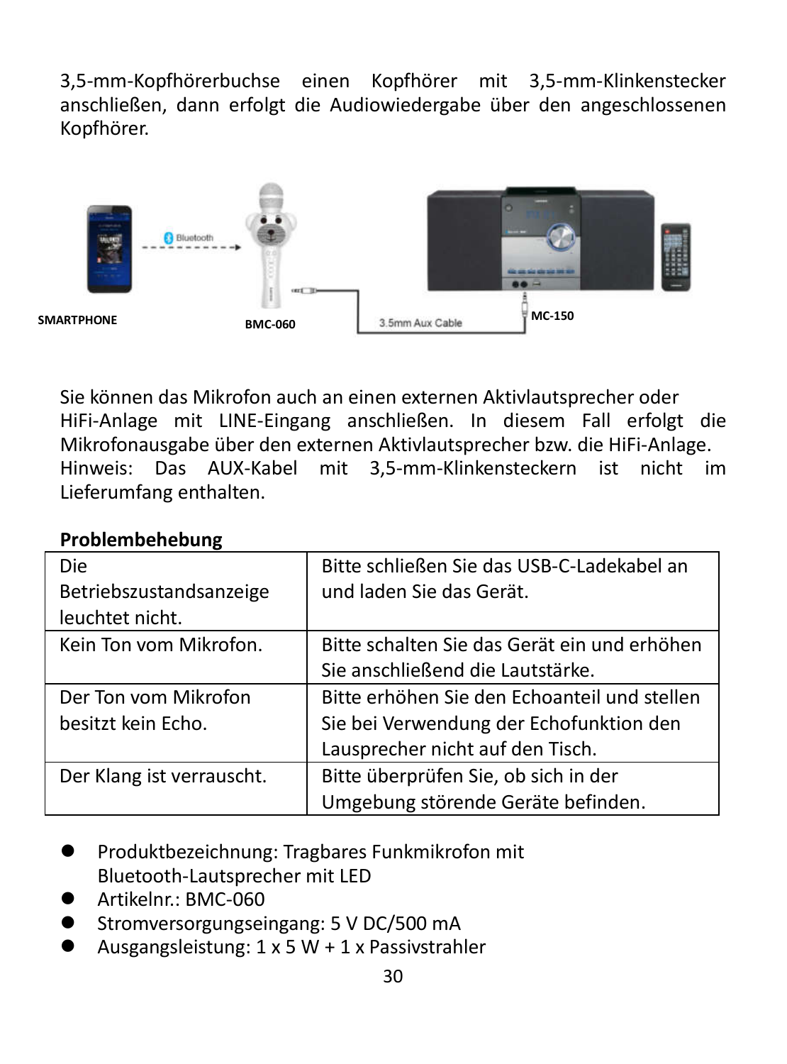3,5-mm-Kopfhörerbuchse einen Kopfhörer mit 3,5-mm-Klinkenstecker anschließen, dann erfolgt die Audiowiedergabe über den angeschlossenen Kopfhörer.

SMARTPHONE Bluetooth BMC-060 3.5mm Aux Cable MC-150

Sie können das Mikrofon auch an einen externen Aktivlautsprecher oder HiFi-Anlage mit LINE-Eingang anschließen. In diesem Fall erfolgt die Mikrofonausgabe über den externen Aktivlautsprecher bzw. die HiFi-Anlage. Hinweis: Das AUX-Kabel mit 3,5-mm-Klinkensteckern ist nicht im Lieferumfang enthalten.

**Problembehebung**

| Die Betriebszustandsanzeige leuchtet nicht. | Bitte schließen Sie das USB-C-Ladekabel an und laden Sie das Gerät. |
|---|---|
| Kein Ton vom Mikrofon. | Bitte schalten Sie das Gerät ein und erhöhen Sie anschließend die Lautstärke. |
| Der Ton vom Mikrofon besitzt kein Echo. | Bitte erhöhen Sie den Echoanteil und stellen Sie bei Verwendung der Echofunktion den Lausprecher nicht auf den Tisch. |
| Der Klang ist verrauscht. | Bitte überprüfen Sie, ob sich in der Umgebung störende Geräte befinden. |

- Produktbezeichnung: Tragbares Funkmikrofon mit Bluetooth-Lautsprecher mit LED
- Artikelnr.: BMC-060
- Stromversorgungseingang: 5 V DC/500 mA
- Ausgangsleistung: 1 x 5 W + 1 x Passivstrahler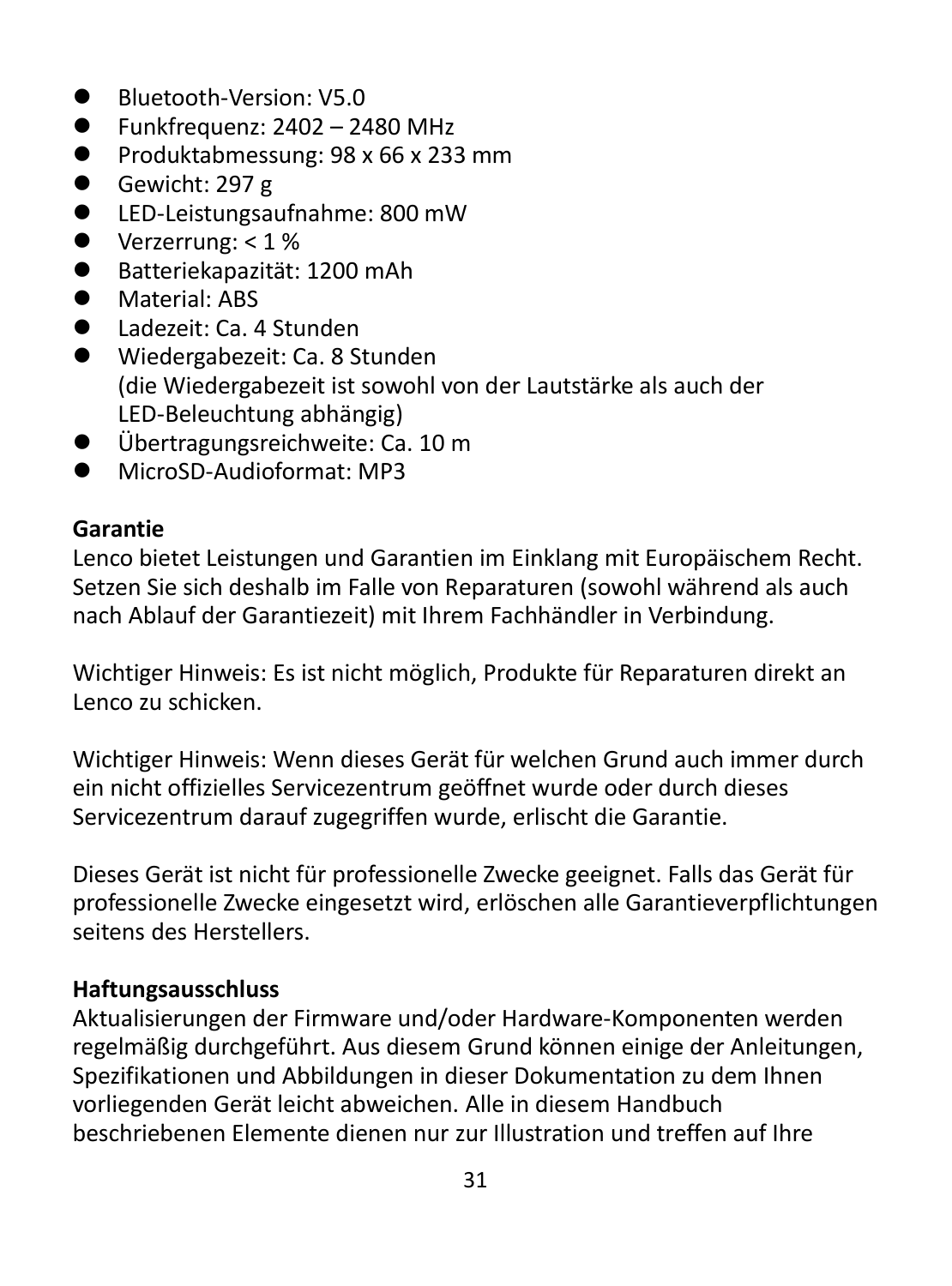- Bluetooth-Version: V5.0
- Funkfrequenz: 2402 – 2480 MHz
- Produktabmessung: 98 x 66 x 233 mm
- Gewicht: 297 g
- LED-Leistungsaufnahme: 800 mW
- Verzerrung: < 1 %
- Batteriekapazität: 1200 mAh
- Material: ABS
- Ladezeit: Ca. 4 Stunden
- Wiedergabezeit: Ca. 8 Stunden
  (die Wiedergabezeit ist sowohl von der Lautstärke als auch der LED-Beleuchtung abhängig)
- Übertragungsreichweite: Ca. 10 m
- MicroSD-Audioformat: MP3

**Garantie**
Lenco bietet Leistungen und Garantien im Einklang mit Europäischem Recht. Setzen Sie sich deshalb im Falle von Reparaturen (sowohl während als auch nach Ablauf der Garantiezeit) mit Ihrem Fachhändler in Verbindung.

Wichtiger Hinweis: Es ist nicht möglich, Produkte für Reparaturen direkt an Lenco zu schicken.

Wichtiger Hinweis: Wenn dieses Gerät für welchen Grund auch immer durch ein nicht offizielles Servicezentrum geöffnet wurde oder durch dieses Servicezentrum darauf zugegriffen wurde, erlischt die Garantie.

Dieses Gerät ist nicht für professionelle Zwecke geeignet. Falls das Gerät für professionelle Zwecke eingesetzt wird, erlöschen alle Garantieverpflichtungen seitens des Herstellers.

**Haftungsausschluss**
Aktualisierungen der Firmware und/oder Hardware-Komponenten werden regelmäßig durchgeführt. Aus diesem Grund können einige der Anleitungen, Spezifikationen und Abbildungen in dieser Dokumentation zu dem Ihnen vorliegenden Gerät leicht abweichen. Alle in diesem Handbuch beschriebenen Elemente dienen nur zur Illustration und treffen auf Ihre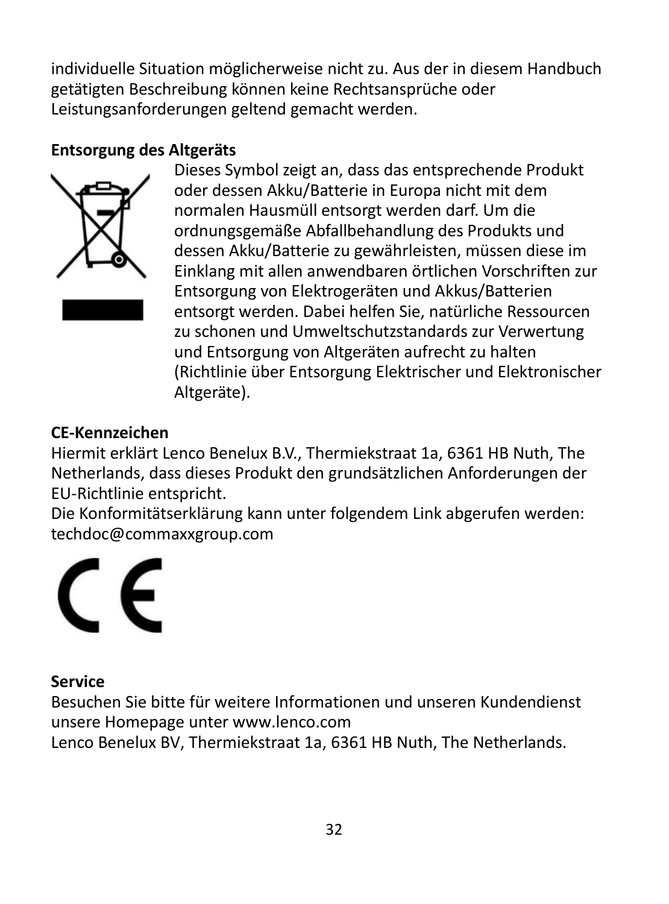individuelle Situation möglicherweise nicht zu. Aus der in diesem Handbuch getätigten Beschreibung können keine Rechtsansprüche oder Leistungsanforderungen geltend gemacht werden.

**Entsorgung des Altgeräts**

Dieses Symbol zeigt an, dass das entsprechende Produkt oder dessen Akku/Batterie in Europa nicht mit dem normalen Hausmüll entsorgt werden darf. Um die ordnungsgemäße Abfallbehandlung des Produkts und dessen Akku/Batterie zu gewährleisten, müssen diese im Einklang mit allen anwendbaren örtlichen Vorschriften zur Entsorgung von Elektrogeräten und Akkus/Batterien entsorgt werden. Dabei helfen Sie, natürliche Ressourcen zu schonen und Umweltschutzstandards zur Verwertung und Entsorgung von Altgeräten aufrecht zu halten (Richtlinie über Entsorgung Elektrischer und Elektronischer Altgeräte).

**CE-Kennzeichen**

Hiermit erklärt Lenco Benelux B.V., Thermiekstraat 1a, 6361 HB Nuth, The Netherlands, dass dieses Produkt den grundsätzlichen Anforderungen der EU-Richtlinie entspricht.
Die Konformitätserklärung kann unter folgendem Link abgerufen werden: techdoc@commaxxgroup.com

**Service**

Besuchen Sie bitte für weitere Informationen und unseren Kundendienst unsere Homepage unter www.lenco.com
Lenco Benelux BV, Thermiekstraat 1a, 6361 HB Nuth, The Netherlands.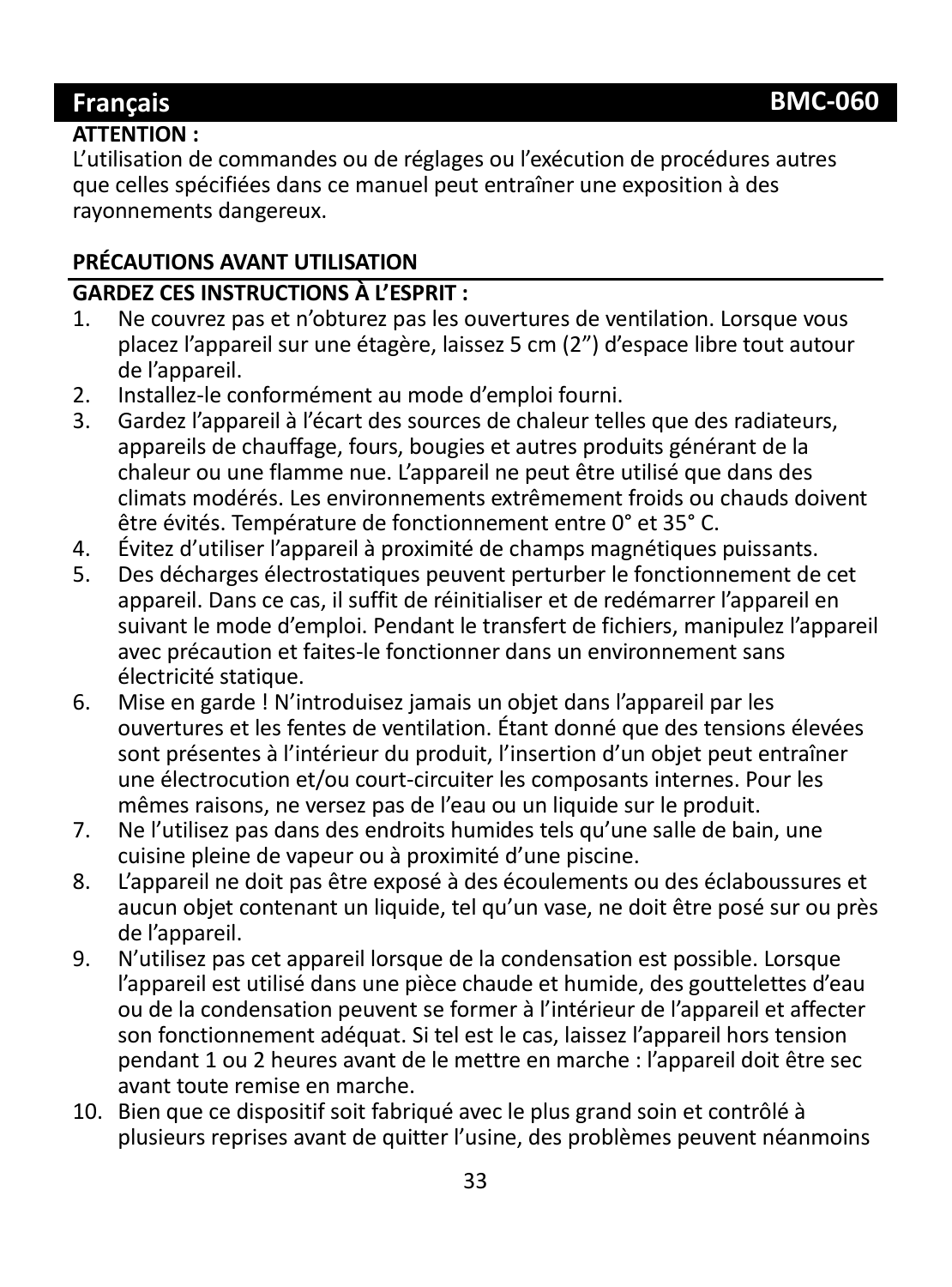**ATTENTION :**
L'utilisation de commandes ou de réglages ou l'exécution de procédures autres que celles spécifiées dans ce manuel peut entraîner une exposition à des rayonnements dangereux.

**PRÉCAUTIONS AVANT UTILISATION**

**GARDEZ CES INSTRUCTIONS À L'ESPRIT :**

1. Ne couvrez pas et n'obturez pas les ouvertures de ventilation. Lorsque vous placez l'appareil sur une étagère, laissez 5 cm (2") d'espace libre tout autour de l'appareil.
2. Installez-le conformément au mode d'emploi fourni.
3. Gardez l'appareil à l'écart des sources de chaleur telles que des radiateurs, appareils de chauffage, fours, bougies et autres produits générant de la chaleur ou une flamme nue. L'appareil ne peut être utilisé que dans des climats modérés. Les environnements extrêmement froids ou chauds doivent être évités. Température de fonctionnement entre 0° et 35° C.
4. Évitez d'utiliser l'appareil à proximité de champs magnétiques puissants.
5. Des décharges électrostatiques peuvent perturber le fonctionnement de cet appareil. Dans ce cas, il suffit de réinitialiser et de redémarrer l'appareil en suivant le mode d'emploi. Pendant le transfert de fichiers, manipulez l'appareil avec précaution et faites-le fonctionner dans un environnement sans électricité statique.
6. Mise en garde ! N'introduisez jamais un objet dans l'appareil par les ouvertures et les fentes de ventilation. Étant donné que des tensions élevées sont présentes à l'intérieur du produit, l'insertion d'un objet peut entraîner une électrocution et/ou court-circuiter les composants internes. Pour les mêmes raisons, ne versez pas de l'eau ou un liquide sur le produit.
7. Ne l'utilisez pas dans des endroits humides tels qu'une salle de bain, une cuisine pleine de vapeur ou à proximité d'une piscine.
8. L'appareil ne doit pas être exposé à des écoulements ou des éclaboussures et aucun objet contenant un liquide, tel qu'un vase, ne doit être posé sur ou près de l'appareil.
9. N'utilisez pas cet appareil lorsque de la condensation est possible. Lorsque l'appareil est utilisé dans une pièce chaude et humide, des gouttelettes d'eau ou de la condensation peuvent se former à l'intérieur de l'appareil et affecter son fonctionnement adéquat. Si tel est le cas, laissez l'appareil hors tension pendant 1 ou 2 heures avant de le mettre en marche : l'appareil doit être sec avant toute remise en marche.
10. Bien que ce dispositif soit fabriqué avec le plus grand soin et contrôlé à plusieurs reprises avant de quitter l'usine, des problèmes peuvent néanmoins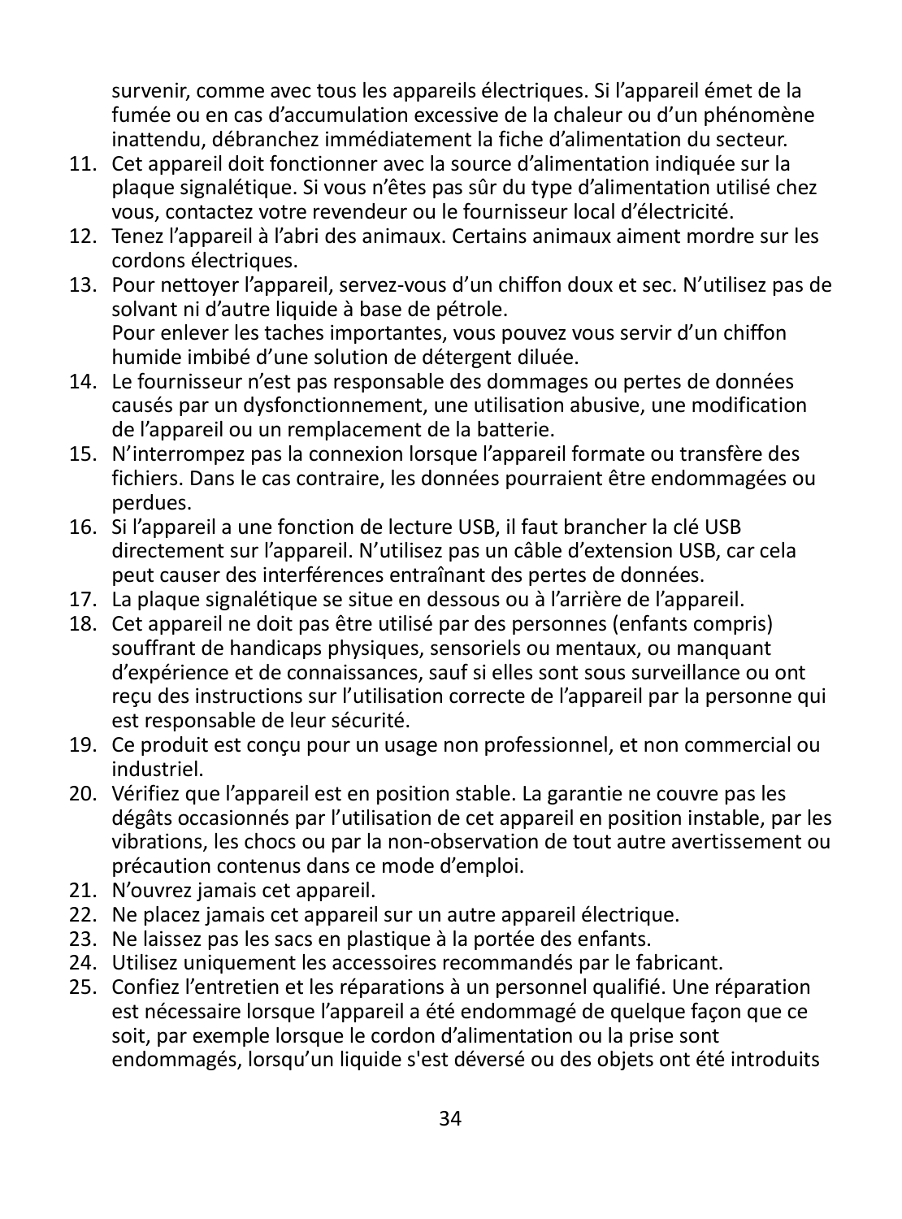survenir, comme avec tous les appareils électriques. Si l'appareil émet de la fumée ou en cas d'accumulation excessive de la chaleur ou d'un phénomène inattendu, débranchez immédiatement la fiche d'alimentation du secteur.

11. Cet appareil doit fonctionner avec la source d'alimentation indiquée sur la plaque signalétique. Si vous n'êtes pas sûr du type d'alimentation utilisé chez vous, contactez votre revendeur ou le fournisseur local d'électricité.
12. Tenez l'appareil à l'abri des animaux. Certains animaux aiment mordre sur les cordons électriques.
13. Pour nettoyer l'appareil, servez-vous d'un chiffon doux et sec. N'utilisez pas de solvant ni d'autre liquide à base de pétrole.
    Pour enlever les taches importantes, vous pouvez vous servir d'un chiffon humide imbibé d'une solution de détergent diluée.
14. Le fournisseur n'est pas responsable des dommages ou pertes de données causés par un dysfonctionnement, une utilisation abusive, une modification de l'appareil ou un remplacement de la batterie.
15. N'interrompez pas la connexion lorsque l'appareil formate ou transfère des fichiers. Dans le cas contraire, les données pourraient être endommagées ou perdues.
16. Si l'appareil a une fonction de lecture USB, il faut brancher la clé USB directement sur l'appareil. N'utilisez pas un câble d'extension USB, car cela peut causer des interférences entraînant des pertes de données.
17. La plaque signalétique se situe en dessous ou à l'arrière de l'appareil.
18. Cet appareil ne doit pas être utilisé par des personnes (enfants compris) souffrant de handicaps physiques, sensoriels ou mentaux, ou manquant d'expérience et de connaissances, sauf si elles sont sous surveillance ou ont reçu des instructions sur l'utilisation correcte de l'appareil par la personne qui est responsable de leur sécurité.
19. Ce produit est conçu pour un usage non professionnel, et non commercial ou industriel.
20. Vérifiez que l'appareil est en position stable. La garantie ne couvre pas les dégâts occasionnés par l'utilisation de cet appareil en position instable, par les vibrations, les chocs ou par la non-observation de tout autre avertissement ou précaution contenus dans ce mode d'emploi.
21. N'ouvrez jamais cet appareil.
22. Ne placez jamais cet appareil sur un autre appareil électrique.
23. Ne laissez pas les sacs en plastique à la portée des enfants.
24. Utilisez uniquement les accessoires recommandés par le fabricant.
25. Confiez l'entretien et les réparations à un personnel qualifié. Une réparation est nécessaire lorsque l'appareil a été endommagé de quelque façon que ce soit, par exemple lorsque le cordon d'alimentation ou la prise sont endommagés, lorsqu'un liquide s'est déversé ou des objets ont été introduits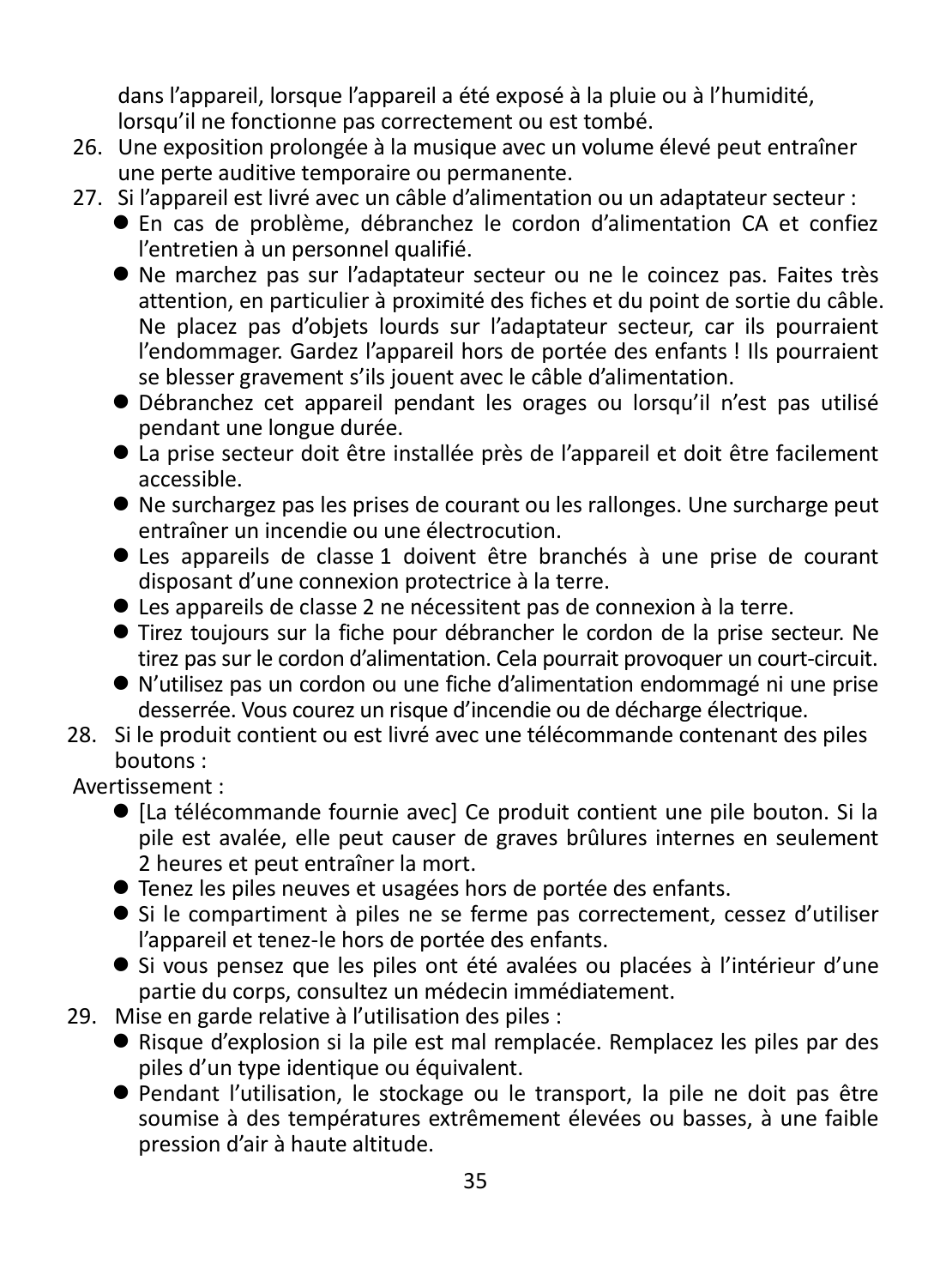dans l’appareil, lorsque l’appareil a été exposé à la pluie ou à l’humidité, lorsqu’il ne fonctionne pas correctement ou est tombé.

26. Une exposition prolongée à la musique avec un volume élevé peut entraîner une perte auditive temporaire ou permanente.
27. Si l’appareil est livré avec un câble d’alimentation ou un adaptateur secteur :
    - En cas de problème, débranchez le cordon d’alimentation CA et confiez l’entretien à un personnel qualifié.
    - Ne marchez pas sur l’adaptateur secteur ou ne le coincez pas. Faites très attention, en particulier à proximité des fiches et du point de sortie du câble. Ne placez pas d’objets lourds sur l’adaptateur secteur, car ils pourraient l’endommager. Gardez l’appareil hors de portée des enfants ! Ils pourraient se blesser gravement s’ils jouent avec le câble d’alimentation.
    - Débranchez cet appareil pendant les orages ou lorsqu’il n’est pas utilisé pendant une longue durée.
    - La prise secteur doit être installée près de l’appareil et doit être facilement accessible.
    - Ne surchargez pas les prises de courant ou les rallonges. Une surcharge peut entraîner un incendie ou une électrocution.
    - Les appareils de classe 1 doivent être branchés à une prise de courant disposant d’une connexion protectrice à la terre.
    - Les appareils de classe 2 ne nécessitent pas de connexion à la terre.
    - Tirez toujours sur la fiche pour débrancher le cordon de la prise secteur. Ne tirez pas sur le cordon d’alimentation. Cela pourrait provoquer un court-circuit.
    - N’utilisez pas un cordon ou une fiche d’alimentation endommagé ni une prise desserrée. Vous courez un risque d’incendie ou de décharge électrique.
28. Si le produit contient ou est livré avec une télécommande contenant des piles boutons :

Avertissement :

- [La télécommande fournie avec] Ce produit contient une pile bouton. Si la pile est avalée, elle peut causer de graves brûlures internes en seulement 2 heures et peut entraîner la mort.
- Tenez les piles neuves et usagées hors de portée des enfants.
- Si le compartiment à piles ne se ferme pas correctement, cessez d’utiliser l’appareil et tenez-le hors de portée des enfants.
- Si vous pensez que les piles ont été avalées ou placées à l’intérieur d’une partie du corps, consultez un médecin immédiatement.

29. Mise en garde relative à l’utilisation des piles :
    - Risque d’explosion si la pile est mal remplacée. Remplacez les piles par des piles d’un type identique ou équivalent.
    - Pendant l’utilisation, le stockage ou le transport, la pile ne doit pas être soumise à des températures extrêmement élevées ou basses, à une faible pression d’air à haute altitude.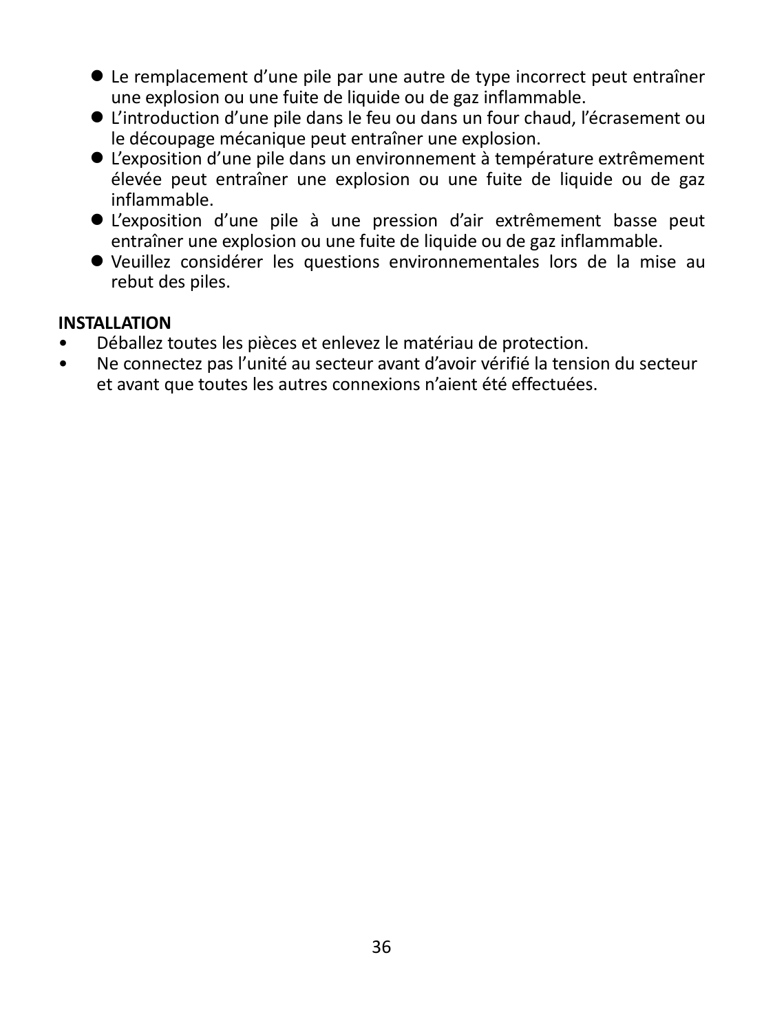- Le remplacement d'une pile par une autre de type incorrect peut entraîner une explosion ou une fuite de liquide ou de gaz inflammable.
- L'introduction d'une pile dans le feu ou dans un four chaud, l'écrasement ou le découpage mécanique peut entraîner une explosion.
- L'exposition d'une pile dans un environnement à température extrêmement élevée peut entraîner une explosion ou une fuite de liquide ou de gaz inflammable.
- L'exposition d'une pile à une pression d'air extrêmement basse peut entraîner une explosion ou une fuite de liquide ou de gaz inflammable.
- Veuillez considérer les questions environnementales lors de la mise au rebut des piles.

**INSTALLATION**

- Déballez toutes les pièces et enlevez le matériau de protection.
- Ne connectez pas l'unité au secteur avant d'avoir vérifié la tension du secteur et avant que toutes les autres connexions n'aient été effectuées.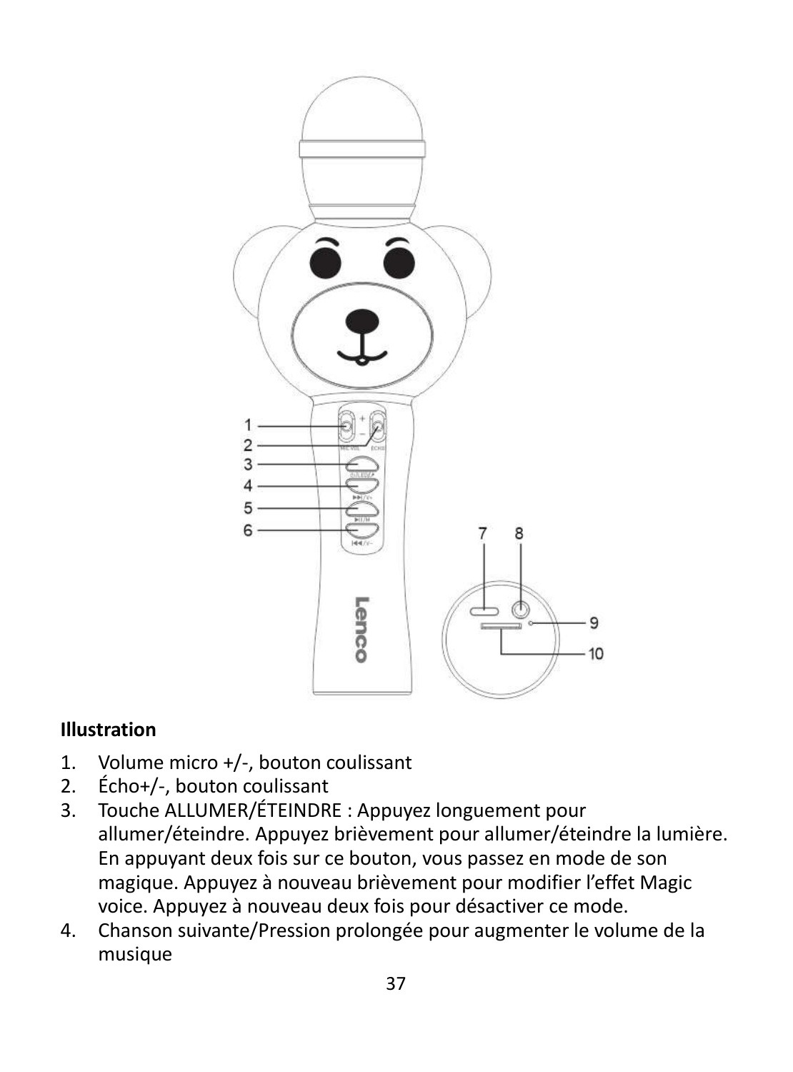**Illustration**

1. Volume micro +/-, bouton coulissant
2. Écho+/-, bouton coulissant
3. Touche ALLUMER/ÉTEINDRE : Appuyez longuement pour allumer/éteindre. Appuyez brièvement pour allumer/éteindre la lumière. En appuyant deux fois sur ce bouton, vous passez en mode de son magique. Appuyez à nouveau brièvement pour modifier l'effet Magic voice. Appuyez à nouveau deux fois pour désactiver ce mode.
4. Chanson suivante/Pression prolongée pour augmenter le volume de la musique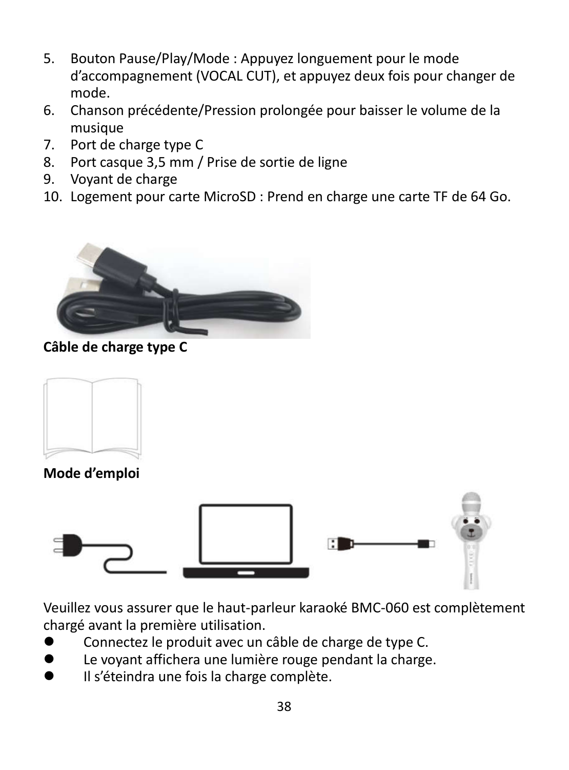5. Bouton Pause/Play/Mode : Appuyez longuement pour le mode d'accompagnement (VOCAL CUT), et appuyez deux fois pour changer de mode.
6. Chanson précédente/Pression prolongée pour baisser le volume de la musique
7. Port de charge type C
8. Port casque 3,5 mm / Prise de sortie de ligne
9. Voyant de charge
10. Logement pour carte MicroSD : Prend en charge une carte TF de 64 Go.

**Câble de charge type C**

**Mode d'emploi**

Veuillez vous assurer que le haut-parleur karaoké BMC-060 est complètement chargé avant la première utilisation.

- Connectez le produit avec un câble de charge de type C.
- Le voyant affichera une lumière rouge pendant la charge.
- Il s'éteindra une fois la charge complète.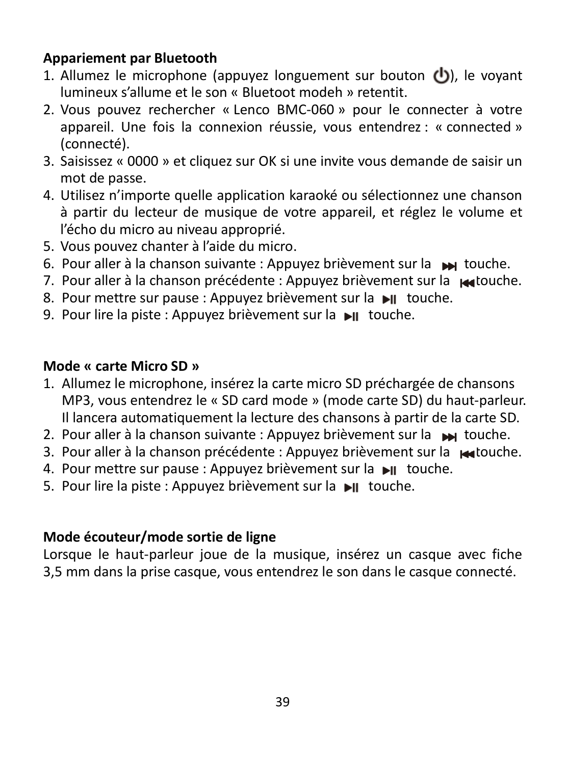**Appariement par Bluetooth**

1. Allumez le microphone (appuyez longuement sur bouton ⏻), le voyant lumineux s'allume et le son « Bluetoot modeh » retentit.
2. Vous pouvez rechercher « Lenco BMC-060 » pour le connecter à votre appareil. Une fois la connexion réussie, vous entendrez : « connected » (connecté).
3. Saisissez « 0000 » et cliquez sur OK si une invite vous demande de saisir un mot de passe.
4. Utilisez n'importe quelle application karaoké ou sélectionnez une chanson à partir du lecteur de musique de votre appareil, et réglez le volume et l'écho du micro au niveau approprié.
5. Vous pouvez chanter à l'aide du micro.
6. Pour aller à la chanson suivante : Appuyez brièvement sur la ⏭ touche.
7. Pour aller à la chanson précédente : Appuyez brièvement sur la ⏮ touche.
8. Pour mettre sur pause : Appuyez brièvement sur la ⏯ touche.
9. Pour lire la piste : Appuyez brièvement sur la ⏯ touche.

**Mode « carte Micro SD »**

1. Allumez le microphone, insérez la carte micro SD préchargée de chansons MP3, vous entendrez le « SD card mode » (mode carte SD) du haut-parleur. Il lancera automatiquement la lecture des chansons à partir de la carte SD.
2. Pour aller à la chanson suivante : Appuyez brièvement sur la ⏭ touche.
3. Pour aller à la chanson précédente : Appuyez brièvement sur la ⏮ touche.
4. Pour mettre sur pause : Appuyez brièvement sur la ⏯ touche.
5. Pour lire la piste : Appuyez brièvement sur la ⏯ touche.

**Mode écouteur/mode sortie de ligne**

Lorsque le haut-parleur joue de la musique, insérez un casque avec fiche 3,5 mm dans la prise casque, vous entendrez le son dans le casque connecté.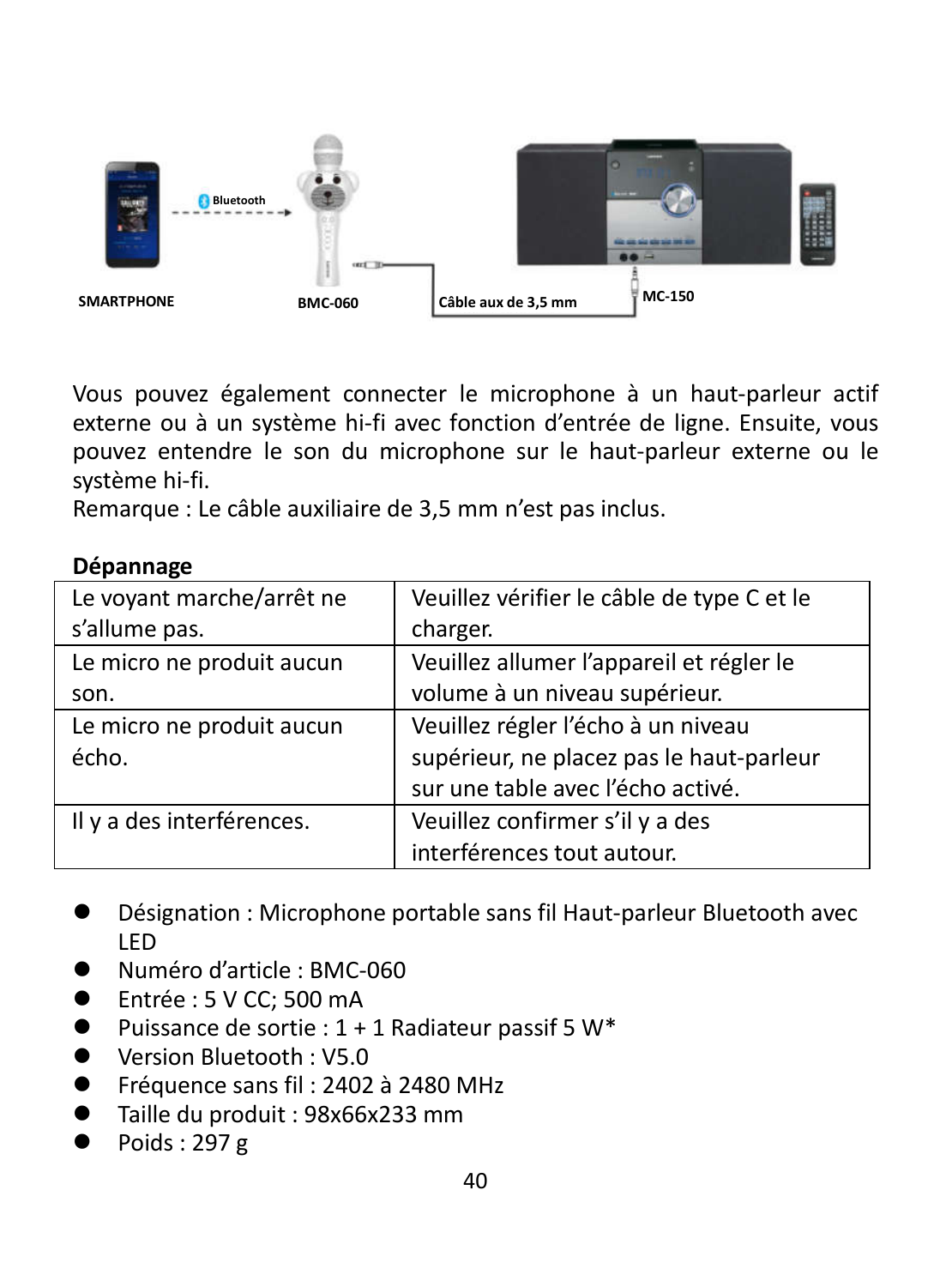SMARTPHONE — Bluetooth — BMC-060 — Câble aux de 3,5 mm — MC-150

Vous pouvez également connecter le microphone à un haut-parleur actif externe ou à un système hi-fi avec fonction d'entrée de ligne. Ensuite, vous pouvez entendre le son du microphone sur le haut-parleur externe ou le système hi-fi.
Remarque : Le câble auxiliaire de 3,5 mm n'est pas inclus.

**Dépannage**

| Le voyant marche/arrêt ne s'allume pas. | Veuillez vérifier le câble de type C et le charger. |
|---|---|
| Le micro ne produit aucun son. | Veuillez allumer l'appareil et régler le volume à un niveau supérieur. |
| Le micro ne produit aucun écho. | Veuillez régler l'écho à un niveau supérieur, ne placez pas le haut-parleur sur une table avec l'écho activé. |
| Il y a des interférences. | Veuillez confirmer s'il y a des interférences tout autour. |

- Désignation : Microphone portable sans fil Haut-parleur Bluetooth avec LED
- Numéro d'article : BMC-060
- Entrée : 5 V CC; 500 mA
- Puissance de sortie : 1 + 1 Radiateur passif 5 W*
- Version Bluetooth : V5.0
- Fréquence sans fil : 2402 à 2480 MHz
- Taille du produit : 98x66x233 mm
- Poids : 297 g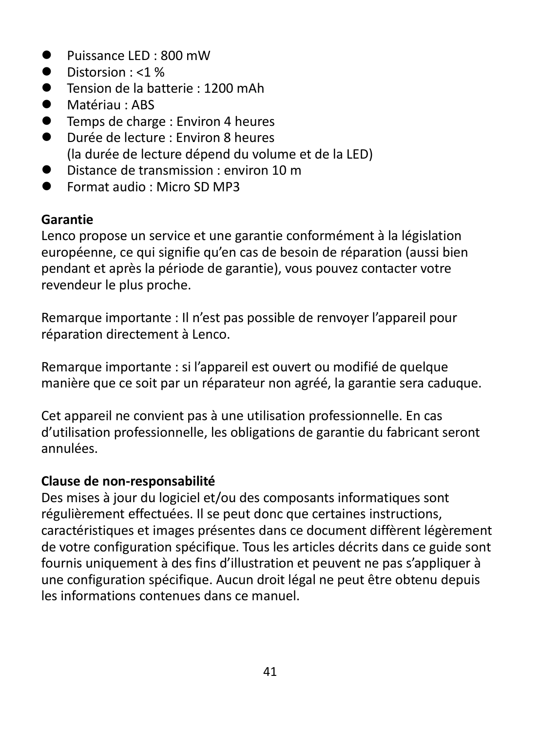- Puissance LED : 800 mW
- Distorsion : <1 %
- Tension de la batterie : 1200 mAh
- Matériau : ABS
- Temps de charge : Environ 4 heures
- Durée de lecture : Environ 8 heures
  (la durée de lecture dépend du volume et de la LED)
- Distance de transmission : environ 10 m
- Format audio : Micro SD MP3

**Garantie**
Lenco propose un service et une garantie conformément à la législation européenne, ce qui signifie qu'en cas de besoin de réparation (aussi bien pendant et après la période de garantie), vous pouvez contacter votre revendeur le plus proche.

Remarque importante : Il n'est pas possible de renvoyer l'appareil pour réparation directement à Lenco.

Remarque importante : si l'appareil est ouvert ou modifié de quelque manière que ce soit par un réparateur non agréé, la garantie sera caduque.

Cet appareil ne convient pas à une utilisation professionnelle. En cas d'utilisation professionnelle, les obligations de garantie du fabricant seront annulées.

**Clause de non-responsabilité**
Des mises à jour du logiciel et/ou des composants informatiques sont régulièrement effectuées. Il se peut donc que certaines instructions, caractéristiques et images présentes dans ce document diffèrent légèrement de votre configuration spécifique. Tous les articles décrits dans ce guide sont fournis uniquement à des fins d'illustration et peuvent ne pas s'appliquer à une configuration spécifique. Aucun droit légal ne peut être obtenu depuis les informations contenues dans ce manuel.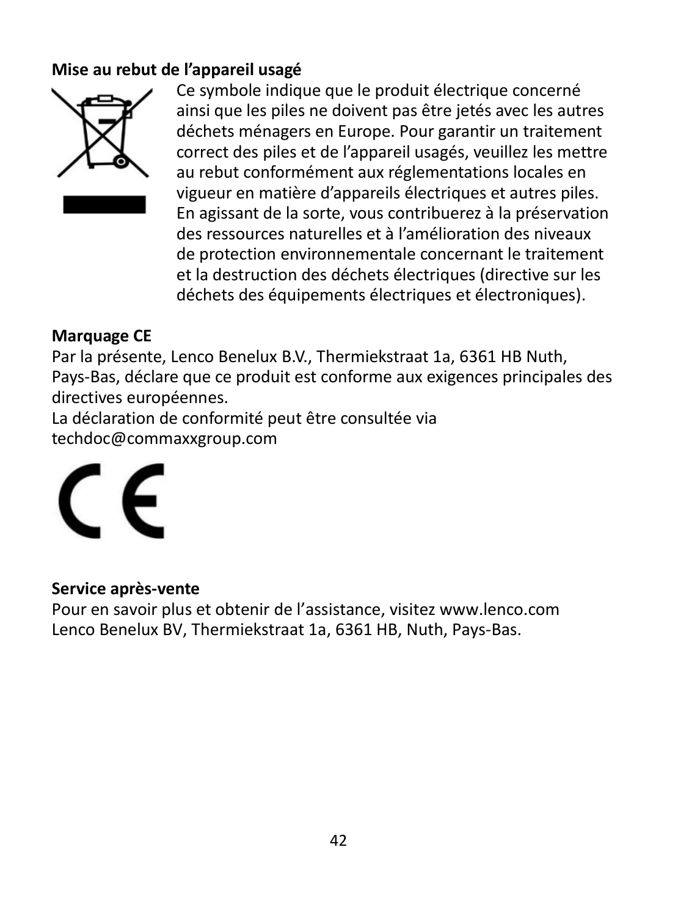**Mise au rebut de l'appareil usagé**

Ce symbole indique que le produit électrique concerné ainsi que les piles ne doivent pas être jetés avec les autres déchets ménagers en Europe. Pour garantir un traitement correct des piles et de l'appareil usagés, veuillez les mettre au rebut conformément aux réglementations locales en vigueur en matière d'appareils électriques et autres piles. En agissant de la sorte, vous contribuerez à la préservation des ressources naturelles et à l'amélioration des niveaux de protection environnementale concernant le traitement et la destruction des déchets électriques (directive sur les déchets des équipements électriques et électroniques).

**Marquage CE**

Par la présente, Lenco Benelux B.V., Thermiekstraat 1a, 6361 HB Nuth, Pays-Bas, déclare que ce produit est conforme aux exigences principales des directives européennes.
La déclaration de conformité peut être consultée via techdoc@commaxxgroup.com

**Service après-vente**

Pour en savoir plus et obtenir de l'assistance, visitez www.lenco.com
Lenco Benelux BV, Thermiekstraat 1a, 6361 HB, Nuth, Pays-Bas.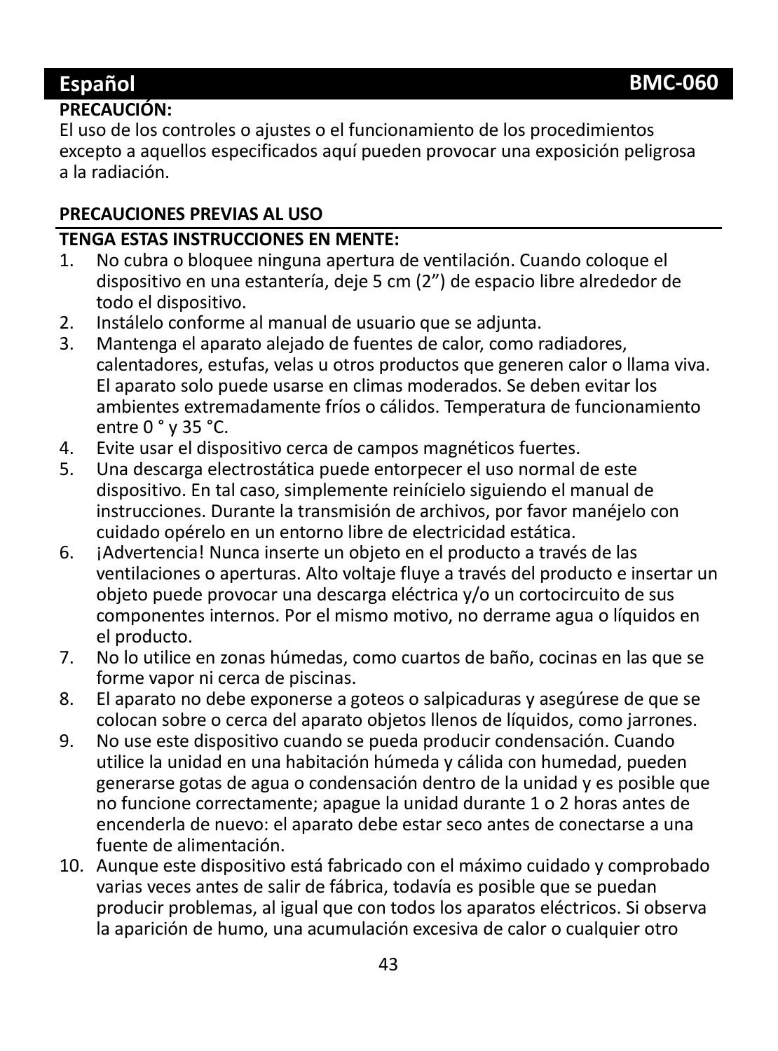# Español — BMC-060

**PRECAUCIÓN:**
El uso de los controles o ajustes o el funcionamiento de los procedimientos excepto a aquellos especificados aquí pueden provocar una exposición peligrosa a la radiación.

**PRECAUCIONES PREVIAS AL USO**

**TENGA ESTAS INSTRUCCIONES EN MENTE:**

1. No cubra o bloquee ninguna apertura de ventilación. Cuando coloque el dispositivo en una estantería, deje 5 cm (2”) de espacio libre alrededor de todo el dispositivo.
2. Instálelo conforme al manual de usuario que se adjunta.
3. Mantenga el aparato alejado de fuentes de calor, como radiadores, calentadores, estufas, velas u otros productos que generen calor o llama viva. El aparato solo puede usarse en climas moderados. Se deben evitar los ambientes extremadamente fríos o cálidos. Temperatura de funcionamiento entre 0 ° y 35 °C.
4. Evite usar el dispositivo cerca de campos magnéticos fuertes.
5. Una descarga electrostática puede entorpecer el uso normal de este dispositivo. En tal caso, simplemente reinícielo siguiendo el manual de instrucciones. Durante la transmisión de archivos, por favor manéjelo con cuidado opérelo en un entorno libre de electricidad estática.
6. ¡Advertencia! Nunca inserte un objeto en el producto a través de las ventilaciones o aperturas. Alto voltaje fluye a través del producto e insertar un objeto puede provocar una descarga eléctrica y/o un cortocircuito de sus componentes internos. Por el mismo motivo, no derrame agua o líquidos en el producto.
7. No lo utilice en zonas húmedas, como cuartos de baño, cocinas en las que se forme vapor ni cerca de piscinas.
8. El aparato no debe exponerse a goteos o salpicaduras y asegúrese de que se colocan sobre o cerca del aparato objetos llenos de líquidos, como jarrones.
9. No use este dispositivo cuando se pueda producir condensación. Cuando utilice la unidad en una habitación húmeda y cálida con humedad, pueden generarse gotas de agua o condensación dentro de la unidad y es posible que no funcione correctamente; apague la unidad durante 1 o 2 horas antes de encenderla de nuevo: el aparato debe estar seco antes de conectarse a una fuente de alimentación.
10. Aunque este dispositivo está fabricado con el máximo cuidado y comprobado varias veces antes de salir de fábrica, todavía es posible que se puedan producir problemas, al igual que con todos los aparatos eléctricos. Si observa la aparición de humo, una acumulación excesiva de calor o cualquier otro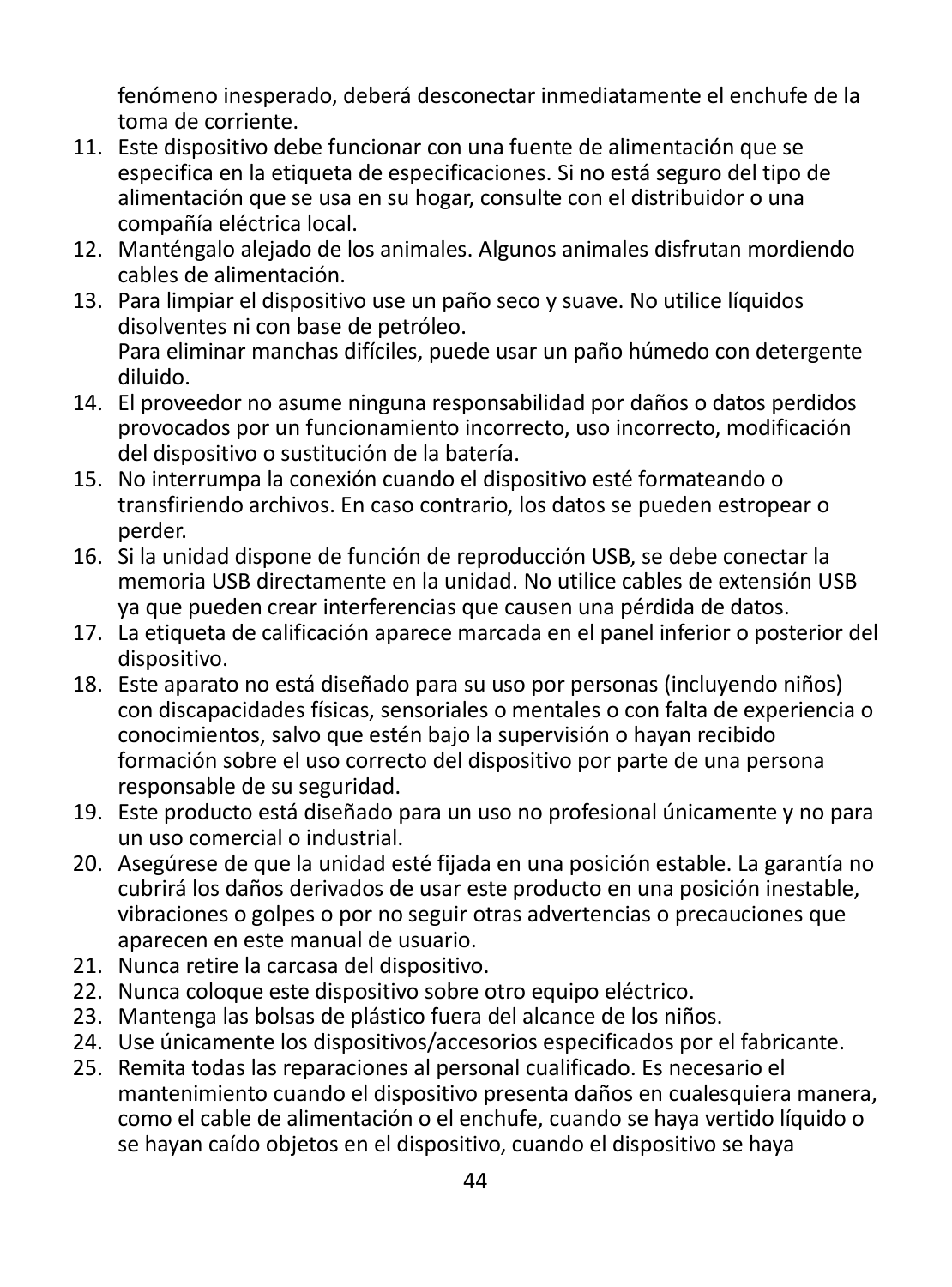fenómeno inesperado, deberá desconectar inmediatamente el enchufe de la toma de corriente.

11. Este dispositivo debe funcionar con una fuente de alimentación que se especifica en la etiqueta de especificaciones. Si no está seguro del tipo de alimentación que se usa en su hogar, consulte con el distribuidor o una compañía eléctrica local.
12. Manténgalo alejado de los animales. Algunos animales disfrutan mordiendo cables de alimentación.
13. Para limpiar el dispositivo use un paño seco y suave. No utilice líquidos disolventes ni con base de petróleo.
    Para eliminar manchas difíciles, puede usar un paño húmedo con detergente diluido.
14. El proveedor no asume ninguna responsabilidad por daños o datos perdidos provocados por un funcionamiento incorrecto, uso incorrecto, modificación del dispositivo o sustitución de la batería.
15. No interrumpa la conexión cuando el dispositivo esté formateando o transfiriendo archivos. En caso contrario, los datos se pueden estropear o perder.
16. Si la unidad dispone de función de reproducción USB, se debe conectar la memoria USB directamente en la unidad. No utilice cables de extensión USB ya que pueden crear interferencias que causen una pérdida de datos.
17. La etiqueta de calificación aparece marcada en el panel inferior o posterior del dispositivo.
18. Este aparato no está diseñado para su uso por personas (incluyendo niños) con discapacidades físicas, sensoriales o mentales o con falta de experiencia o conocimientos, salvo que estén bajo la supervisión o hayan recibido formación sobre el uso correcto del dispositivo por parte de una persona responsable de su seguridad.
19. Este producto está diseñado para un uso no profesional únicamente y no para un uso comercial o industrial.
20. Asegúrese de que la unidad esté fijada en una posición estable. La garantía no cubrirá los daños derivados de usar este producto en una posición inestable, vibraciones o golpes o por no seguir otras advertencias o precauciones que aparecen en este manual de usuario.
21. Nunca retire la carcasa del dispositivo.
22. Nunca coloque este dispositivo sobre otro equipo eléctrico.
23. Mantenga las bolsas de plástico fuera del alcance de los niños.
24. Use únicamente los dispositivos/accesorios especificados por el fabricante.
25. Remita todas las reparaciones al personal cualificado. Es necesario el mantenimiento cuando el dispositivo presenta daños en cualesquiera manera, como el cable de alimentación o el enchufe, cuando se haya vertido líquido o se hayan caído objetos en el dispositivo, cuando el dispositivo se haya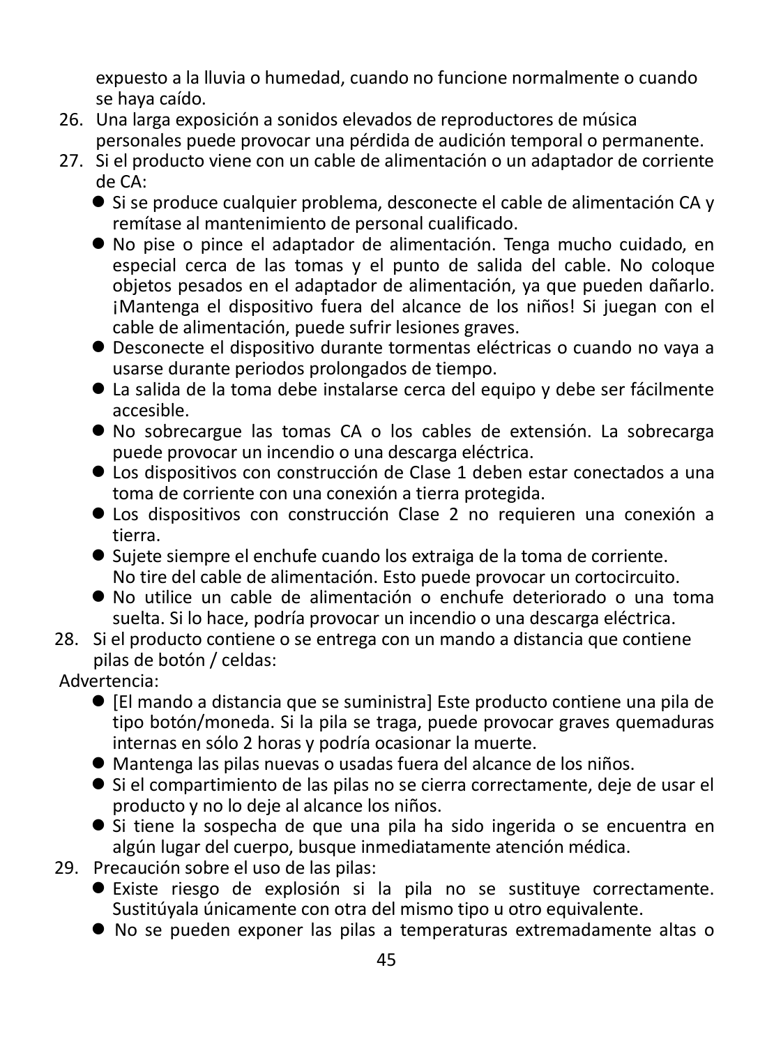expuesto a la lluvia o humedad, cuando no funcione normalmente o cuando se haya caído.

26. Una larga exposición a sonidos elevados de reproductores de música personales puede provocar una pérdida de audición temporal o permanente.
27. Si el producto viene con un cable de alimentación o un adaptador de corriente de CA:
    - Si se produce cualquier problema, desconecte el cable de alimentación CA y remítase al mantenimiento de personal cualificado.
    - No pise o pince el adaptador de alimentación. Tenga mucho cuidado, en especial cerca de las tomas y el punto de salida del cable. No coloque objetos pesados en el adaptador de alimentación, ya que pueden dañarlo. ¡Mantenga el dispositivo fuera del alcance de los niños! Si juegan con el cable de alimentación, puede sufrir lesiones graves.
    - Desconecte el dispositivo durante tormentas eléctricas o cuando no vaya a usarse durante periodos prolongados de tiempo.
    - La salida de la toma debe instalarse cerca del equipo y debe ser fácilmente accesible.
    - No sobrecargue las tomas CA o los cables de extensión. La sobrecarga puede provocar un incendio o una descarga eléctrica.
    - Los dispositivos con construcción de Clase 1 deben estar conectados a una toma de corriente con una conexión a tierra protegida.
    - Los dispositivos con construcción Clase 2 no requieren una conexión a tierra.
    - Sujete siempre el enchufe cuando los extraiga de la toma de corriente. No tire del cable de alimentación. Esto puede provocar un cortocircuito.
    - No utilice un cable de alimentación o enchufe deteriorado o una toma suelta. Si lo hace, podría provocar un incendio o una descarga eléctrica.
28. Si el producto contiene o se entrega con un mando a distancia que contiene pilas de botón / celdas:

Advertencia:

- [El mando a distancia que se suministra] Este producto contiene una pila de tipo botón/moneda. Si la pila se traga, puede provocar graves quemaduras internas en sólo 2 horas y podría ocasionar la muerte.
- Mantenga las pilas nuevas o usadas fuera del alcance de los niños.
- Si el compartimiento de las pilas no se cierra correctamente, deje de usar el producto y no lo deje al alcance los niños.
- Si tiene la sospecha de que una pila ha sido ingerida o se encuentra en algún lugar del cuerpo, busque inmediatamente atención médica.

29. Precaución sobre el uso de las pilas:
    - Existe riesgo de explosión si la pila no se sustituye correctamente. Sustitúyala únicamente con otra del mismo tipo u otro equivalente.
    - No se pueden exponer las pilas a temperaturas extremadamente altas o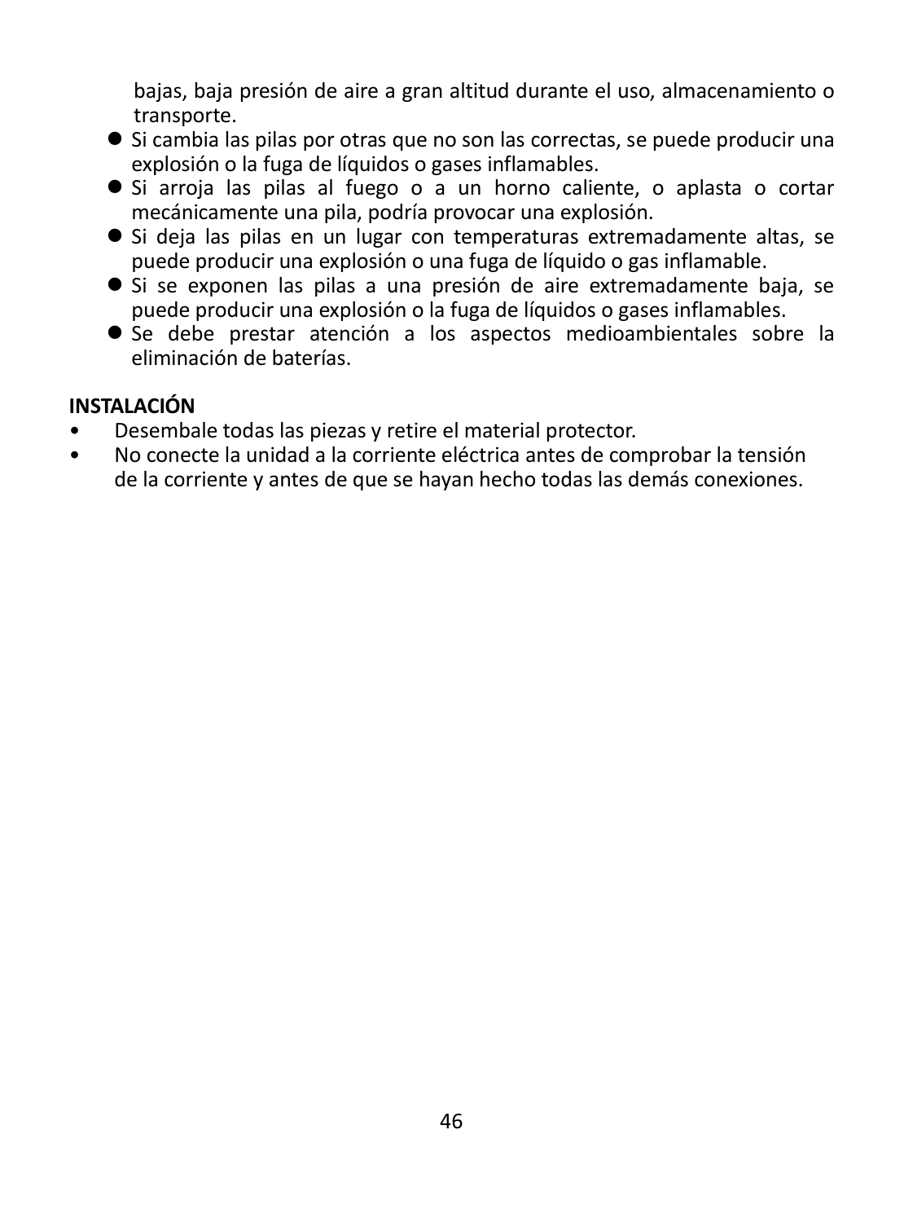bajas, baja presión de aire a gran altitud durante el uso, almacenamiento o transporte.

- Si cambia las pilas por otras que no son las correctas, se puede producir una explosión o la fuga de líquidos o gases inflamables.
- Si arroja las pilas al fuego o a un horno caliente, o aplasta o cortar mecánicamente una pila, podría provocar una explosión.
- Si deja las pilas en un lugar con temperaturas extremadamente altas, se puede producir una explosión o una fuga de líquido o gas inflamable.
- Si se exponen las pilas a una presión de aire extremadamente baja, se puede producir una explosión o la fuga de líquidos o gases inflamables.
- Se debe prestar atención a los aspectos medioambientales sobre la eliminación de baterías.

**INSTALACIÓN**

- Desembale todas las piezas y retire el material protector.
- No conecte la unidad a la corriente eléctrica antes de comprobar la tensión de la corriente y antes de que se hayan hecho todas las demás conexiones.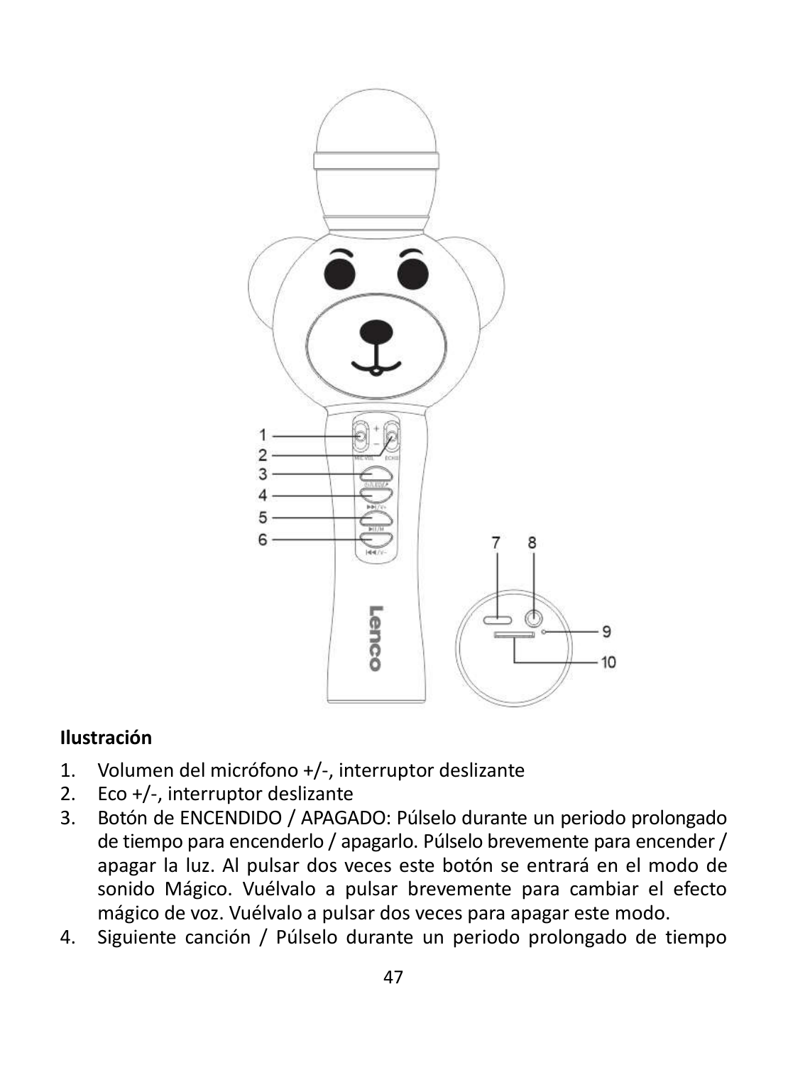**Ilustración**

1. Volumen del micrófono +/-, interruptor deslizante
2. Eco +/-, interruptor deslizante
3. Botón de ENCENDIDO / APAGADO: Púlselo durante un periodo prolongado de tiempo para encenderlo / apagarlo. Púlselo brevemente para encender / apagar la luz. Al pulsar dos veces este botón se entrará en el modo de sonido Mágico. Vuélvalo a pulsar brevemente para cambiar el efecto mágico de voz. Vuélvalo a pulsar dos veces para apagar este modo.
4. Siguiente canción / Púlselo durante un periodo prolongado de tiempo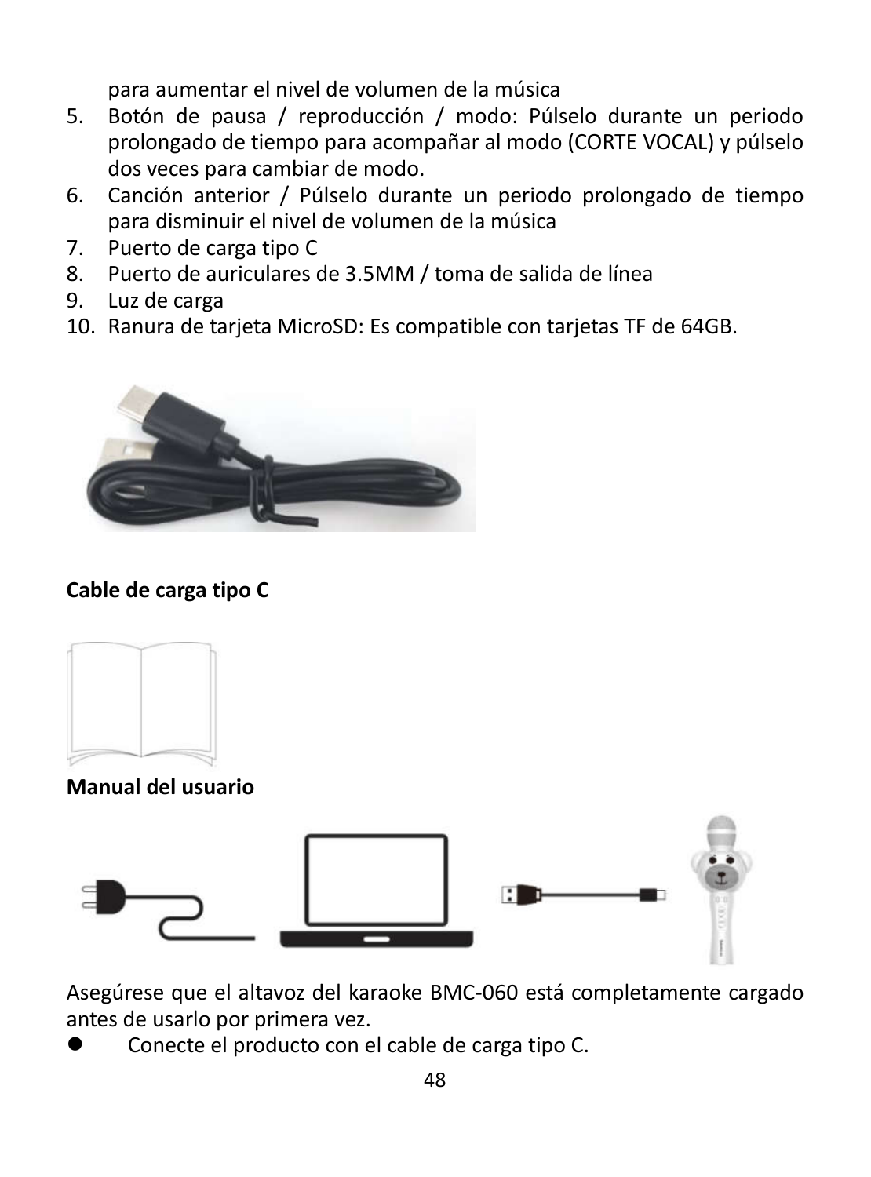para aumentar el nivel de volumen de la música

5. Botón de pausa / reproducción / modo: Púlselo durante un periodo prolongado de tiempo para acompañar al modo (CORTE VOCAL) y púlselo dos veces para cambiar de modo.
6. Canción anterior / Púlselo durante un periodo prolongado de tiempo para disminuir el nivel de volumen de la música
7. Puerto de carga tipo C
8. Puerto de auriculares de 3.5MM / toma de salida de línea
9. Luz de carga
10. Ranura de tarjeta MicroSD: Es compatible con tarjetas TF de 64GB.

**Cable de carga tipo C**

**Manual del usuario**

Asegúrese que el altavoz del karaoke BMC-060 está completamente cargado antes de usarlo por primera vez.

- Conecte el producto con el cable de carga tipo C.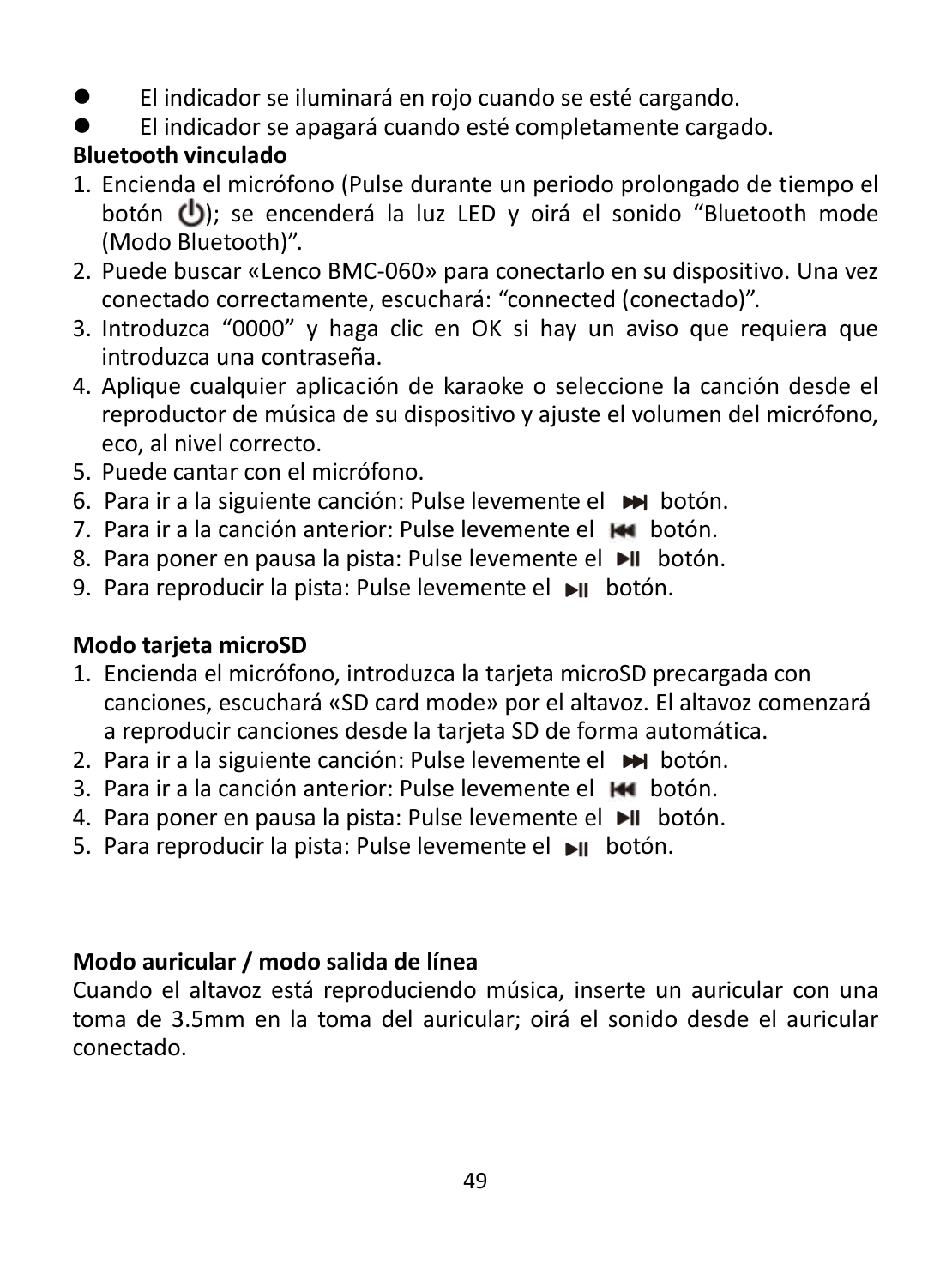- El indicador se iluminará en rojo cuando se esté cargando.
- El indicador se apagará cuando esté completamente cargado.

**Bluetooth vinculado**

1. Encienda el micrófono (Pulse durante un periodo prolongado de tiempo el botón ⏻); se encenderá la luz LED y oirá el sonido “Bluetooth mode (Modo Bluetooth)”.
2. Puede buscar «Lenco BMC-060» para conectarlo en su dispositivo. Una vez conectado correctamente, escuchará: “connected (conectado)”.
3. Introduzca “0000” y haga clic en OK si hay un aviso que requiera que introduzca una contraseña.
4. Aplique cualquier aplicación de karaoke o seleccione la canción desde el reproductor de música de su dispositivo y ajuste el volumen del micrófono, eco, al nivel correcto.
5. Puede cantar con el micrófono.
6. Para ir a la siguiente canción: Pulse levemente el ⏭ botón.
7. Para ir a la canción anterior: Pulse levemente el ⏮ botón.
8. Para poner en pausa la pista: Pulse levemente el ⏯ botón.
9. Para reproducir la pista: Pulse levemente el ⏯ botón.

**Modo tarjeta microSD**

1. Encienda el micrófono, introduzca la tarjeta microSD precargada con canciones, escuchará «SD card mode» por el altavoz. El altavoz comenzará a reproducir canciones desde la tarjeta SD de forma automática.
2. Para ir a la siguiente canción: Pulse levemente el ⏭ botón.
3. Para ir a la canción anterior: Pulse levemente el ⏮ botón.
4. Para poner en pausa la pista: Pulse levemente el ⏯ botón.
5. Para reproducir la pista: Pulse levemente el ⏯ botón.

**Modo auricular / modo salida de línea**

Cuando el altavoz está reproduciendo música, inserte un auricular con una toma de 3.5mm en la toma del auricular; oirá el sonido desde el auricular conectado.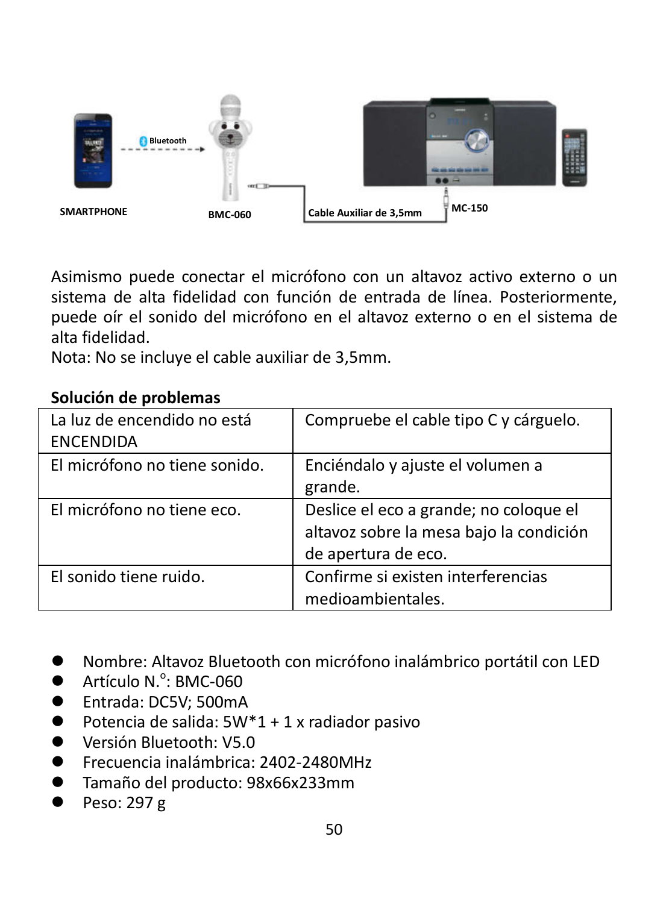SMARTPHONE — Bluetooth — BMC-060 — Cable Auxiliar de 3,5mm — MC-150

Asimismo puede conectar el micrófono con un altavoz activo externo o un sistema de alta fidelidad con función de entrada de línea. Posteriormente, puede oír el sonido del micrófono en el altavoz externo o en el sistema de alta fidelidad.
Nota: No se incluye el cable auxiliar de 3,5mm.

**Solución de problemas**

| | |
|---|---|
| La luz de encendido no está ENCENDIDA | Compruebe el cable tipo C y cárguelo. |
| El micrófono no tiene sonido. | Enciéndalo y ajuste el volumen a grande. |
| El micrófono no tiene eco. | Deslice el eco a grande; no coloque el altavoz sobre la mesa bajo la condición de apertura de eco. |
| El sonido tiene ruido. | Confirme si existen interferencias medioambientales. |

- Nombre: Altavoz Bluetooth con micrófono inalámbrico portátil con LED
- Artículo N.º: BMC-060
- Entrada: DC5V; 500mA
- Potencia de salida: 5W*1 + 1 x radiador pasivo
- Versión Bluetooth: V5.0
- Frecuencia inalámbrica: 2402-2480MHz
- Tamaño del producto: 98x66x233mm
- Peso: 297 g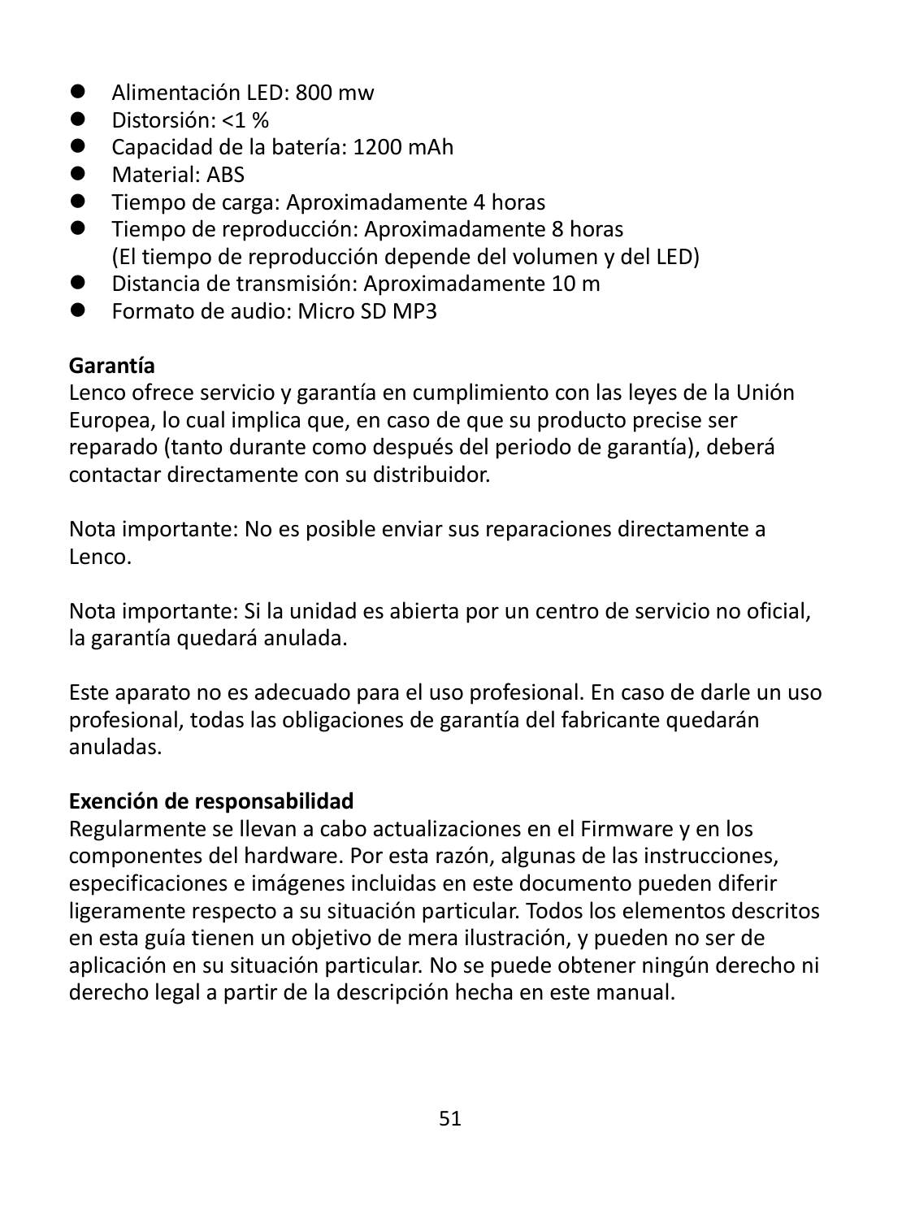- Alimentación LED: 800 mw
- Distorsión: <1 %
- Capacidad de la batería: 1200 mAh
- Material: ABS
- Tiempo de carga: Aproximadamente 4 horas
- Tiempo de reproducción: Aproximadamente 8 horas
  (El tiempo de reproducción depende del volumen y del LED)
- Distancia de transmisión: Aproximadamente 10 m
- Formato de audio: Micro SD MP3

**Garantía**

Lenco ofrece servicio y garantía en cumplimiento con las leyes de la Unión Europea, lo cual implica que, en caso de que su producto precise ser reparado (tanto durante como después del periodo de garantía), deberá contactar directamente con su distribuidor.

Nota importante: No es posible enviar sus reparaciones directamente a Lenco.

Nota importante: Si la unidad es abierta por un centro de servicio no oficial, la garantía quedará anulada.

Este aparato no es adecuado para el uso profesional. En caso de darle un uso profesional, todas las obligaciones de garantía del fabricante quedarán anuladas.

**Exención de responsabilidad**

Regularmente se llevan a cabo actualizaciones en el Firmware y en los componentes del hardware. Por esta razón, algunas de las instrucciones, especificaciones e imágenes incluidas en este documento pueden diferir ligeramente respecto a su situación particular. Todos los elementos descritos en esta guía tienen un objetivo de mera ilustración, y pueden no ser de aplicación en su situación particular. No se puede obtener ningún derecho ni derecho legal a partir de la descripción hecha en este manual.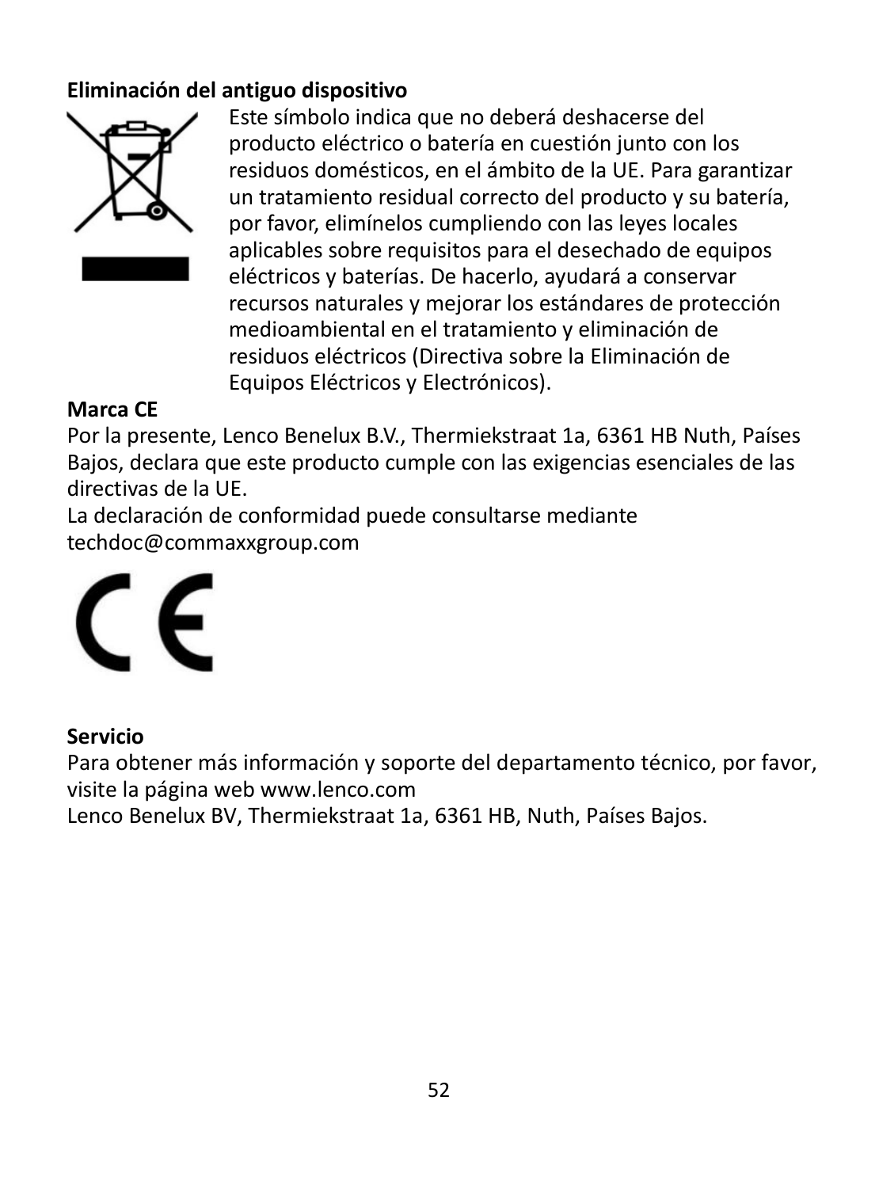**Eliminación del antiguo dispositivo**

Este símbolo indica que no deberá deshacerse del producto eléctrico o batería en cuestión junto con los residuos domésticos, en el ámbito de la UE. Para garantizar un tratamiento residual correcto del producto y su batería, por favor, elimínelos cumpliendo con las leyes locales aplicables sobre requisitos para el desechado de equipos eléctricos y baterías. De hacerlo, ayudará a conservar recursos naturales y mejorar los estándares de protección medioambiental en el tratamiento y eliminación de residuos eléctricos (Directiva sobre la Eliminación de Equipos Eléctricos y Electrónicos).

**Marca CE**

Por la presente, Lenco Benelux B.V., Thermiekstraat 1a, 6361 HB Nuth, Países Bajos, declara que este producto cumple con las exigencias esenciales de las directivas de la UE.
La declaración de conformidad puede consultarse mediante techdoc@commaxxgroup.com

**Servicio**

Para obtener más información y soporte del departamento técnico, por favor, visite la página web www.lenco.com
Lenco Benelux BV, Thermiekstraat 1a, 6361 HB, Nuth, Países Bajos.